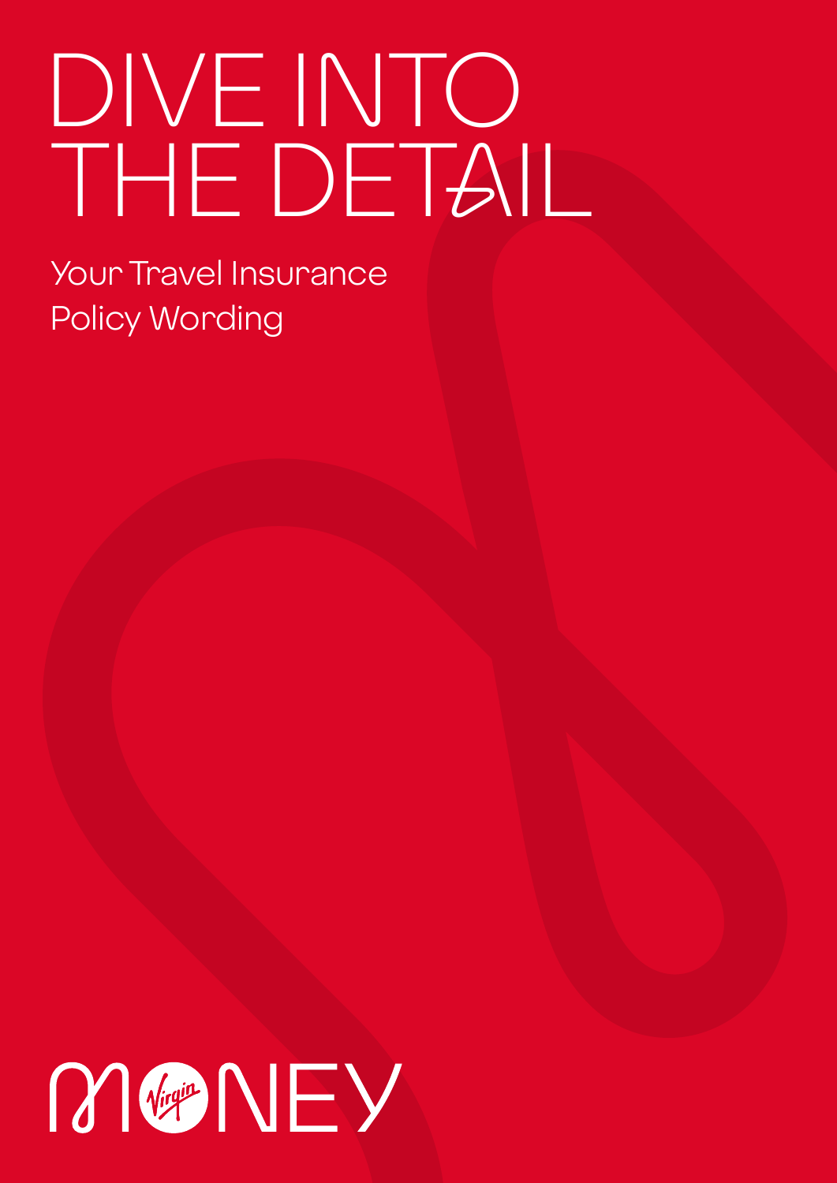# DIVE INTO THE DETAIL

Your Travel Insurance Policy Wording

MONEY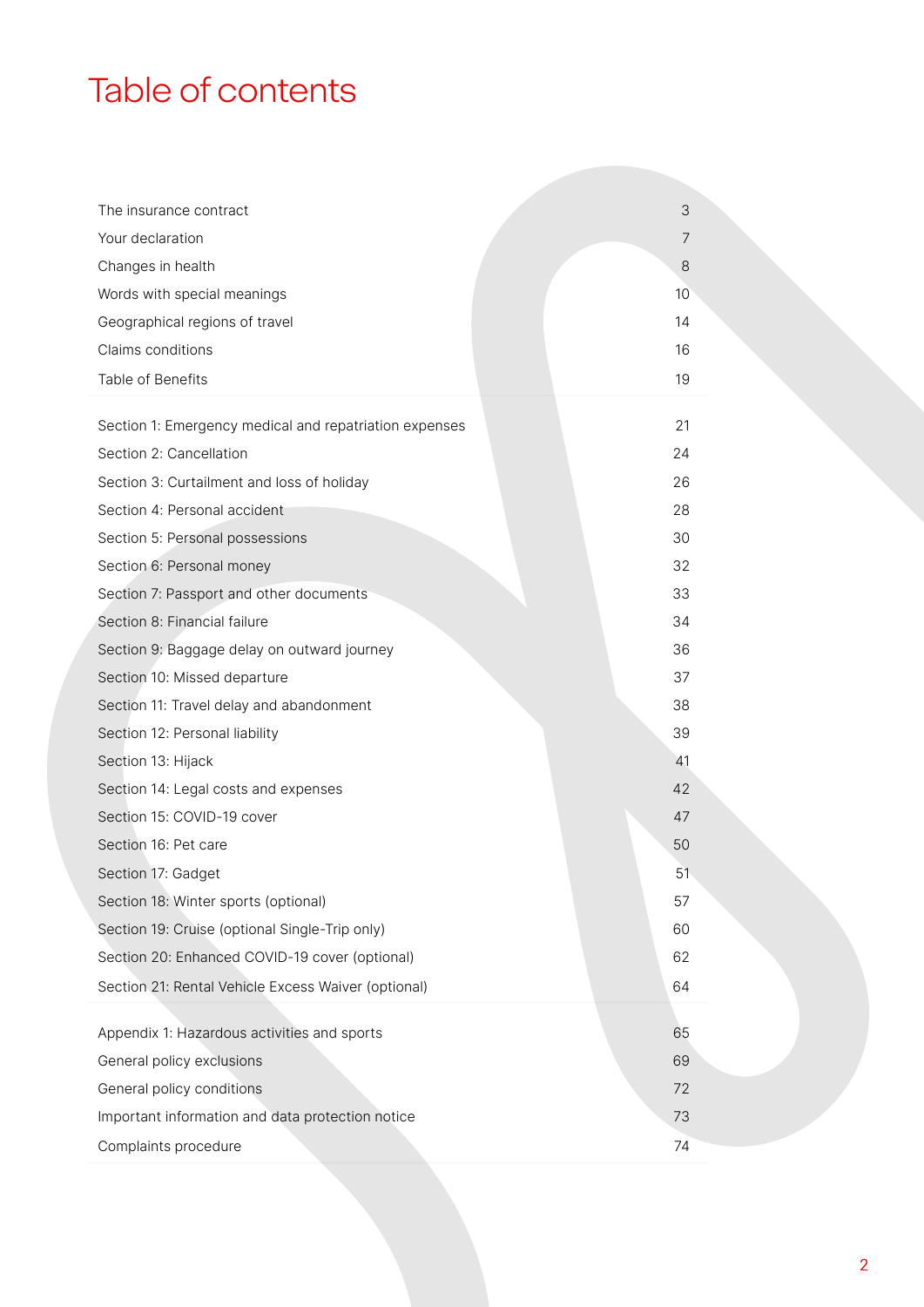# Table of contents

| | |
|---|---|
| The insurance contract | 3 |
| Your declaration | 7 |
| Changes in health | 8 |
| Words with special meanings | 10 |
| Geographical regions of travel | 14 |
| Claims conditions | 16 |
| Table of Benefits | 19 |
| Section 1: Emergency medical and repatriation expenses | 21 |
| Section 2: Cancellation | 24 |
| Section 3: Curtailment and loss of holiday | 26 |
| Section 4: Personal accident | 28 |
| Section 5: Personal possessions | 30 |
| Section 6: Personal money | 32 |
| Section 7: Passport and other documents | 33 |
| Section 8: Financial failure | 34 |
| Section 9: Baggage delay on outward journey | 36 |
| Section 10: Missed departure | 37 |
| Section 11: Travel delay and abandonment | 38 |
| Section 12: Personal liability | 39 |
| Section 13: Hijack | 41 |
| Section 14: Legal costs and expenses | 42 |
| Section 15: COVID-19 cover | 47 |
| Section 16: Pet care | 50 |
| Section 17: Gadget | 51 |
| Section 18: Winter sports (optional) | 57 |
| Section 19: Cruise (optional Single-Trip only) | 60 |
| Section 20: Enhanced COVID-19 cover (optional) | 62 |
| Section 21: Rental Vehicle Excess Waiver (optional) | 64 |
| Appendix 1: Hazardous activities and sports | 65 |
| General policy exclusions | 69 |
| General policy conditions | 72 |
| Important information and data protection notice | 73 |
| Complaints procedure | 74 |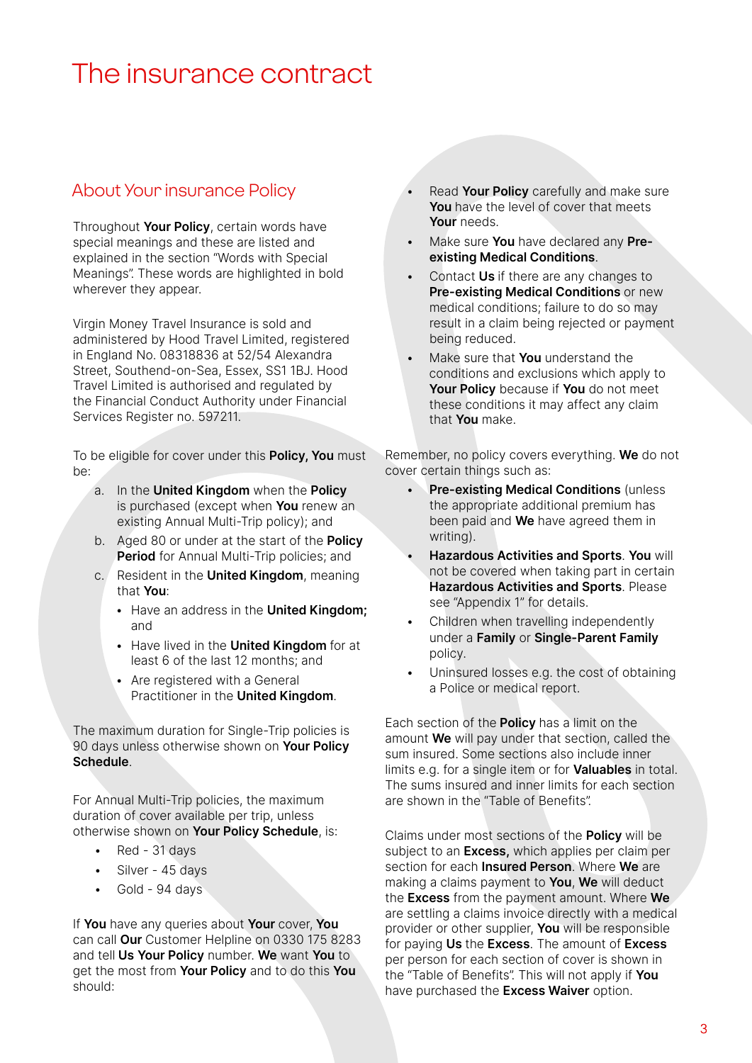# The insurance contract

## About Your insurance Policy

Throughout **Your Policy**, certain words have special meanings and these are listed and explained in the section "Words with Special Meanings". These words are highlighted in bold wherever they appear.

Virgin Money Travel Insurance is sold and administered by Hood Travel Limited, registered in England No. 08318836 at 52/54 Alexandra Street, Southend-on-Sea, Essex, SS1 1BJ. Hood Travel Limited is authorised and regulated by the Financial Conduct Authority under Financial Services Register no. 597211.

To be eligible for cover under this **Policy, You** must be:

a. In the **United Kingdom** when the **Policy** is purchased (except when **You** renew an existing Annual Multi-Trip policy); and
b. Aged 80 or under at the start of the **Policy Period** for Annual Multi-Trip policies; and
c. Resident in the **United Kingdom**, meaning that **You**:
   - Have an address in the **United Kingdom;** and
   - Have lived in the **United Kingdom** for at least 6 of the last 12 months; and
   - Are registered with a General Practitioner in the **United Kingdom**.

The maximum duration for Single-Trip policies is 90 days unless otherwise shown on **Your Policy Schedule**.

For Annual Multi-Trip policies, the maximum duration of cover available per trip, unless otherwise shown on **Your Policy Schedule**, is:

- Red - 31 days
- Silver - 45 days
- Gold - 94 days

If **You** have any queries about **Your** cover, **You** can call **Our** Customer Helpline on 0330 175 8283 and tell **Us Your Policy** number. **We** want **You** to get the most from **Your Policy** and to do this **You** should:

- Read **Your Policy** carefully and make sure **You** have the level of cover that meets **Your** needs.
- Make sure **You** have declared any **Pre-existing Medical Conditions**.
- Contact **Us** if there are any changes to **Pre-existing Medical Conditions** or new medical conditions; failure to do so may result in a claim being rejected or payment being reduced.
- Make sure that **You** understand the conditions and exclusions which apply to **Your Policy** because if **You** do not meet these conditions it may affect any claim that **You** make.

Remember, no policy covers everything. **We** do not cover certain things such as:

- **Pre-existing Medical Conditions** (unless the appropriate additional premium has been paid and **We** have agreed them in writing).
- **Hazardous Activities and Sports**. **You** will not be covered when taking part in certain **Hazardous Activities and Sports**. Please see "Appendix 1" for details.
- Children when travelling independently under a **Family** or **Single-Parent Family** policy.
- Uninsured losses e.g. the cost of obtaining a Police or medical report.

Each section of the **Policy** has a limit on the amount **We** will pay under that section, called the sum insured. Some sections also include inner limits e.g. for a single item or for **Valuables** in total. The sums insured and inner limits for each section are shown in the "Table of Benefits".

Claims under most sections of the **Policy** will be subject to an **Excess,** which applies per claim per section for each **Insured Person**. Where **We** are making a claims payment to **You**, **We** will deduct the **Excess** from the payment amount. Where **We** are settling a claims invoice directly with a medical provider or other supplier, **You** will be responsible for paying **Us** the **Excess**. The amount of **Excess** per person for each section of cover is shown in the "Table of Benefits". This will not apply if **You** have purchased the **Excess Waiver** option.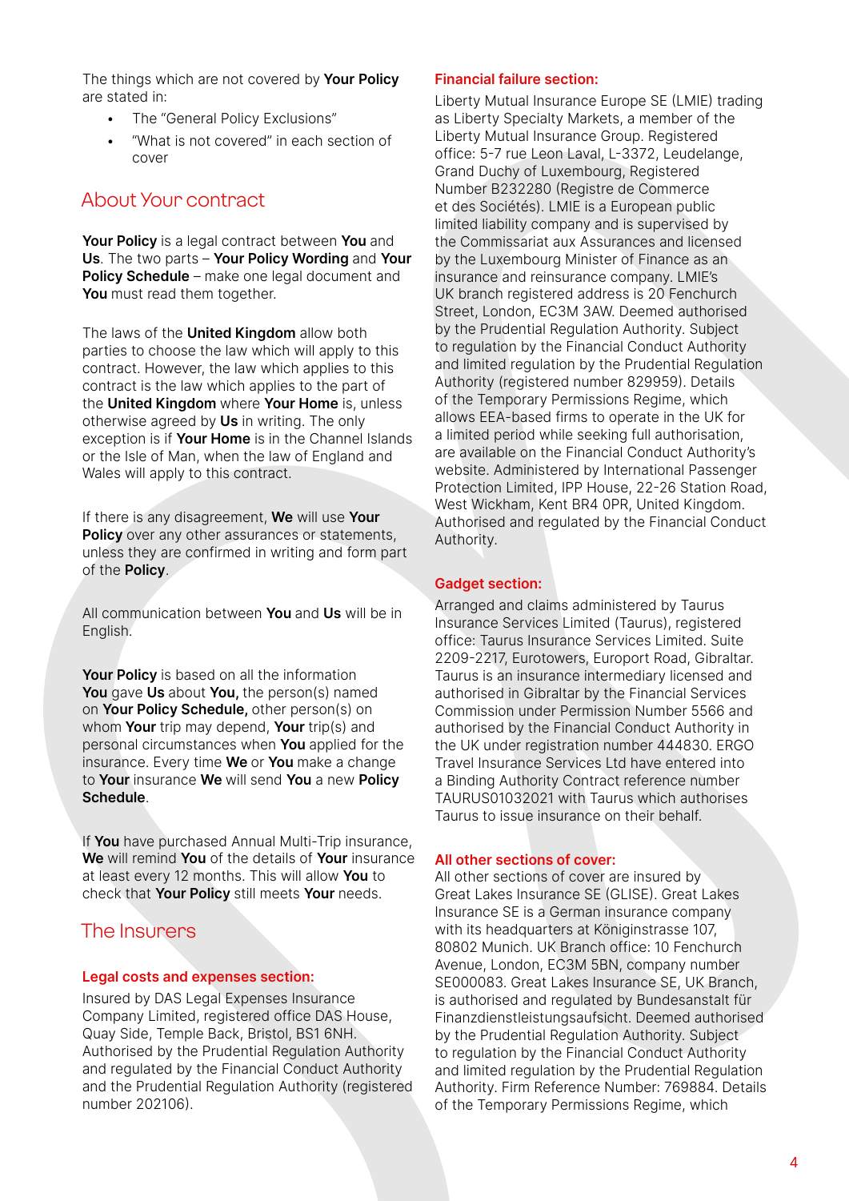The things which are not covered by **Your Policy** are stated in:

- The "General Policy Exclusions"
- "What is not covered" in each section of cover

## About Your contract

**Your Policy** is a legal contract between **You** and **Us**. The two parts – **Your Policy Wording** and **Your Policy Schedule** – make one legal document and **You** must read them together.

The laws of the **United Kingdom** allow both parties to choose the law which will apply to this contract. However, the law which applies to this contract is the law which applies to the part of the **United Kingdom** where **Your Home** is, unless otherwise agreed by **Us** in writing. The only exception is if **Your Home** is in the Channel Islands or the Isle of Man, when the law of England and Wales will apply to this contract.

If there is any disagreement, **We** will use **Your Policy** over any other assurances or statements, unless they are confirmed in writing and form part of the **Policy**.

All communication between **You** and **Us** will be in English.

**Your Policy** is based on all the information **You** gave **Us** about **You,** the person(s) named on **Your Policy Schedule,** other person(s) on whom **Your** trip may depend, **Your** trip(s) and personal circumstances when **You** applied for the insurance. Every time **We** or **You** make a change to **Your** insurance **We** will send **You** a new **Policy Schedule**.

If **You** have purchased Annual Multi-Trip insurance, **We** will remind **You** of the details of **Your** insurance at least every 12 months. This will allow **You** to check that **Your Policy** still meets **Your** needs.

## The Insurers

### Legal costs and expenses section:

Insured by DAS Legal Expenses Insurance Company Limited, registered office DAS House, Quay Side, Temple Back, Bristol, BS1 6NH. Authorised by the Prudential Regulation Authority and regulated by the Financial Conduct Authority and the Prudential Regulation Authority (registered number 202106).

### Financial failure section:

Liberty Mutual Insurance Europe SE (LMIE) trading as Liberty Specialty Markets, a member of the Liberty Mutual Insurance Group. Registered office: 5-7 rue Leon Laval, L-3372, Leudelange, Grand Duchy of Luxembourg, Registered Number B232280 (Registre de Commerce et des Sociétés). LMIE is a European public limited liability company and is supervised by the Commissariat aux Assurances and licensed by the Luxembourg Minister of Finance as an insurance and reinsurance company. LMIE's UK branch registered address is 20 Fenchurch Street, London, EC3M 3AW. Deemed authorised by the Prudential Regulation Authority. Subject to regulation by the Financial Conduct Authority and limited regulation by the Prudential Regulation Authority (registered number 829959). Details of the Temporary Permissions Regime, which allows EEA-based firms to operate in the UK for a limited period while seeking full authorisation, are available on the Financial Conduct Authority's website. Administered by International Passenger Protection Limited, IPP House, 22-26 Station Road, West Wickham, Kent BR4 0PR, United Kingdom. Authorised and regulated by the Financial Conduct Authority.

### Gadget section:

Arranged and claims administered by Taurus Insurance Services Limited (Taurus), registered office: Taurus Insurance Services Limited. Suite 2209-2217, Eurotowers, Europort Road, Gibraltar. Taurus is an insurance intermediary licensed and authorised in Gibraltar by the Financial Services Commission under Permission Number 5566 and authorised by the Financial Conduct Authority in the UK under registration number 444830. ERGO Travel Insurance Services Ltd have entered into a Binding Authority Contract reference number TAURUS01032021 with Taurus which authorises Taurus to issue insurance on their behalf.

### All other sections of cover:

All other sections of cover are insured by Great Lakes Insurance SE (GLISE). Great Lakes Insurance SE is a German insurance company with its headquarters at Königinstrasse 107, 80802 Munich. UK Branch office: 10 Fenchurch Avenue, London, EC3M 5BN, company number SE000083. Great Lakes Insurance SE, UK Branch, is authorised and regulated by Bundesanstalt für Finanzdienstleistungsaufsicht. Deemed authorised by the Prudential Regulation Authority. Subject to regulation by the Financial Conduct Authority and limited regulation by the Prudential Regulation Authority. Firm Reference Number: 769884. Details of the Temporary Permissions Regime, which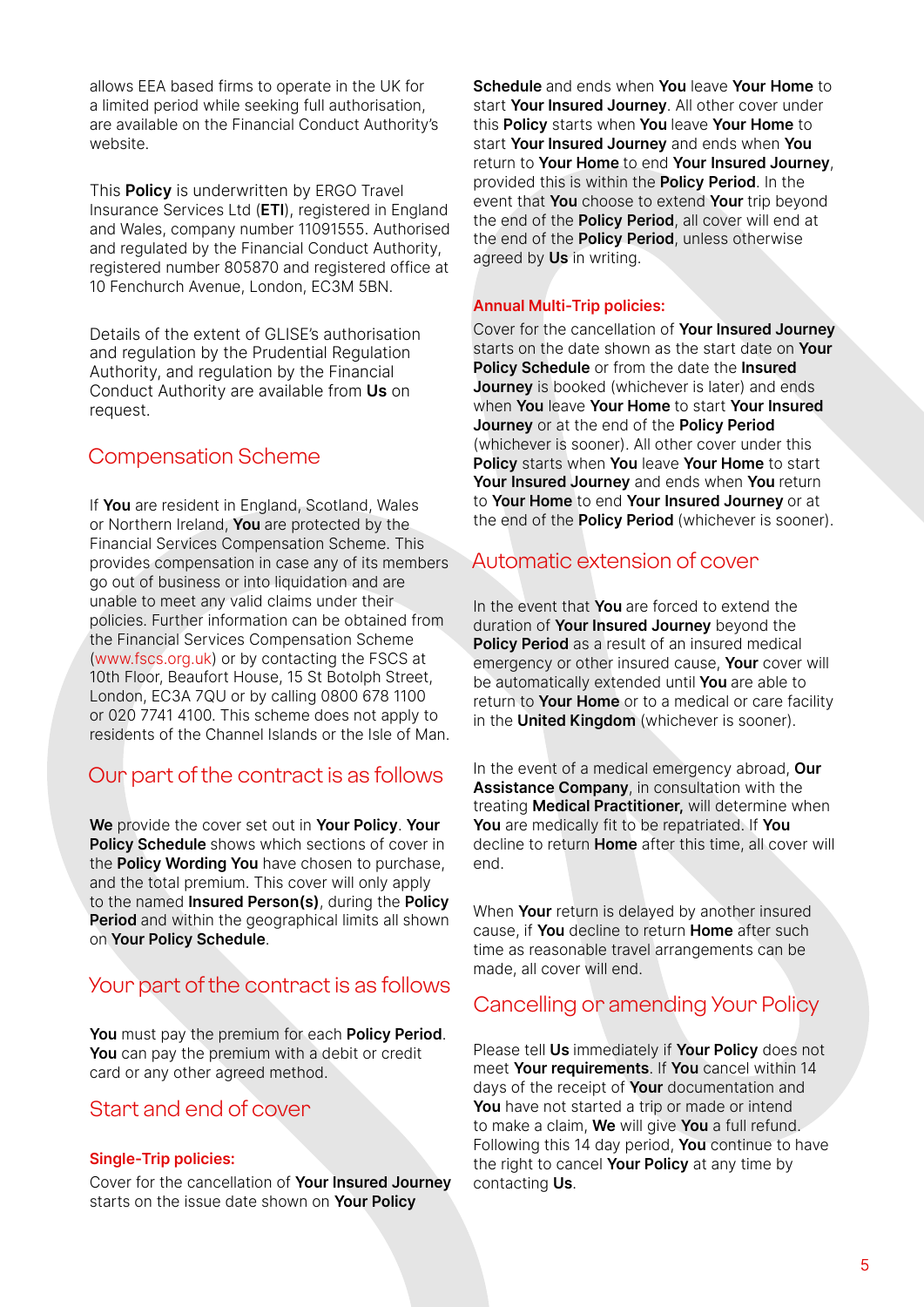allows EEA based firms to operate in the UK for a limited period while seeking full authorisation, are available on the Financial Conduct Authority's website.

This **Policy** is underwritten by ERGO Travel Insurance Services Ltd (**ETI**), registered in England and Wales, company number 11091555. Authorised and regulated by the Financial Conduct Authority, registered number 805870 and registered office at 10 Fenchurch Avenue, London, EC3M 5BN.

Details of the extent of GLISE's authorisation and regulation by the Prudential Regulation Authority, and regulation by the Financial Conduct Authority are available from **Us** on request.

## Compensation Scheme

If **You** are resident in England, Scotland, Wales or Northern Ireland, **You** are protected by the Financial Services Compensation Scheme. This provides compensation in case any of its members go out of business or into liquidation and are unable to meet any valid claims under their policies. Further information can be obtained from the Financial Services Compensation Scheme (www.fscs.org.uk) or by contacting the FSCS at 10th Floor, Beaufort House, 15 St Botolph Street, London, EC3A 7QU or by calling 0800 678 1100 or 020 7741 4100. This scheme does not apply to residents of the Channel Islands or the Isle of Man.

## Our part of the contract is as follows

**We** provide the cover set out in **Your Policy**. **Your Policy Schedule** shows which sections of cover in the **Policy Wording You** have chosen to purchase, and the total premium. This cover will only apply to the named **Insured Person(s)**, during the **Policy Period** and within the geographical limits all shown on **Your Policy Schedule**.

## Your part of the contract is as follows

**You** must pay the premium for each **Policy Period**. **You** can pay the premium with a debit or credit card or any other agreed method.

## Start and end of cover

### Single-Trip policies:

Cover for the cancellation of **Your Insured Journey** starts on the issue date shown on **Your Policy Schedule** and ends when **You** leave **Your Home** to start **Your Insured Journey**. All other cover under this **Policy** starts when **You** leave **Your Home** to start **Your Insured Journey** and ends when **You** return to **Your Home** to end **Your Insured Journey**, provided this is within the **Policy Period**. In the event that **You** choose to extend **Your** trip beyond the end of the **Policy Period**, all cover will end at the end of the **Policy Period**, unless otherwise agreed by **Us** in writing.

### Annual Multi-Trip policies:

Cover for the cancellation of **Your Insured Journey** starts on the date shown as the start date on **Your Policy Schedule** or from the date the **Insured Journey** is booked (whichever is later) and ends when **You** leave **Your Home** to start **Your Insured Journey** or at the end of the **Policy Period** (whichever is sooner). All other cover under this **Policy** starts when **You** leave **Your Home** to start **Your Insured Journey** and ends when **You** return to **Your Home** to end **Your Insured Journey** or at the end of the **Policy Period** (whichever is sooner).

## Automatic extension of cover

In the event that **You** are forced to extend the duration of **Your Insured Journey** beyond the **Policy Period** as a result of an insured medical emergency or other insured cause, **Your** cover will be automatically extended until **You** are able to return to **Your Home** or to a medical or care facility in the **United Kingdom** (whichever is sooner).

In the event of a medical emergency abroad, **Our Assistance Company**, in consultation with the treating **Medical Practitioner,** will determine when **You** are medically fit to be repatriated. If **You** decline to return **Home** after this time, all cover will end.

When **Your** return is delayed by another insured cause, if **You** decline to return **Home** after such time as reasonable travel arrangements can be made, all cover will end.

## Cancelling or amending Your Policy

Please tell **Us** immediately if **Your Policy** does not meet **Your requirements**. If **You** cancel within 14 days of the receipt of **Your** documentation and **You** have not started a trip or made or intend to make a claim, **We** will give **You** a full refund. Following this 14 day period, **You** continue to have the right to cancel **Your Policy** at any time by contacting **Us**.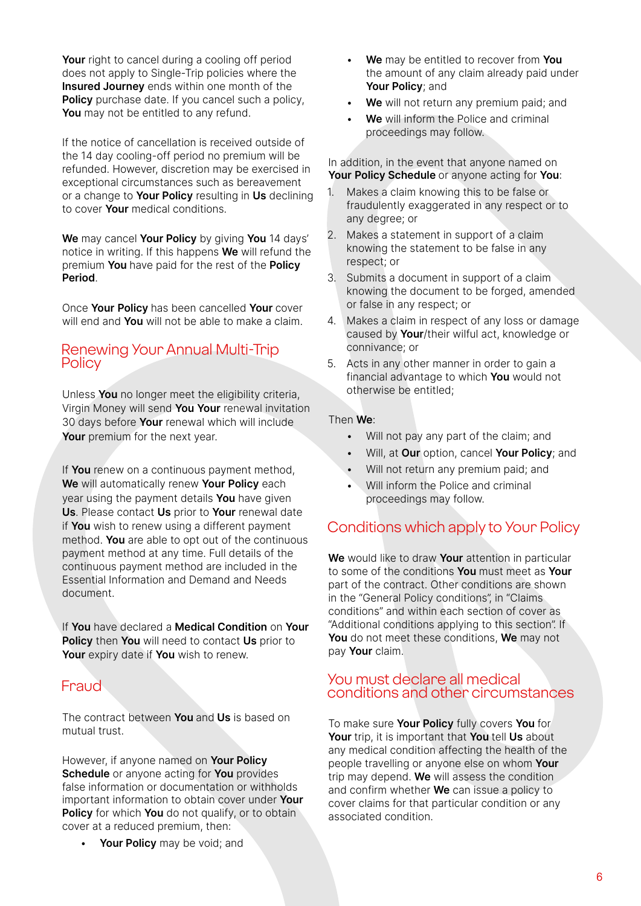**Your** right to cancel during a cooling off period does not apply to Single-Trip policies where the **Insured Journey** ends within one month of the **Policy** purchase date. If you cancel such a policy, **You** may not be entitled to any refund.

If the notice of cancellation is received outside of the 14 day cooling-off period no premium will be refunded. However, discretion may be exercised in exceptional circumstances such as bereavement or a change to **Your Policy** resulting in **Us** declining to cover **Your** medical conditions.

**We** may cancel **Your Policy** by giving **You** 14 days' notice in writing. If this happens **We** will refund the premium **You** have paid for the rest of the **Policy Period**.

Once **Your Policy** has been cancelled **Your** cover will end and **You** will not be able to make a claim.

## Renewing Your Annual Multi-Trip Policy

Unless **You** no longer meet the eligibility criteria, Virgin Money will send **You Your** renewal invitation 30 days before **Your** renewal which will include **Your** premium for the next year.

If **You** renew on a continuous payment method, **We** will automatically renew **Your Policy** each year using the payment details **You** have given **Us**. Please contact **Us** prior to **Your** renewal date if **You** wish to renew using a different payment method. **You** are able to opt out of the continuous payment method at any time. Full details of the continuous payment method are included in the Essential Information and Demand and Needs document.

If **You** have declared a **Medical Condition** on **Your Policy** then **You** will need to contact **Us** prior to **Your** expiry date if **You** wish to renew.

## Fraud

The contract between **You** and **Us** is based on mutual trust.

However, if anyone named on **Your Policy Schedule** or anyone acting for **You** provides false information or documentation or withholds important information to obtain cover under **Your Policy** for which **You** do not qualify, or to obtain cover at a reduced premium, then:

- **Your Policy** may be void; and
- **We** may be entitled to recover from **You** the amount of any claim already paid under **Your Policy**; and
- **We** will not return any premium paid; and
- **We** will inform the Police and criminal proceedings may follow.

In addition, in the event that anyone named on **Your Policy Schedule** or anyone acting for **You**:

1. Makes a claim knowing this to be false or fraudulently exaggerated in any respect or to any degree; or
2. Makes a statement in support of a claim knowing the statement to be false in any respect; or
3. Submits a document in support of a claim knowing the document to be forged, amended or false in any respect; or
4. Makes a claim in respect of any loss or damage caused by **Your**/their wilful act, knowledge or connivance; or
5. Acts in any other manner in order to gain a financial advantage to which **You** would not otherwise be entitled;

Then **We**:

- Will not pay any part of the claim; and
- Will, at **Our** option, cancel **Your Policy**; and
- Will not return any premium paid; and
- Will inform the Police and criminal proceedings may follow.

## Conditions which apply to Your Policy

**We** would like to draw **Your** attention in particular to some of the conditions **You** must meet as **Your** part of the contract. Other conditions are shown in the "General Policy conditions", in "Claims conditions" and within each section of cover as "Additional conditions applying to this section". If **You** do not meet these conditions, **We** may not pay **Your** claim.

## You must declare all medical conditions and other circumstances

To make sure **Your Policy** fully covers **You** for **Your** trip, it is important that **You** tell **Us** about any medical condition affecting the health of the people travelling or anyone else on whom **Your** trip may depend. **We** will assess the condition and confirm whether **We** can issue a policy to cover claims for that particular condition or any associated condition.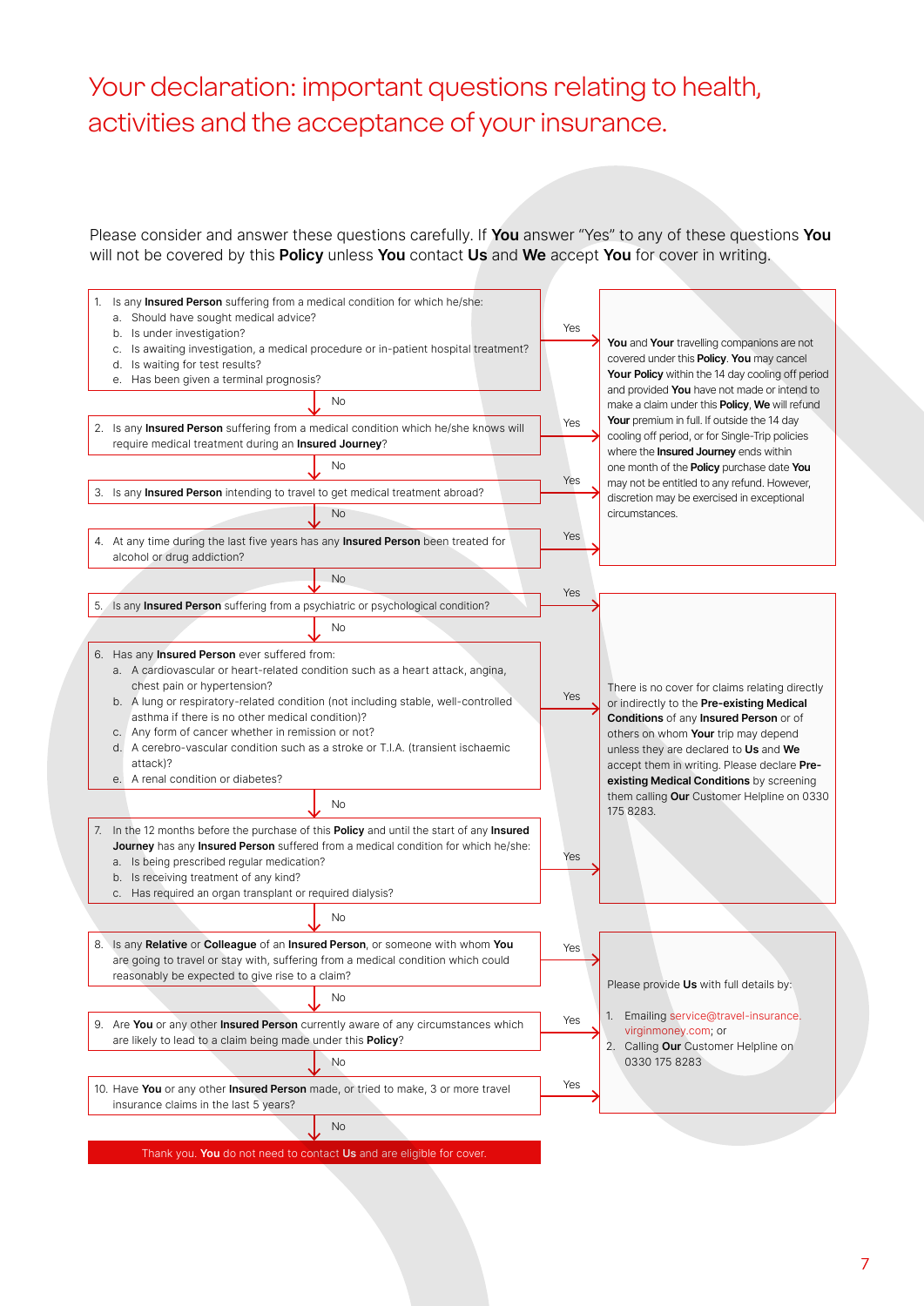# Your declaration: important questions relating to health, activities and the acceptance of your insurance.

Please consider and answer these questions carefully. If **You** answer "Yes" to any of these questions **You** will not be covered by this **Policy** unless **You** contact **Us** and **We** accept **You** for cover in writing.

1. Is any **Insured Person** suffering from a medical condition for which he/she:
   a. Should have sought medical advice?
   b. Is under investigation?
   c. Is awaiting investigation, a medical procedure or in-patient hospital treatment?
   d. Is waiting for test results?
   e. Has been given a terminal prognosis?

2. Is any **Insured Person** suffering from a medical condition which he/she knows will require medical treatment during an **Insured Journey**?

3. Is any **Insured Person** intending to travel to get medical treatment abroad?

4. At any time during the last five years has any **Insured Person** been treated for alcohol or drug addiction?

If "Yes" to any of questions 1–4:

**You** and **Your** travelling companions are not covered under this **Policy**. **You** may cancel **Your Policy** within the 14 day cooling off period and provided **You** have not made or intend to make a claim under this **Policy**, **We** will refund **Your** premium in full. If outside the 14 day cooling off period, or for Single-Trip policies where the **Insured Journey** ends within one month of the **Policy** purchase date **You** may not be entitled to any refund. However, discretion may be exercised in exceptional circumstances.

5. Is any **Insured Person** suffering from a psychiatric or psychological condition?

6. Has any **Insured Person** ever suffered from:
   a. A cardiovascular or heart-related condition such as a heart attack, angina, chest pain or hypertension?
   b. A lung or respiratory-related condition (not including stable, well-controlled asthma if there is no other medical condition)?
   c. Any form of cancer whether in remission or not?
   d. A cerebro-vascular condition such as a stroke or T.I.A. (transient ischaemic attack)?
   e. A renal condition or diabetes?

7. In the 12 months before the purchase of this **Policy** and until the start of any **Insured Journey** has any **Insured Person** suffered from a medical condition for which he/she:
   a. Is being prescribed regular medication?
   b. Is receiving treatment of any kind?
   c. Has required an organ transplant or required dialysis?

If "Yes" to any of questions 5–7:

There is no cover for claims relating directly or indirectly to the **Pre-existing Medical Conditions** of any **Insured Person** or of others on whom **Your** trip may depend unless they are declared to **Us** and **We** accept them in writing. Please declare **Pre-existing Medical Conditions** by screening them calling **Our** Customer Helpline on 0330 175 8283.

8. Is any **Relative** or **Colleague** of an **Insured Person**, or someone with whom **You** are going to travel or stay with, suffering from a medical condition which could reasonably be expected to give rise to a claim?

9. Are **You** or any other **Insured Person** currently aware of any circumstances which are likely to lead to a claim being made under this **Policy**?

10. Have **You** or any other **Insured Person** made, or tried to make, 3 or more travel insurance claims in the last 5 years?

If "Yes" to any of questions 8–10:

Please provide **Us** with full details by:

1. Emailing service@travel-insurance.virginmoney.com; or
2. Calling **Our** Customer Helpline on 0330 175 8283

If "No" to all questions:

Thank you. **You** do not need to contact **Us** and are eligible for cover.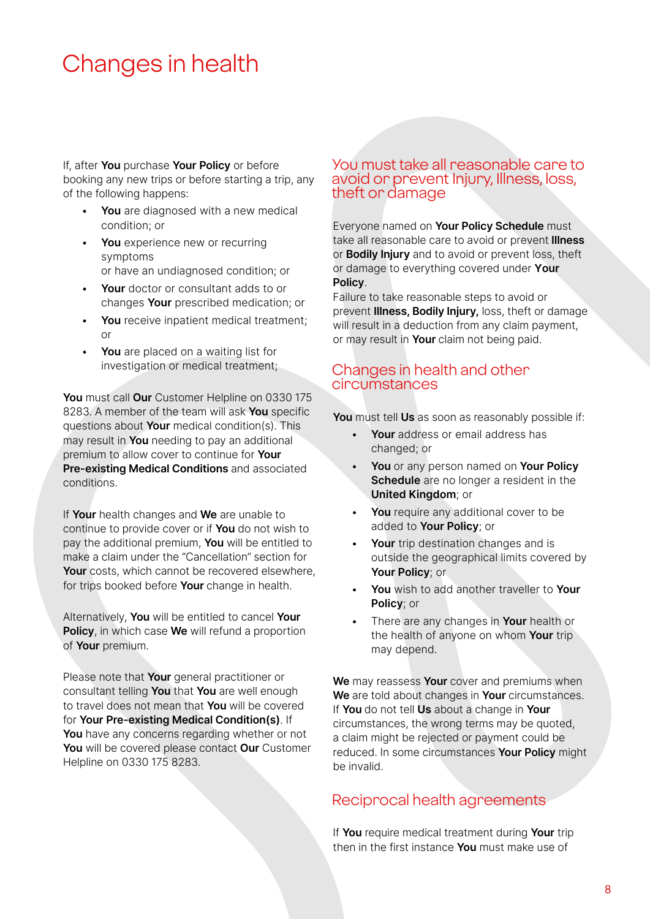# Changes in health

If, after **You** purchase **Your Policy** or before booking any new trips or before starting a trip, any of the following happens:

- **You** are diagnosed with a new medical condition; or
- **You** experience new or recurring symptoms or have an undiagnosed condition; or
- **Your** doctor or consultant adds to or changes **Your** prescribed medication; or
- **You** receive inpatient medical treatment; or
- **You** are placed on a waiting list for investigation or medical treatment;

**You** must call **Our** Customer Helpline on 0330 175 8283. A member of the team will ask **You** specific questions about **Your** medical condition(s). This may result in **You** needing to pay an additional premium to allow cover to continue for **Your Pre-existing Medical Conditions** and associated conditions.

If **Your** health changes and **We** are unable to continue to provide cover or if **You** do not wish to pay the additional premium, **You** will be entitled to make a claim under the "Cancellation" section for **Your** costs, which cannot be recovered elsewhere, for trips booked before **Your** change in health.

Alternatively, **You** will be entitled to cancel **Your Policy**, in which case **We** will refund a proportion of **Your** premium.

Please note that **Your** general practitioner or consultant telling **You** that **You** are well enough to travel does not mean that **You** will be covered for **Your Pre-existing Medical Condition(s)**. If **You** have any concerns regarding whether or not **You** will be covered please contact **Our** Customer Helpline on 0330 175 8283.

## You must take all reasonable care to avoid or prevent Injury, Illness, loss, theft or damage

Everyone named on **Your Policy Schedule** must take all reasonable care to avoid or prevent **Illness** or **Bodily Injury** and to avoid or prevent loss, theft or damage to everything covered under **Your Policy**.
Failure to take reasonable steps to avoid or prevent **Illness, Bodily Injury,** loss, theft or damage will result in a deduction from any claim payment, or may result in **Your** claim not being paid.

## Changes in health and other circumstances

**You** must tell **Us** as soon as reasonably possible if:

- **Your** address or email address has changed; or
- **You** or any person named on **Your Policy Schedule** are no longer a resident in the **United Kingdom**; or
- **You** require any additional cover to be added to **Your Policy**; or
- **Your** trip destination changes and is outside the geographical limits covered by **Your Policy**; or
- **You** wish to add another traveller to **Your Policy**; or
- There are any changes in **Your** health or the health of anyone on whom **Your** trip may depend.

**We** may reassess **Your** cover and premiums when **We** are told about changes in **Your** circumstances. If **You** do not tell **Us** about a change in **Your** circumstances, the wrong terms may be quoted, a claim might be rejected or payment could be reduced. In some circumstances **Your Policy** might be invalid.

## Reciprocal health agreements

If **You** require medical treatment during **Your** trip then in the first instance **You** must make use of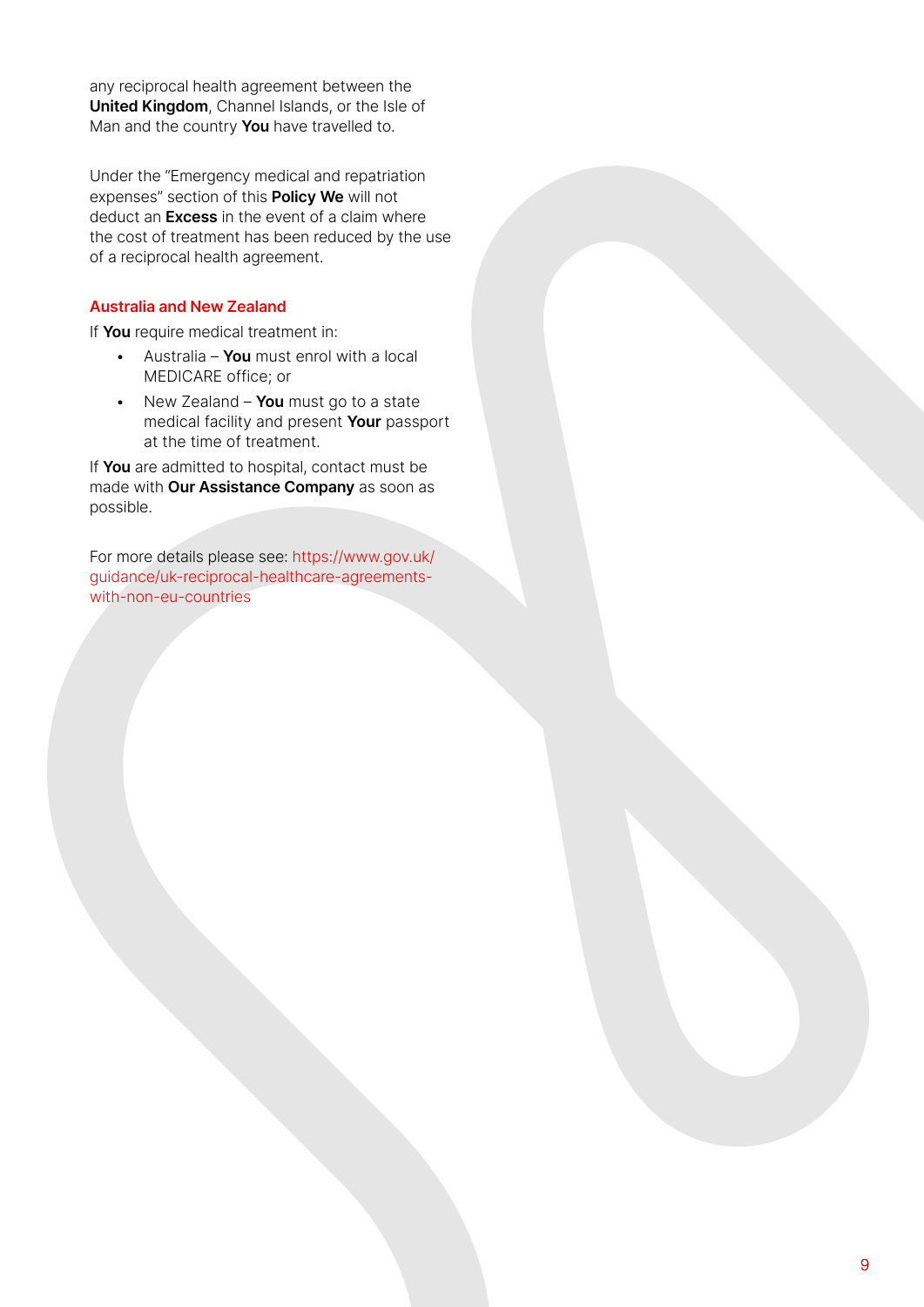any reciprocal health agreement between the **United Kingdom**, Channel Islands, or the Isle of Man and the country **You** have travelled to.

Under the "Emergency medical and repatriation expenses" section of this **Policy We** will not deduct an **Excess** in the event of a claim where the cost of treatment has been reduced by the use of a reciprocal health agreement.

### Australia and New Zealand

If **You** require medical treatment in:

- Australia – **You** must enrol with a local MEDICARE office; or
- New Zealand – **You** must go to a state medical facility and present **Your** passport at the time of treatment.

If **You** are admitted to hospital, contact must be made with **Our Assistance Company** as soon as possible.

For more details please see: https://www.gov.uk/guidance/uk-reciprocal-healthcare-agreements-with-non-eu-countries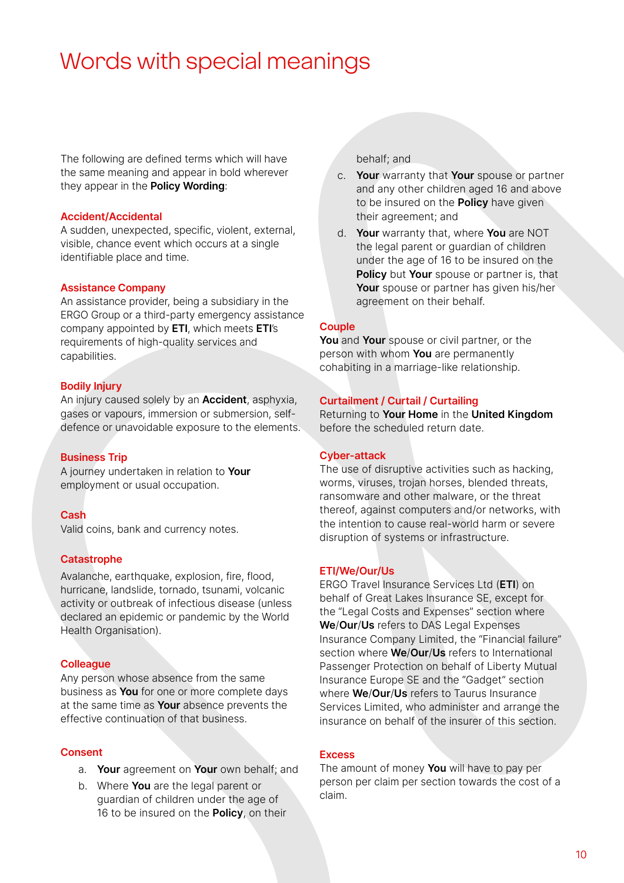# Words with special meanings

The following are defined terms which will have the same meaning and appear in bold wherever they appear in the **Policy Wording**:

### Accident/Accidental

A sudden, unexpected, specific, violent, external, visible, chance event which occurs at a single identifiable place and time.

### Assistance Company

An assistance provider, being a subsidiary in the ERGO Group or a third-party emergency assistance company appointed by **ETI**, which meets **ETI**'s requirements of high-quality services and capabilities.

### Bodily Injury

An injury caused solely by an **Accident**, asphyxia, gases or vapours, immersion or submersion, self-defence or unavoidable exposure to the elements.

### Business Trip

A journey undertaken in relation to **Your** employment or usual occupation.

### Cash

Valid coins, bank and currency notes.

### Catastrophe

Avalanche, earthquake, explosion, fire, flood, hurricane, landslide, tornado, tsunami, volcanic activity or outbreak of infectious disease (unless declared an epidemic or pandemic by the World Health Organisation).

### Colleague

Any person whose absence from the same business as **You** for one or more complete days at the same time as **Your** absence prevents the effective continuation of that business.

### Consent

a. **Your** agreement on **Your** own behalf; and
b. Where **You** are the legal parent or guardian of children under the age of 16 to be insured on the **Policy**, on their behalf; and
c. **Your** warranty that **Your** spouse or partner and any other children aged 16 and above to be insured on the **Policy** have given their agreement; and
d. **Your** warranty that, where **You** are NOT the legal parent or guardian of children under the age of 16 to be insured on the **Policy** but **Your** spouse or partner is, that **Your** spouse or partner has given his/her agreement on their behalf.

### Couple

**You** and **Your** spouse or civil partner, or the person with whom **You** are permanently cohabiting in a marriage-like relationship.

### Curtailment / Curtail / Curtailing

Returning to **Your Home** in the **United Kingdom** before the scheduled return date.

### Cyber-attack

The use of disruptive activities such as hacking, worms, viruses, trojan horses, blended threats, ransomware and other malware, or the threat thereof, against computers and/or networks, with the intention to cause real-world harm or severe disruption of systems or infrastructure.

### ETI/We/Our/Us

ERGO Travel Insurance Services Ltd (**ETI**) on behalf of Great Lakes Insurance SE, except for the "Legal Costs and Expenses" section where **We**/**Our**/**Us** refers to DAS Legal Expenses Insurance Company Limited, the "Financial failure" section where **We**/**Our**/**Us** refers to International Passenger Protection on behalf of Liberty Mutual Insurance Europe SE and the "Gadget" section where **We**/**Our**/**Us** refers to Taurus Insurance Services Limited, who administer and arrange the insurance on behalf of the insurer of this section.

### Excess

The amount of money **You** will have to pay per person per claim per section towards the cost of a claim.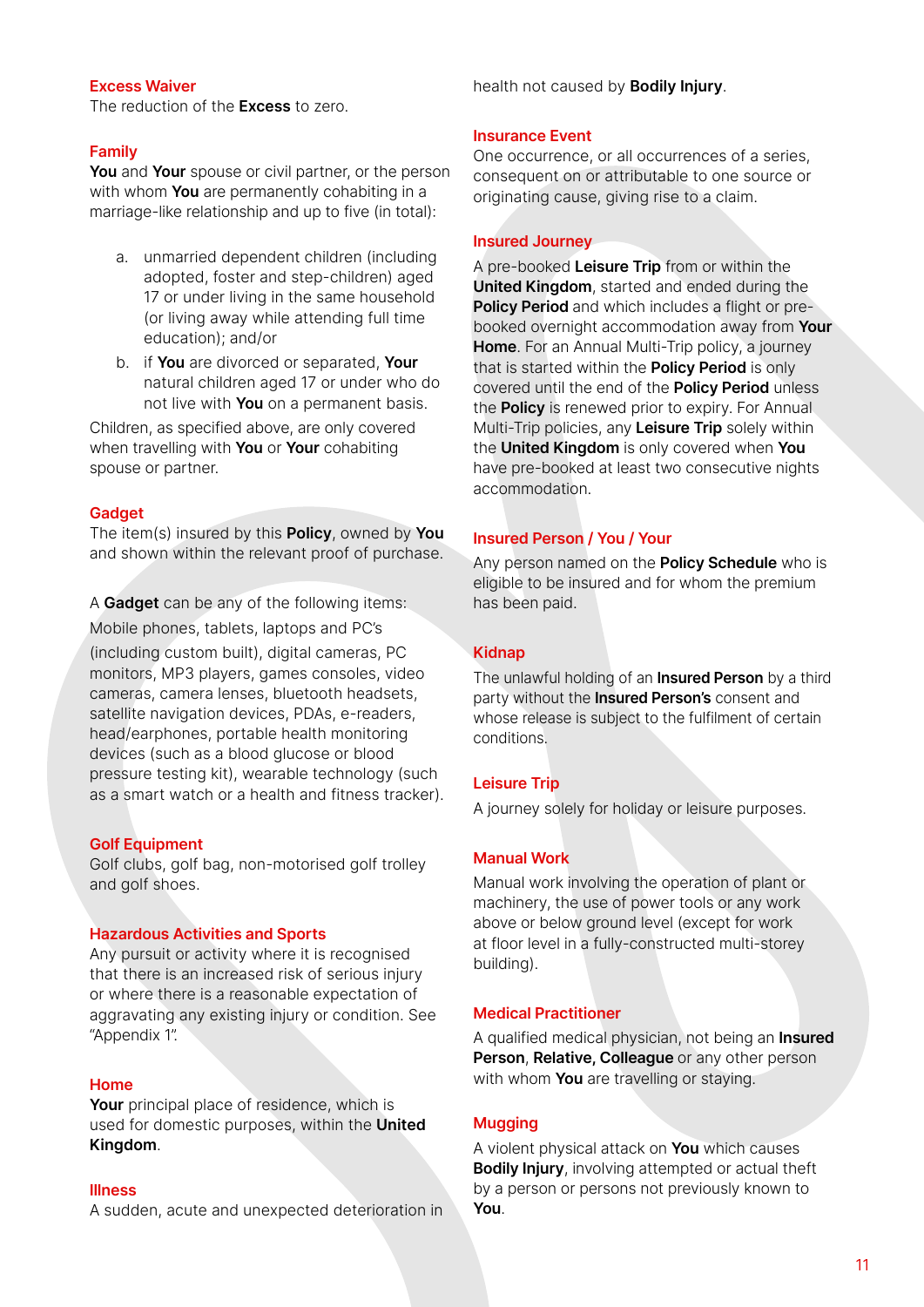### Excess Waiver

The reduction of the **Excess** to zero.

### Family

**You** and **Your** spouse or civil partner, or the person with whom **You** are permanently cohabiting in a marriage-like relationship and up to five (in total):

a. unmarried dependent children (including adopted, foster and step-children) aged 17 or under living in the same household (or living away while attending full time education); and/or
b. if **You** are divorced or separated, **Your** natural children aged 17 or under who do not live with **You** on a permanent basis.

Children, as specified above, are only covered when travelling with **You** or **Your** cohabiting spouse or partner.

### Gadget

The item(s) insured by this **Policy**, owned by **You** and shown within the relevant proof of purchase.

A **Gadget** can be any of the following items:

Mobile phones, tablets, laptops and PC's (including custom built), digital cameras, PC monitors, MP3 players, games consoles, video cameras, camera lenses, bluetooth headsets, satellite navigation devices, PDAs, e-readers, head/earphones, portable health monitoring devices (such as a blood glucose or blood pressure testing kit), wearable technology (such as a smart watch or a health and fitness tracker).

### Golf Equipment

Golf clubs, golf bag, non-motorised golf trolley and golf shoes.

### Hazardous Activities and Sports

Any pursuit or activity where it is recognised that there is an increased risk of serious injury or where there is a reasonable expectation of aggravating any existing injury or condition. See "Appendix 1".

### Home

**Your** principal place of residence, which is used for domestic purposes, within the **United Kingdom**.

### Illness

A sudden, acute and unexpected deterioration in health not caused by **Bodily Injury**.

### Insurance Event

One occurrence, or all occurrences of a series, consequent on or attributable to one source or originating cause, giving rise to a claim.

### Insured Journey

A pre-booked **Leisure Trip** from or within the **United Kingdom**, started and ended during the **Policy Period** and which includes a flight or pre-booked overnight accommodation away from **Your Home**. For an Annual Multi-Trip policy, a journey that is started within the **Policy Period** is only covered until the end of the **Policy Period** unless the **Policy** is renewed prior to expiry. For Annual Multi-Trip policies, any **Leisure Trip** solely within the **United Kingdom** is only covered when **You** have pre-booked at least two consecutive nights accommodation.

### Insured Person / You / Your

Any person named on the **Policy Schedule** who is eligible to be insured and for whom the premium has been paid.

### Kidnap

The unlawful holding of an **Insured Person** by a third party without the **Insured Person's** consent and whose release is subject to the fulfilment of certain conditions.

### Leisure Trip

A journey solely for holiday or leisure purposes.

### Manual Work

Manual work involving the operation of plant or machinery, the use of power tools or any work above or below ground level (except for work at floor level in a fully-constructed multi-storey building).

### Medical Practitioner

A qualified medical physician, not being an **Insured Person**, **Relative, Colleague** or any other person with whom **You** are travelling or staying.

### Mugging

A violent physical attack on **You** which causes **Bodily Injury**, involving attempted or actual theft by a person or persons not previously known to **You**.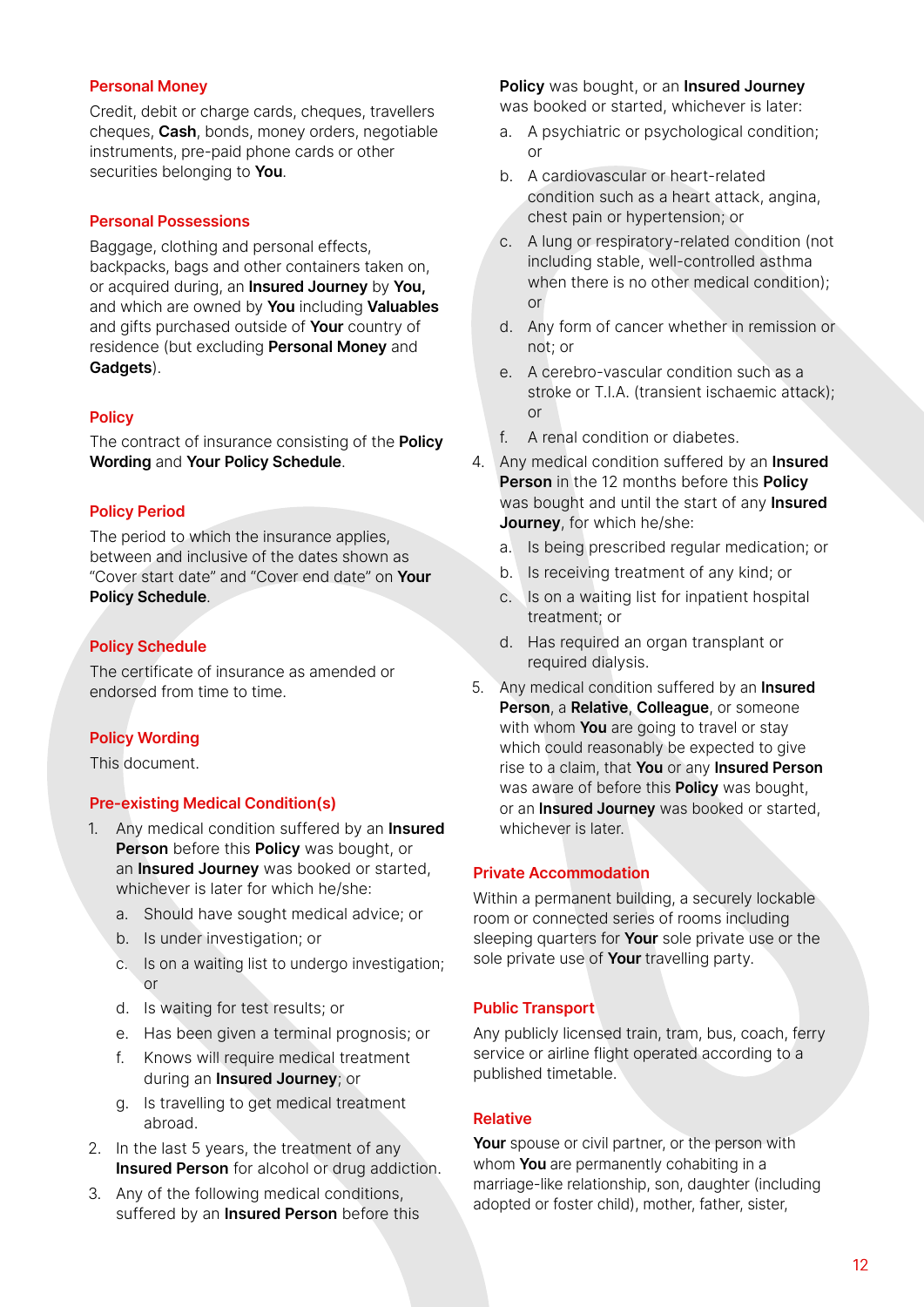### Personal Money

Credit, debit or charge cards, cheques, travellers cheques, **Cash**, bonds, money orders, negotiable instruments, pre-paid phone cards or other securities belonging to **You**.

### Personal Possessions

Baggage, clothing and personal effects, backpacks, bags and other containers taken on, or acquired during, an **Insured Journey** by **You**, and which are owned by **You** including **Valuables** and gifts purchased outside of **Your** country of residence (but excluding **Personal Money** and **Gadgets**).

### Policy

The contract of insurance consisting of the **Policy Wording** and **Your Policy Schedule**.

### Policy Period

The period to which the insurance applies, between and inclusive of the dates shown as "Cover start date" and "Cover end date" on **Your Policy Schedule**.

### Policy Schedule

The certificate of insurance as amended or endorsed from time to time.

### Policy Wording

This document.

### Pre-existing Medical Condition(s)

1. Any medical condition suffered by an **Insured Person** before this **Policy** was bought, or an **Insured Journey** was booked or started, whichever is later for which he/she:
   a. Should have sought medical advice; or
   b. Is under investigation; or
   c. Is on a waiting list to undergo investigation; or
   d. Is waiting for test results; or
   e. Has been given a terminal prognosis; or
   f. Knows will require medical treatment during an **Insured Journey**; or
   g. Is travelling to get medical treatment abroad.
2. In the last 5 years, the treatment of any **Insured Person** for alcohol or drug addiction.
3. Any of the following medical conditions, suffered by an **Insured Person** before this **Policy** was bought, or an **Insured Journey** was booked or started, whichever is later:
   a. A psychiatric or psychological condition; or
   b. A cardiovascular or heart-related condition such as a heart attack, angina, chest pain or hypertension; or
   c. A lung or respiratory-related condition (not including stable, well-controlled asthma when there is no other medical condition); or
   d. Any form of cancer whether in remission or not; or
   e. A cerebro-vascular condition such as a stroke or T.I.A. (transient ischaemic attack); or
   f. A renal condition or diabetes.
4. Any medical condition suffered by an **Insured Person** in the 12 months before this **Policy** was bought and until the start of any **Insured Journey**, for which he/she:
   a. Is being prescribed regular medication; or
   b. Is receiving treatment of any kind; or
   c. Is on a waiting list for inpatient hospital treatment; or
   d. Has required an organ transplant or required dialysis.
5. Any medical condition suffered by an **Insured Person**, a **Relative**, **Colleague**, or someone with whom **You** are going to travel or stay which could reasonably be expected to give rise to a claim, that **You** or any **Insured Person** was aware of before this **Policy** was bought, or an **Insured Journey** was booked or started, whichever is later.

### Private Accommodation

Within a permanent building, a securely lockable room or connected series of rooms including sleeping quarters for **Your** sole private use or the sole private use of **Your** travelling party.

### Public Transport

Any publicly licensed train, tram, bus, coach, ferry service or airline flight operated according to a published timetable.

### Relative

**Your** spouse or civil partner, or the person with whom **You** are permanently cohabiting in a marriage-like relationship, son, daughter (including adopted or foster child), mother, father, sister,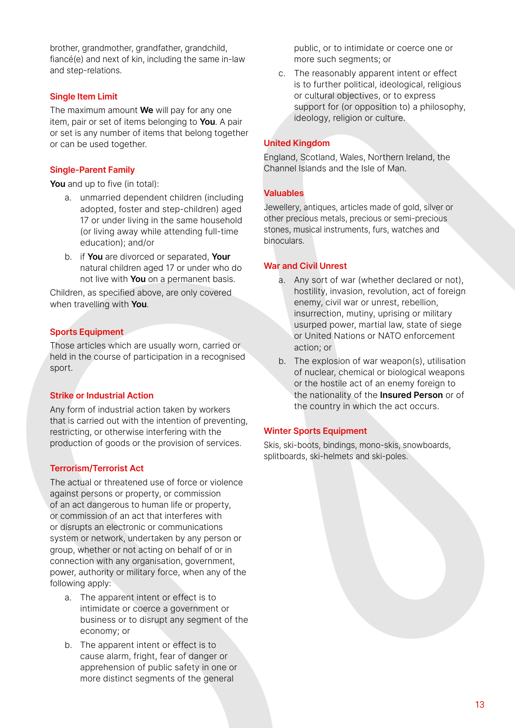brother, grandmother, grandfather, grandchild, fiancé(e) and next of kin, including the same in-law and step-relations.

### Single Item Limit

The maximum amount **We** will pay for any one item, pair or set of items belonging to **You**. A pair or set is any number of items that belong together or can be used together.

### Single-Parent Family

**You** and up to five (in total):

a. unmarried dependent children (including adopted, foster and step-children) aged 17 or under living in the same household (or living away while attending full-time education); and/or

b. if **You** are divorced or separated, **Your** natural children aged 17 or under who do not live with **You** on a permanent basis.

Children, as specified above, are only covered when travelling with **You**.

### Sports Equipment

Those articles which are usually worn, carried or held in the course of participation in a recognised sport.

### Strike or Industrial Action

Any form of industrial action taken by workers that is carried out with the intention of preventing, restricting, or otherwise interfering with the production of goods or the provision of services.

### Terrorism/Terrorist Act

The actual or threatened use of force or violence against persons or property, or commission of an act dangerous to human life or property, or commission of an act that interferes with or disrupts an electronic or communications system or network, undertaken by any person or group, whether or not acting on behalf of or in connection with any organisation, government, power, authority or military force, when any of the following apply:

a. The apparent intent or effect is to intimidate or coerce a government or business or to disrupt any segment of the economy; or

b. The apparent intent or effect is to cause alarm, fright, fear of danger or apprehension of public safety in one or more distinct segments of the general public, or to intimidate or coerce one or more such segments; or

c. The reasonably apparent intent or effect is to further political, ideological, religious or cultural objectives, or to express support for (or opposition to) a philosophy, ideology, religion or culture.

### United Kingdom

England, Scotland, Wales, Northern Ireland, the Channel Islands and the Isle of Man.

### Valuables

Jewellery, antiques, articles made of gold, silver or other precious metals, precious or semi-precious stones, musical instruments, furs, watches and binoculars.

### War and Civil Unrest

a. Any sort of war (whether declared or not), hostility, invasion, revolution, act of foreign enemy, civil war or unrest, rebellion, insurrection, mutiny, uprising or military usurped power, martial law, state of siege or United Nations or NATO enforcement action; or

b. The explosion of war weapon(s), utilisation of nuclear, chemical or biological weapons or the hostile act of an enemy foreign to the nationality of the **Insured Person** or of the country in which the act occurs.

### Winter Sports Equipment

Skis, ski-boots, bindings, mono-skis, snowboards, splitboards, ski-helmets and ski-poles.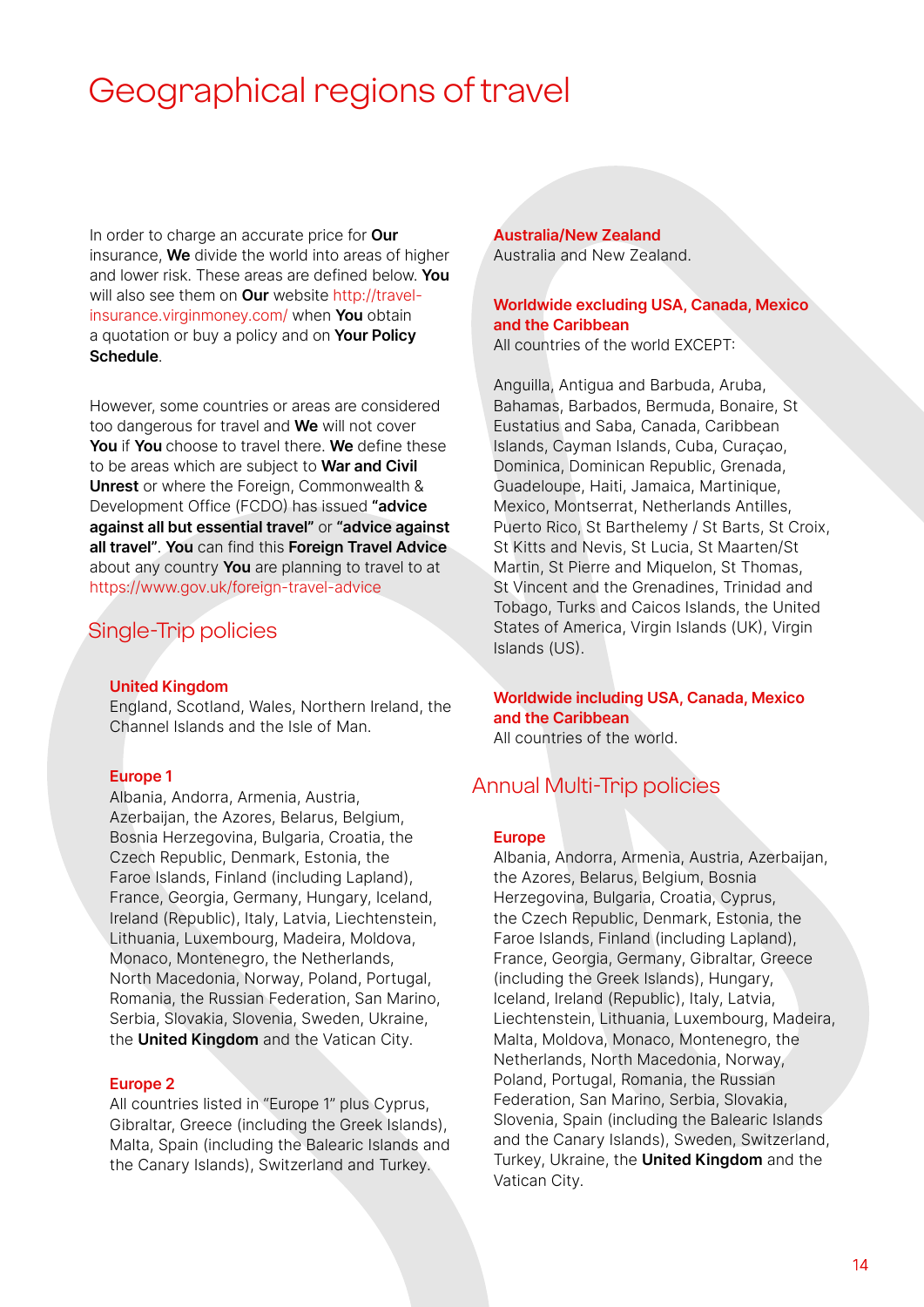# Geographical regions of travel

In order to charge an accurate price for **Our** insurance, **We** divide the world into areas of higher and lower risk. These areas are defined below. **You** will also see them on **Our** website http://travel-insurance.virginmoney.com/ when **You** obtain a quotation or buy a policy and on **Your Policy Schedule**.

However, some countries or areas are considered too dangerous for travel and **We** will not cover **You** if **You** choose to travel there. **We** define these to be areas which are subject to **War and Civil Unrest** or where the Foreign, Commonwealth & Development Office (FCDO) has issued **"advice against all but essential travel"** or **"advice against all travel"**. **You** can find this **Foreign Travel Advice** about any country **You** are planning to travel to at https://www.gov.uk/foreign-travel-advice

## Single-Trip policies

### United Kingdom

England, Scotland, Wales, Northern Ireland, the Channel Islands and the Isle of Man.

### Europe 1

Albania, Andorra, Armenia, Austria, Azerbaijan, the Azores, Belarus, Belgium, Bosnia Herzegovina, Bulgaria, Croatia, the Czech Republic, Denmark, Estonia, the Faroe Islands, Finland (including Lapland), France, Georgia, Germany, Hungary, Iceland, Ireland (Republic), Italy, Latvia, Liechtenstein, Lithuania, Luxembourg, Madeira, Moldova, Monaco, Montenegro, the Netherlands, North Macedonia, Norway, Poland, Portugal, Romania, the Russian Federation, San Marino, Serbia, Slovakia, Slovenia, Sweden, Ukraine, the **United Kingdom** and the Vatican City.

### Europe 2

All countries listed in "Europe 1" plus Cyprus, Gibraltar, Greece (including the Greek Islands), Malta, Spain (including the Balearic Islands and the Canary Islands), Switzerland and Turkey.

### Australia/New Zealand

Australia and New Zealand.

### Worldwide excluding USA, Canada, Mexico and the Caribbean

All countries of the world EXCEPT:

Anguilla, Antigua and Barbuda, Aruba, Bahamas, Barbados, Bermuda, Bonaire, St Eustatius and Saba, Canada, Caribbean Islands, Cayman Islands, Cuba, Curaçao, Dominica, Dominican Republic, Grenada, Guadeloupe, Haiti, Jamaica, Martinique, Mexico, Montserrat, Netherlands Antilles, Puerto Rico, St Barthelemy / St Barts, St Croix, St Kitts and Nevis, St Lucia, St Maarten/St Martin, St Pierre and Miquelon, St Thomas, St Vincent and the Grenadines, Trinidad and Tobago, Turks and Caicos Islands, the United States of America, Virgin Islands (UK), Virgin Islands (US).

### Worldwide including USA, Canada, Mexico and the Caribbean

All countries of the world.

## Annual Multi-Trip policies

### Europe

Albania, Andorra, Armenia, Austria, Azerbaijan, the Azores, Belarus, Belgium, Bosnia Herzegovina, Bulgaria, Croatia, Cyprus, the Czech Republic, Denmark, Estonia, the Faroe Islands, Finland (including Lapland), France, Georgia, Germany, Gibraltar, Greece (including the Greek Islands), Hungary, Iceland, Ireland (Republic), Italy, Latvia, Liechtenstein, Lithuania, Luxembourg, Madeira, Malta, Moldova, Monaco, Montenegro, the Netherlands, North Macedonia, Norway, Poland, Portugal, Romania, the Russian Federation, San Marino, Serbia, Slovakia, Slovenia, Spain (including the Balearic Islands and the Canary Islands), Sweden, Switzerland, Turkey, Ukraine, the **United Kingdom** and the Vatican City.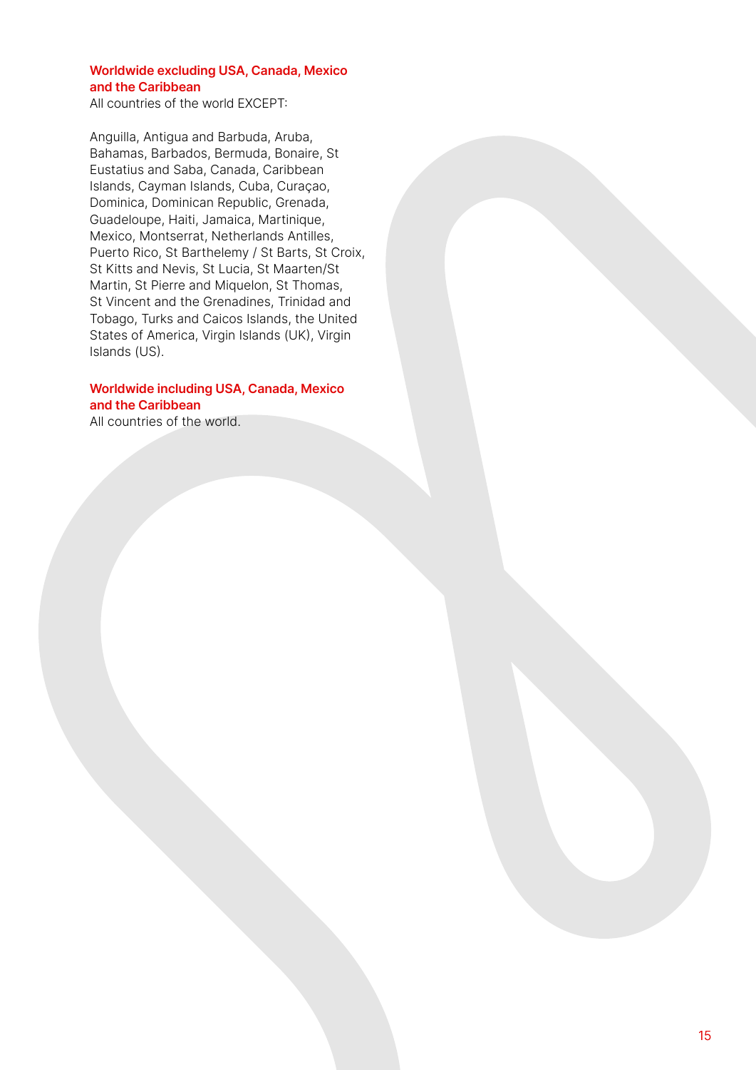**Worldwide excluding USA, Canada, Mexico and the Caribbean**

All countries of the world EXCEPT:

Anguilla, Antigua and Barbuda, Aruba, Bahamas, Barbados, Bermuda, Bonaire, St Eustatius and Saba, Canada, Caribbean Islands, Cayman Islands, Cuba, Curaçao, Dominica, Dominican Republic, Grenada, Guadeloupe, Haiti, Jamaica, Martinique, Mexico, Montserrat, Netherlands Antilles, Puerto Rico, St Barthelemy / St Barts, St Croix, St Kitts and Nevis, St Lucia, St Maarten/St Martin, St Pierre and Miquelon, St Thomas, St Vincent and the Grenadines, Trinidad and Tobago, Turks and Caicos Islands, the United States of America, Virgin Islands (UK), Virgin Islands (US).

**Worldwide including USA, Canada, Mexico and the Caribbean**

All countries of the world.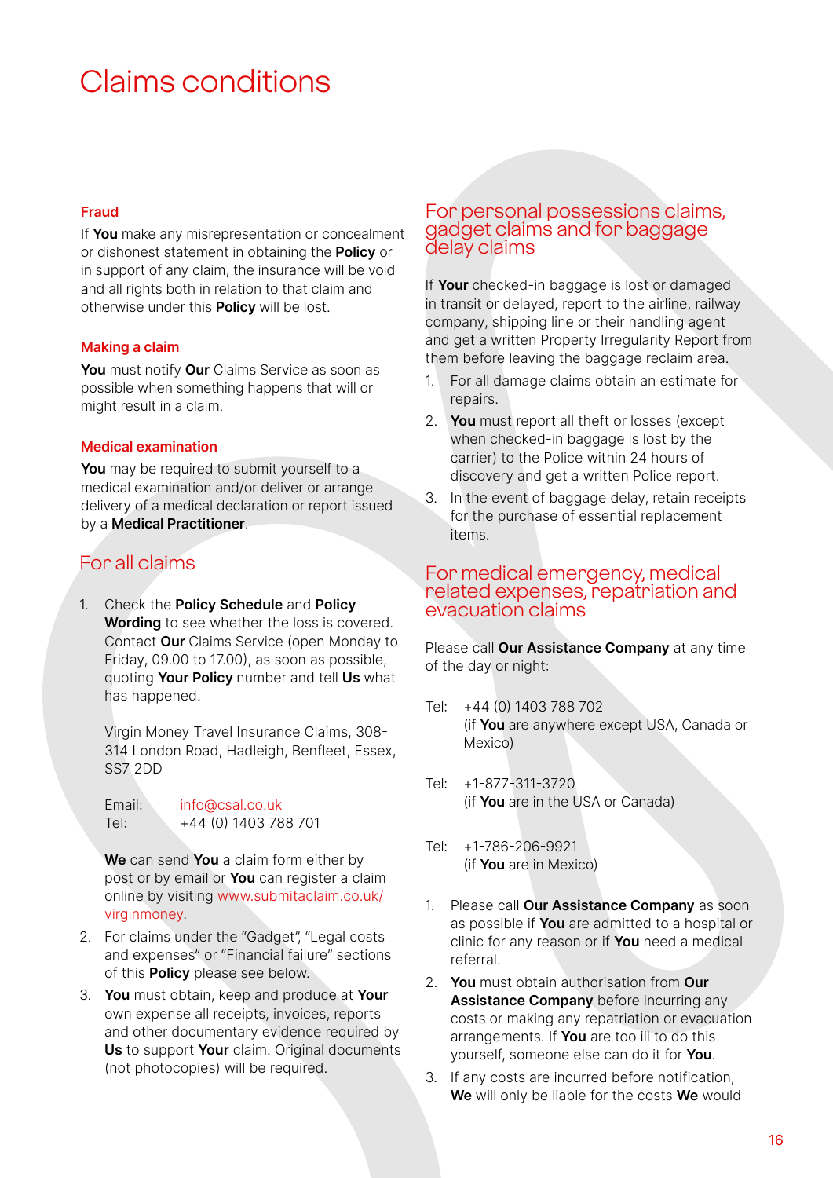# Claims conditions

### Fraud

If **You** make any misrepresentation or concealment or dishonest statement in obtaining the **Policy** or in support of any claim, the insurance will be void and all rights both in relation to that claim and otherwise under this **Policy** will be lost.

### Making a claim

**You** must notify **Our** Claims Service as soon as possible when something happens that will or might result in a claim.

### Medical examination

**You** may be required to submit yourself to a medical examination and/or deliver or arrange delivery of a medical declaration or report issued by a **Medical Practitioner**.

## For all claims

1. Check the **Policy Schedule** and **Policy Wording** to see whether the loss is covered. Contact **Our** Claims Service (open Monday to Friday, 09.00 to 17.00), as soon as possible, quoting **Your Policy** number and tell **Us** what has happened.

   Virgin Money Travel Insurance Claims, 308-314 London Road, Hadleigh, Benfleet, Essex, SS7 2DD

   Email: info@csal.co.uk
   Tel: +44 (0) 1403 788 701

   **We** can send **You** a claim form either by post or by email or **You** can register a claim online by visiting www.submitaclaim.co.uk/virginmoney.
2. For claims under the "Gadget", "Legal costs and expenses" or "Financial failure" sections of this **Policy** please see below.
3. **You** must obtain, keep and produce at **Your** own expense all receipts, invoices, reports and other documentary evidence required by **Us** to support **Your** claim. Original documents (not photocopies) will be required.

## For personal possessions claims, gadget claims and for baggage delay claims

If **Your** checked-in baggage is lost or damaged in transit or delayed, report to the airline, railway company, shipping line or their handling agent and get a written Property Irregularity Report from them before leaving the baggage reclaim area.

1. For all damage claims obtain an estimate for repairs.
2. **You** must report all theft or losses (except when checked-in baggage is lost by the carrier) to the Police within 24 hours of discovery and get a written Police report.
3. In the event of baggage delay, retain receipts for the purchase of essential replacement items.

## For medical emergency, medical related expenses, repatriation and evacuation claims

Please call **Our Assistance Company** at any time of the day or night:

Tel: +44 (0) 1403 788 702
(if **You** are anywhere except USA, Canada or Mexico)

Tel: +1-877-311-3720
(if **You** are in the USA or Canada)

Tel: +1-786-206-9921
(if **You** are in Mexico)

1. Please call **Our Assistance Company** as soon as possible if **You** are admitted to a hospital or clinic for any reason or if **You** need a medical referral.
2. **You** must obtain authorisation from **Our Assistance Company** before incurring any costs or making any repatriation or evacuation arrangements. If **You** are too ill to do this yourself, someone else can do it for **You**.
3. If any costs are incurred before notification, **We** will only be liable for the costs **We** would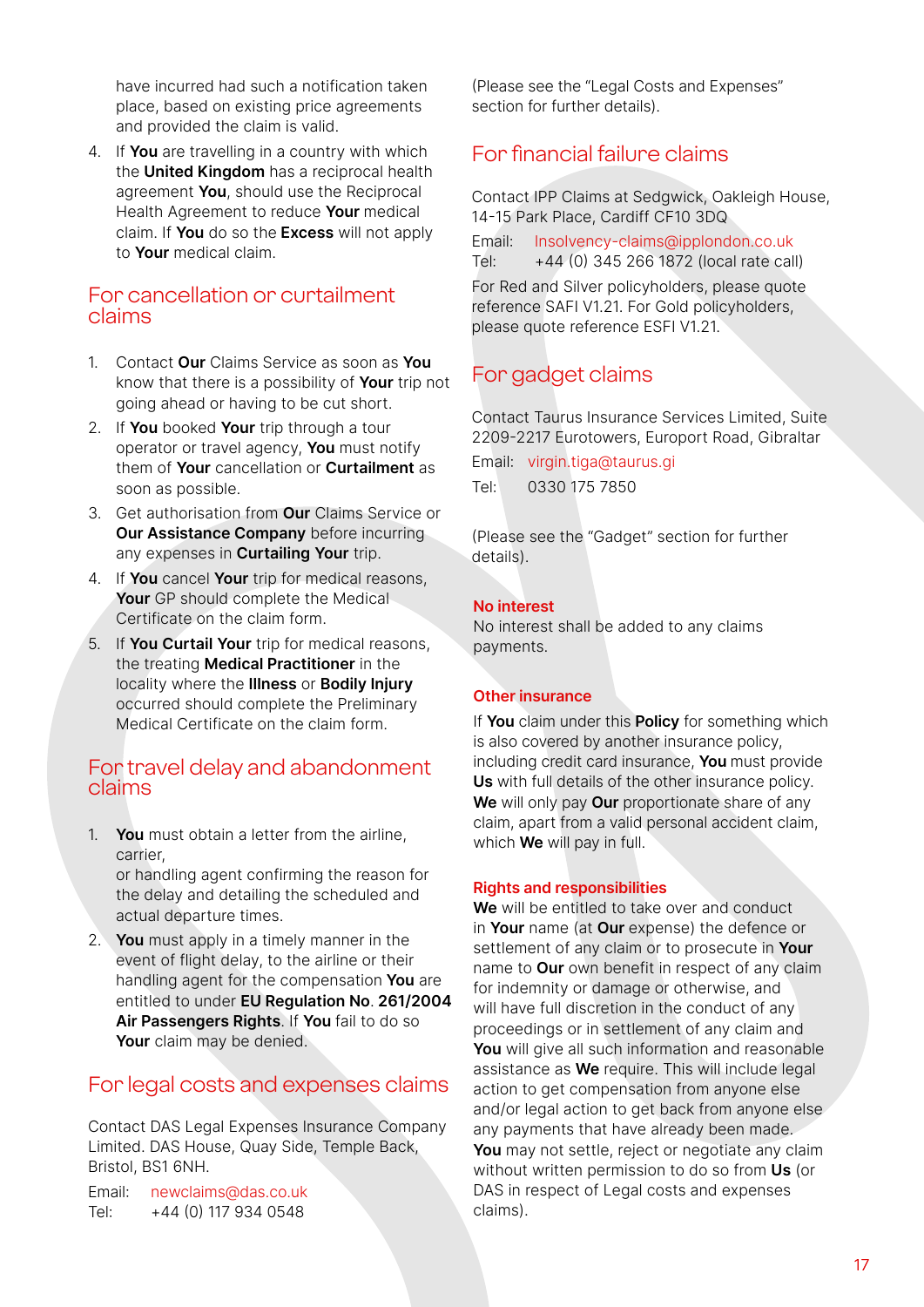have incurred had such a notification taken place, based on existing price agreements and provided the claim is valid.

4. If **You** are travelling in a country with which the **United Kingdom** has a reciprocal health agreement **You**, should use the Reciprocal Health Agreement to reduce **Your** medical claim. If **You** do so the **Excess** will not apply to **Your** medical claim.

## For cancellation or curtailment claims

1. Contact **Our** Claims Service as soon as **You** know that there is a possibility of **Your** trip not going ahead or having to be cut short.
2. If **You** booked **Your** trip through a tour operator or travel agency, **You** must notify them of **Your** cancellation or **Curtailment** as soon as possible.
3. Get authorisation from **Our** Claims Service or **Our Assistance Company** before incurring any expenses in **Curtailing Your** trip.
4. If **You** cancel **Your** trip for medical reasons, **Your** GP should complete the Medical Certificate on the claim form.
5. If **You Curtail Your** trip for medical reasons, the treating **Medical Practitioner** in the locality where the **Illness** or **Bodily Injury** occurred should complete the Preliminary Medical Certificate on the claim form.

## For travel delay and abandonment claims

1. **You** must obtain a letter from the airline, carrier,
   or handling agent confirming the reason for the delay and detailing the scheduled and actual departure times.
2. **You** must apply in a timely manner in the event of flight delay, to the airline or their handling agent for the compensation **You** are entitled to under **EU Regulation No**. **261/2004 Air Passengers Rights**. If **You** fail to do so **Your** claim may be denied.

## For legal costs and expenses claims

Contact DAS Legal Expenses Insurance Company Limited. DAS House, Quay Side, Temple Back, Bristol, BS1 6NH.

Email: newclaims@das.co.uk
Tel: +44 (0) 117 934 0548

(Please see the "Legal Costs and Expenses" section for further details).

## For financial failure claims

Contact IPP Claims at Sedgwick, Oakleigh House, 14-15 Park Place, Cardiff CF10 3DQ

Email: Insolvency-claims@ipplondon.co.uk
Tel: +44 (0) 345 266 1872 (local rate call)

For Red and Silver policyholders, please quote reference SAFI V1.21. For Gold policyholders, please quote reference ESFI V1.21.

## For gadget claims

Contact Taurus Insurance Services Limited, Suite 2209-2217 Eurotowers, Europort Road, Gibraltar

Email: virgin.tiga@taurus.gi
Tel: 0330 175 7850

(Please see the "Gadget" section for further details).

### No interest

No interest shall be added to any claims payments.

### Other insurance

If **You** claim under this **Policy** for something which is also covered by another insurance policy, including credit card insurance, **You** must provide **Us** with full details of the other insurance policy. **We** will only pay **Our** proportionate share of any claim, apart from a valid personal accident claim, which **We** will pay in full.

### Rights and responsibilities

**We** will be entitled to take over and conduct in **Your** name (at **Our** expense) the defence or settlement of any claim or to prosecute in **Your** name to **Our** own benefit in respect of any claim for indemnity or damage or otherwise, and will have full discretion in the conduct of any proceedings or in settlement of any claim and **You** will give all such information and reasonable assistance as **We** require. This will include legal action to get compensation from anyone else and/or legal action to get back from anyone else any payments that have already been made. **You** may not settle, reject or negotiate any claim without written permission to do so from **Us** (or DAS in respect of Legal costs and expenses claims).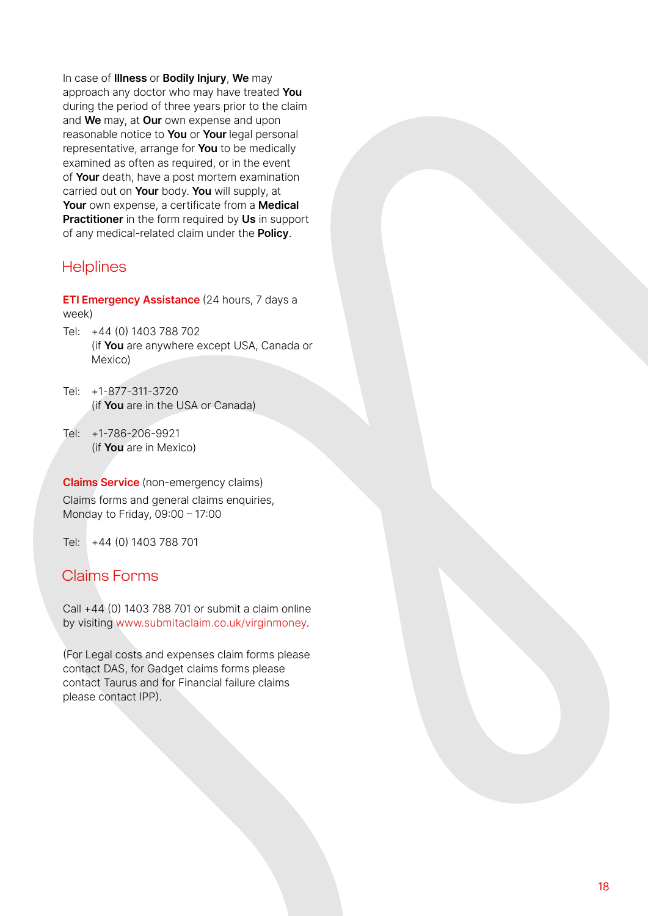In case of **Illness** or **Bodily Injury**, **We** may approach any doctor who may have treated **You** during the period of three years prior to the claim and **We** may, at **Our** own expense and upon reasonable notice to **You** or **Your** legal personal representative, arrange for **You** to be medically examined as often as required, or in the event of **Your** death, have a post mortem examination carried out on **Your** body. **You** will supply, at **Your** own expense, a certificate from a **Medical Practitioner** in the form required by **Us** in support of any medical-related claim under the **Policy**.

## Helplines

**ETI Emergency Assistance** (24 hours, 7 days a week)

Tel: +44 (0) 1403 788 702
(if **You** are anywhere except USA, Canada or Mexico)

Tel: +1-877-311-3720
(if **You** are in the USA or Canada)

Tel: +1-786-206-9921
(if **You** are in Mexico)

**Claims Service** (non-emergency claims)

Claims forms and general claims enquiries, Monday to Friday, 09:00 – 17:00

Tel: +44 (0) 1403 788 701

## Claims Forms

Call +44 (0) 1403 788 701 or submit a claim online by visiting www.submitaclaim.co.uk/virginmoney.

(For Legal costs and expenses claim forms please contact DAS, for Gadget claims forms please contact Taurus and for Financial failure claims please contact IPP).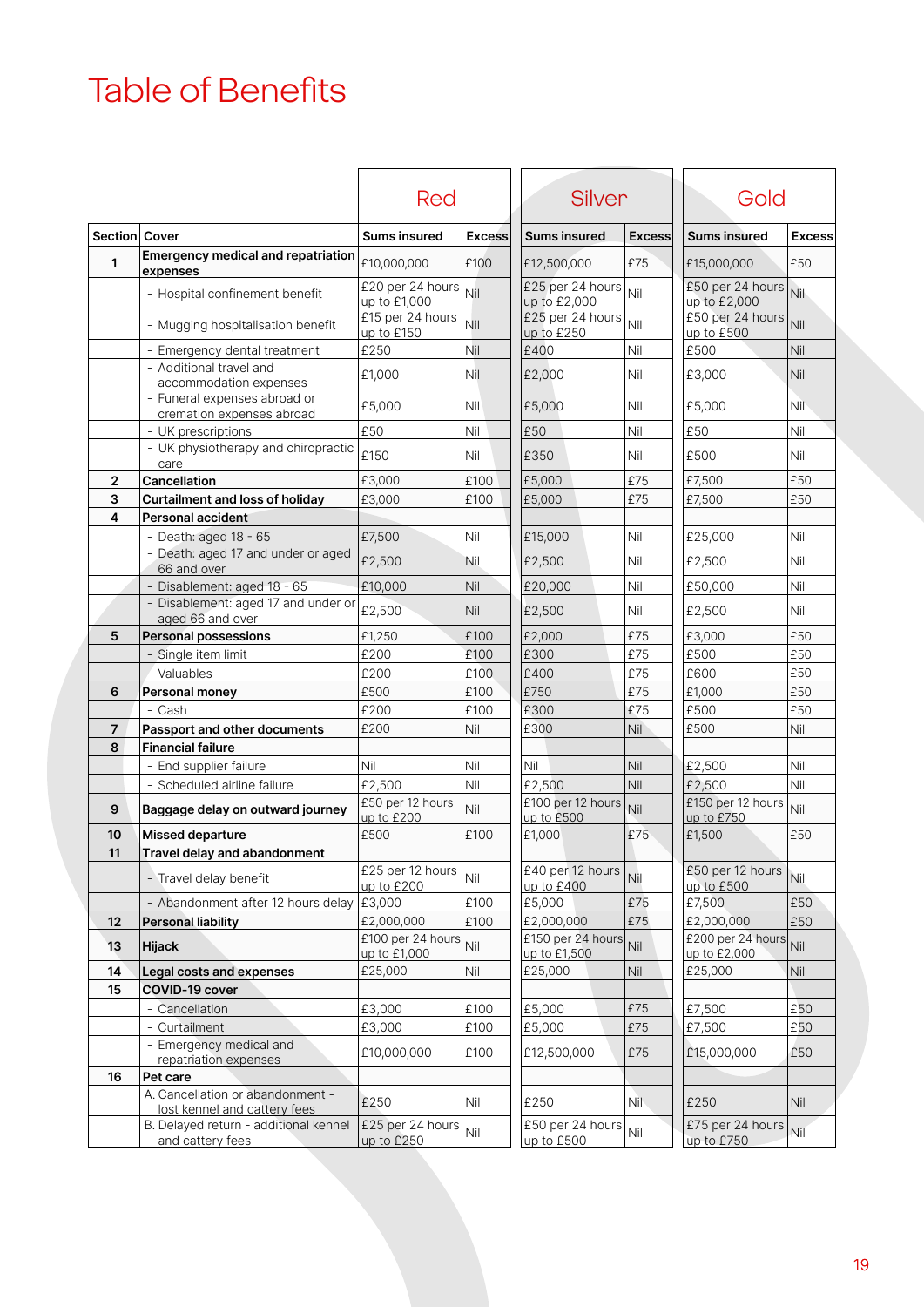# Table of Benefits

| Section | Cover | Red | | Silver | | Gold | |
|---|---|---|---|---|---|---|---|
| | | Sums insured | Excess | Sums insured | Excess | Sums insured | Excess |
| 1 | **Emergency medical and repatriation expenses** | £10,000,000 | £100 | £12,500,000 | £75 | £15,000,000 | £50 |
| | - Hospital confinement benefit | £20 per 24 hours up to £1,000 | Nil | £25 per 24 hours up to £2,000 | Nil | £50 per 24 hours up to £2,000 | Nil |
| | - Mugging hospitalisation benefit | £15 per 24 hours up to £150 | Nil | £25 per 24 hours up to £250 | Nil | £50 per 24 hours up to £500 | Nil |
| | - Emergency dental treatment | £250 | Nil | £400 | Nil | £500 | Nil |
| | - Additional travel and accommodation expenses | £1,000 | Nil | £2,000 | Nil | £3,000 | Nil |
| | - Funeral expenses abroad or cremation expenses abroad | £5,000 | Nil | £5,000 | Nil | £5,000 | Nil |
| | - UK prescriptions | £50 | Nil | £50 | Nil | £50 | Nil |
| | - UK physiotherapy and chiropractic care | £150 | Nil | £350 | Nil | £500 | Nil |
| 2 | **Cancellation** | £3,000 | £100 | £5,000 | £75 | £7,500 | £50 |
| 3 | **Curtailment and loss of holiday** | £3,000 | £100 | £5,000 | £75 | £7,500 | £50 |
| 4 | **Personal accident** | | | | | | |
| | - Death: aged 18 - 65 | £7,500 | Nil | £15,000 | Nil | £25,000 | Nil |
| | - Death: aged 17 and under or aged 66 and over | £2,500 | Nil | £2,500 | Nil | £2,500 | Nil |
| | - Disablement: aged 18 - 65 | £10,000 | Nil | £20,000 | Nil | £50,000 | Nil |
| | - Disablement: aged 17 and under or aged 66 and over | £2,500 | Nil | £2,500 | Nil | £2,500 | Nil |
| 5 | **Personal possessions** | £1,250 | £100 | £2,000 | £75 | £3,000 | £50 |
| | - Single item limit | £200 | £100 | £300 | £75 | £500 | £50 |
| | - Valuables | £200 | £100 | £400 | £75 | £600 | £50 |
| 6 | **Personal money** | £500 | £100 | £750 | £75 | £1,000 | £50 |
| | - Cash | £200 | £100 | £300 | £75 | £500 | £50 |
| 7 | **Passport and other documents** | £200 | Nil | £300 | Nil | £500 | Nil |
| 8 | **Financial failure** | | | | | | |
| | - End supplier failure | Nil | Nil | Nil | Nil | £2,500 | Nil |
| | - Scheduled airline failure | £2,500 | Nil | £2,500 | Nil | £2,500 | Nil |
| 9 | **Baggage delay on outward journey** | £50 per 12 hours up to £200 | Nil | £100 per 12 hours up to £500 | Nil | £150 per 12 hours up to £750 | Nil |
| 10 | **Missed departure** | £500 | £100 | £1,000 | £75 | £1,500 | £50 |
| 11 | **Travel delay and abandonment** | | | | | | |
| | - Travel delay benefit | £25 per 12 hours up to £200 | Nil | £40 per 12 hours up to £400 | Nil | £50 per 12 hours up to £500 | Nil |
| | - Abandonment after 12 hours delay | £3,000 | £100 | £5,000 | £75 | £7,500 | £50 |
| 12 | **Personal liability** | £2,000,000 | £100 | £2,000,000 | £75 | £2,000,000 | £50 |
| 13 | **Hijack** | £100 per 24 hours up to £1,000 | Nil | £150 per 24 hours up to £1,500 | Nil | £200 per 24 hours up to £2,000 | Nil |
| 14 | **Legal costs and expenses** | £25,000 | Nil | £25,000 | Nil | £25,000 | Nil |
| 15 | **COVID-19 cover** | | | | | | |
| | - Cancellation | £3,000 | £100 | £5,000 | £75 | £7,500 | £50 |
| | - Curtailment | £3,000 | £100 | £5,000 | £75 | £7,500 | £50 |
| | - Emergency medical and repatriation expenses | £10,000,000 | £100 | £12,500,000 | £75 | £15,000,000 | £50 |
| 16 | **Pet care** | | | | | | |
| | A. Cancellation or abandonment - lost kennel and cattery fees | £250 | Nil | £250 | Nil | £250 | Nil |
| | B. Delayed return - additional kennel and cattery fees | £25 per 24 hours up to £250 | Nil | £50 per 24 hours up to £500 | Nil | £75 per 24 hours up to £750 | Nil |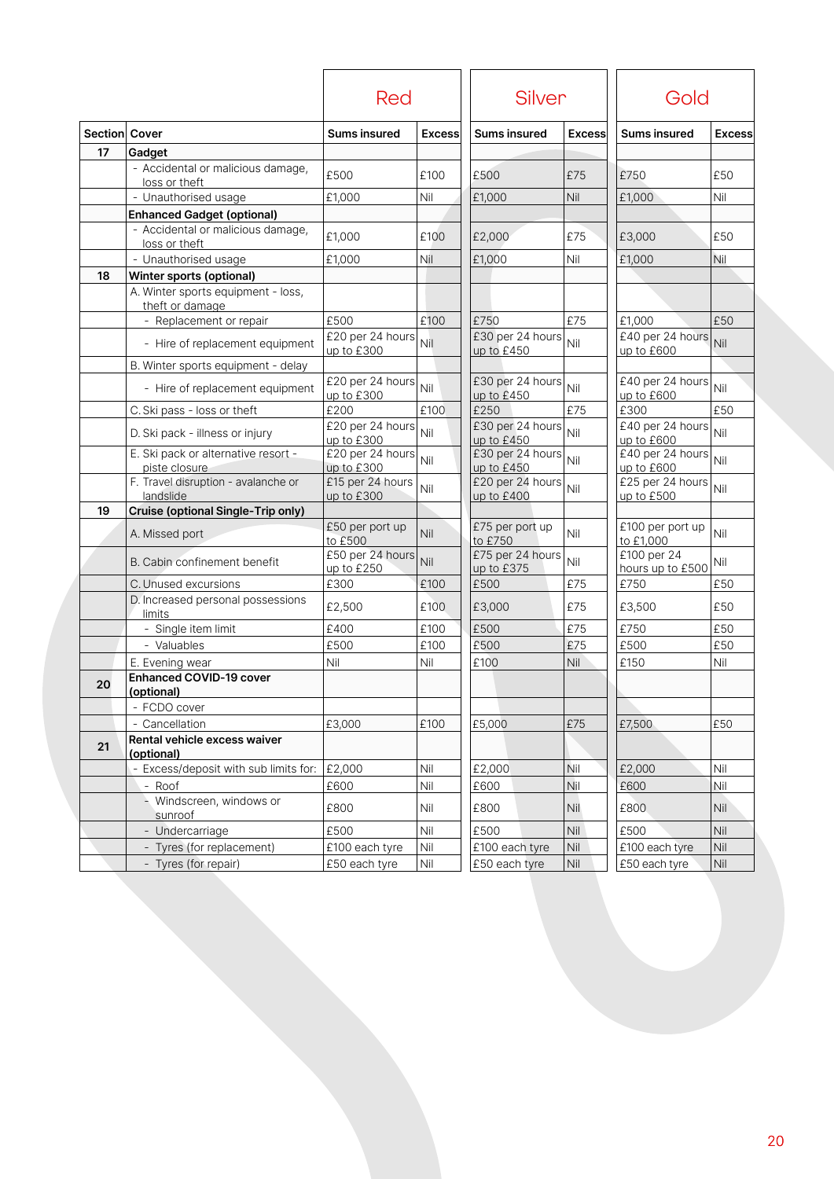| Section | Cover | Red | | Silver | | Gold | |
|---|---|---|---|---|---|---|---|
| | | Sums insured | Excess | Sums insured | Excess | Sums insured | Excess |
| 17 | **Gadget** | | | | | | |
| | - Accidental or malicious damage, loss or theft | £500 | £100 | £500 | £75 | £750 | £50 |
| | - Unauthorised usage | £1,000 | Nil | £1,000 | Nil | £1,000 | Nil |
| | **Enhanced Gadget (optional)** | | | | | | |
| | - Accidental or malicious damage, loss or theft | £1,000 | £100 | £2,000 | £75 | £3,000 | £50 |
| | - Unauthorised usage | £1,000 | Nil | £1,000 | Nil | £1,000 | Nil |
| 18 | **Winter sports (optional)** | | | | | | |
| | A. Winter sports equipment - loss, theft or damage | | | | | | |
| | - Replacement or repair | £500 | £100 | £750 | £75 | £1,000 | £50 |
| | - Hire of replacement equipment | £20 per 24 hours up to £300 | Nil | £30 per 24 hours up to £450 | Nil | £40 per 24 hours up to £600 | Nil |
| | B. Winter sports equipment - delay | | | | | | |
| | - Hire of replacement equipment | £20 per 24 hours up to £300 | Nil | £30 per 24 hours up to £450 | Nil | £40 per 24 hours up to £600 | Nil |
| | C. Ski pass - loss or theft | £200 | £100 | £250 | £75 | £300 | £50 |
| | D. Ski pack - illness or injury | £20 per 24 hours up to £300 | Nil | £30 per 24 hours up to £450 | Nil | £40 per 24 hours up to £600 | Nil |
| | E. Ski pack or alternative resort - piste closure | £20 per 24 hours up to £300 | Nil | £30 per 24 hours up to £450 | Nil | £40 per 24 hours up to £600 | Nil |
| | F. Travel disruption - avalanche or landslide | £15 per 24 hours up to £300 | Nil | £20 per 24 hours up to £400 | Nil | £25 per 24 hours up to £500 | Nil |
| 19 | **Cruise (optional Single-Trip only)** | | | | | | |
| | A. Missed port | £50 per port up to £500 | Nil | £75 per port up to £750 | Nil | £100 per port up to £1,000 | Nil |
| | B. Cabin confinement benefit | £50 per 24 hours up to £250 | Nil | £75 per 24 hours up to £375 | Nil | £100 per 24 hours up to £500 | Nil |
| | C. Unused excursions | £300 | £100 | £500 | £75 | £750 | £50 |
| | D. Increased personal possessions limits | £2,500 | £100 | £3,000 | £75 | £3,500 | £50 |
| | - Single item limit | £400 | £100 | £500 | £75 | £750 | £50 |
| | - Valuables | £500 | £100 | £500 | £75 | £500 | £50 |
| | E. Evening wear | Nil | Nil | £100 | Nil | £150 | Nil |
| 20 | **Enhanced COVID-19 cover (optional)** | | | | | | |
| | - FCDO cover | | | | | | |
| | - Cancellation | £3,000 | £100 | £5,000 | £75 | £7,500 | £50 |
| 21 | **Rental vehicle excess waiver (optional)** | | | | | | |
| | - Excess/deposit with sub limits for: | £2,000 | Nil | £2,000 | Nil | £2,000 | Nil |
| | - Roof | £600 | Nil | £600 | Nil | £600 | Nil |
| | - Windscreen, windows or sunroof | £800 | Nil | £800 | Nil | £800 | Nil |
| | - Undercarriage | £500 | Nil | £500 | Nil | £500 | Nil |
| | - Tyres (for replacement) | £100 each tyre | Nil | £100 each tyre | Nil | £100 each tyre | Nil |
| | - Tyres (for repair) | £50 each tyre | Nil | £50 each tyre | Nil | £50 each tyre | Nil |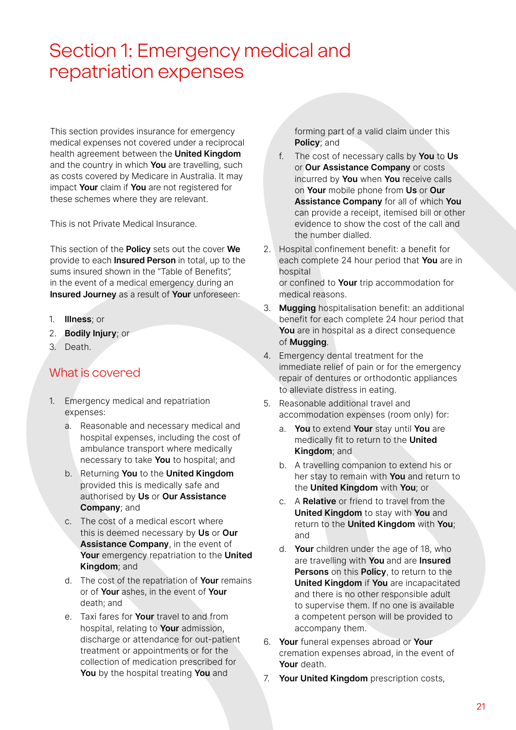# Section 1: Emergency medical and repatriation expenses

This section provides insurance for emergency medical expenses not covered under a reciprocal health agreement between the **United Kingdom** and the country in which **You** are travelling, such as costs covered by Medicare in Australia. It may impact **Your** claim if **You** are not registered for these schemes where they are relevant.

This is not Private Medical Insurance.

This section of the **Policy** sets out the cover **We** provide to each **Insured Person** in total, up to the sums insured shown in the "Table of Benefits", in the event of a medical emergency during an **Insured Journey** as a result of **Your** unforeseen:

1. **Illness**; or
2. **Bodily Injury**; or
3. Death.

## What is covered

1. Emergency medical and repatriation expenses:
   a. Reasonable and necessary medical and hospital expenses, including the cost of ambulance transport where medically necessary to take **You** to hospital; and
   b. Returning **You** to the **United Kingdom** provided this is medically safe and authorised by **Us** or **Our Assistance Company**; and
   c. The cost of a medical escort where this is deemed necessary by **Us** or **Our Assistance Company**, in the event of **Your** emergency repatriation to the **United Kingdom**; and
   d. The cost of the repatriation of **Your** remains or of **Your** ashes, in the event of **Your** death; and
   e. Taxi fares for **Your** travel to and from hospital, relating to **Your** admission, discharge or attendance for out-patient treatment or appointments or for the collection of medication prescribed for **You** by the hospital treating **You** and forming part of a valid claim under this **Policy**; and
   f. The cost of necessary calls by **You** to **Us** or **Our Assistance Company** or costs incurred by **You** when **You** receive calls on **Your** mobile phone from **Us** or **Our Assistance Company** for all of which **You** can provide a receipt, itemised bill or other evidence to show the cost of the call and the number dialled.
2. Hospital confinement benefit: a benefit for each complete 24 hour period that **You** are in hospital or confined to **Your** trip accommodation for medical reasons.
3. **Mugging** hospitalisation benefit: an additional benefit for each complete 24 hour period that **You** are in hospital as a direct consequence of **Mugging**.
4. Emergency dental treatment for the immediate relief of pain or for the emergency repair of dentures or orthodontic appliances to alleviate distress in eating.
5. Reasonable additional travel and accommodation expenses (room only) for:
   a. **You** to extend **Your** stay until **You** are medically fit to return to the **United Kingdom**; and
   b. A travelling companion to extend his or her stay to remain with **You** and return to the **United Kingdom** with **You**; or
   c. A **Relative** or friend to travel from the **United Kingdom** to stay with **You** and return to the **United Kingdom** with **You**; and
   d. **Your** children under the age of 18, who are travelling with **You** and are **Insured Persons** on this **Policy**, to return to the **United Kingdom** if **You** are incapacitated and there is no other responsible adult to supervise them. If no one is available a competent person will be provided to accompany them.
6. **Your** funeral expenses abroad or **Your** cremation expenses abroad, in the event of **Your** death.
7. **Your United Kingdom** prescription costs,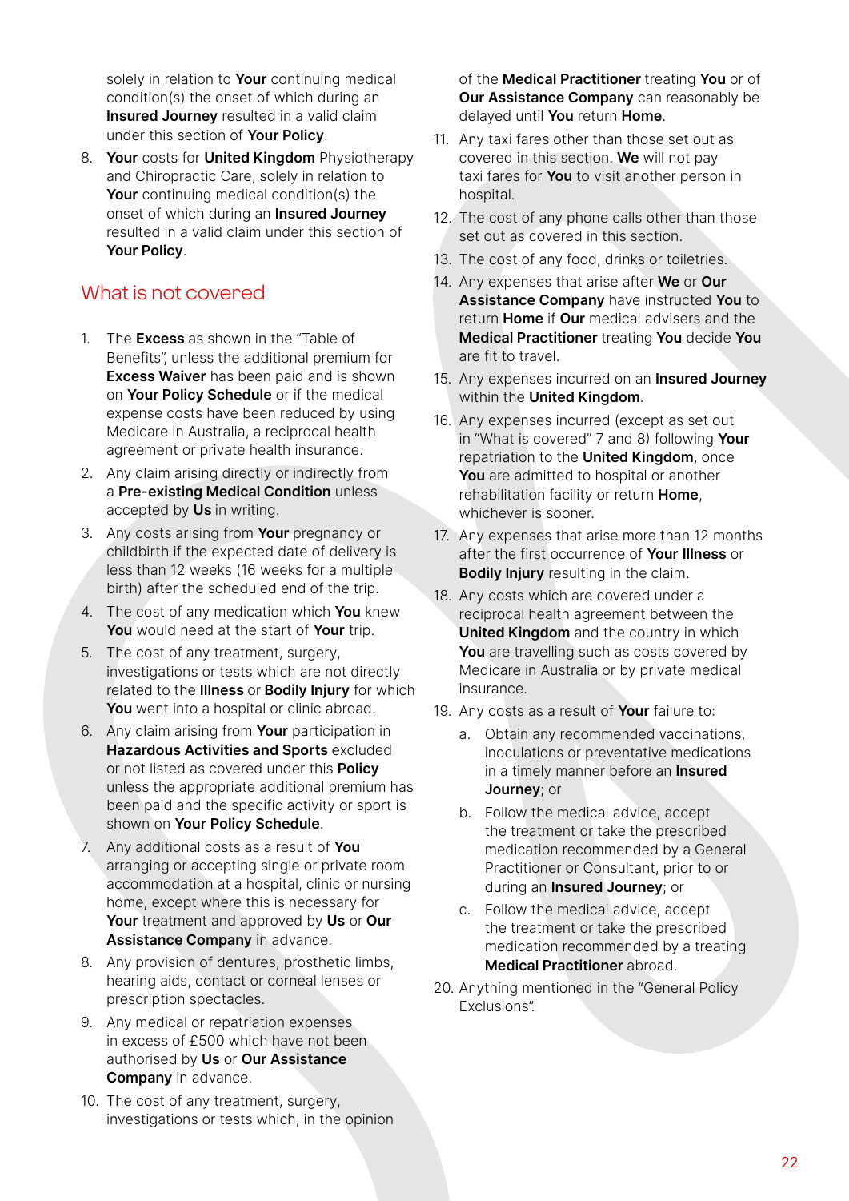solely in relation to **Your** continuing medical condition(s) the onset of which during an **Insured Journey** resulted in a valid claim under this section of **Your Policy**.

8. **Your** costs for **United Kingdom** Physiotherapy and Chiropractic Care, solely in relation to **Your** continuing medical condition(s) the onset of which during an **Insured Journey** resulted in a valid claim under this section of **Your Policy**.

## What is not covered

1. The **Excess** as shown in the "Table of Benefits", unless the additional premium for **Excess Waiver** has been paid and is shown on **Your Policy Schedule** or if the medical expense costs have been reduced by using Medicare in Australia, a reciprocal health agreement or private health insurance.
2. Any claim arising directly or indirectly from a **Pre-existing Medical Condition** unless accepted by **Us** in writing.
3. Any costs arising from **Your** pregnancy or childbirth if the expected date of delivery is less than 12 weeks (16 weeks for a multiple birth) after the scheduled end of the trip.
4. The cost of any medication which **You** knew **You** would need at the start of **Your** trip.
5. The cost of any treatment, surgery, investigations or tests which are not directly related to the **Illness** or **Bodily Injury** for which **You** went into a hospital or clinic abroad.
6. Any claim arising from **Your** participation in **Hazardous Activities and Sports** excluded or not listed as covered under this **Policy** unless the appropriate additional premium has been paid and the specific activity or sport is shown on **Your Policy Schedule**.
7. Any additional costs as a result of **You** arranging or accepting single or private room accommodation at a hospital, clinic or nursing home, except where this is necessary for **Your** treatment and approved by **Us** or **Our Assistance Company** in advance.
8. Any provision of dentures, prosthetic limbs, hearing aids, contact or corneal lenses or prescription spectacles.
9. Any medical or repatriation expenses in excess of £500 which have not been authorised by **Us** or **Our Assistance Company** in advance.
10. The cost of any treatment, surgery, investigations or tests which, in the opinion of the **Medical Practitioner** treating **You** or of **Our Assistance Company** can reasonably be delayed until **You** return **Home**.
11. Any taxi fares other than those set out as covered in this section. **We** will not pay taxi fares for **You** to visit another person in hospital.
12. The cost of any phone calls other than those set out as covered in this section.
13. The cost of any food, drinks or toiletries.
14. Any expenses that arise after **We** or **Our Assistance Company** have instructed **You** to return **Home** if **Our** medical advisers and the **Medical Practitioner** treating **You** decide **You** are fit to travel.
15. Any expenses incurred on an **Insured Journey** within the **United Kingdom**.
16. Any expenses incurred (except as set out in "What is covered" 7 and 8) following **Your** repatriation to the **United Kingdom**, once **You** are admitted to hospital or another rehabilitation facility or return **Home**, whichever is sooner.
17. Any expenses that arise more than 12 months after the first occurrence of **Your Illness** or **Bodily Injury** resulting in the claim.
18. Any costs which are covered under a reciprocal health agreement between the **United Kingdom** and the country in which **You** are travelling such as costs covered by Medicare in Australia or by private medical insurance.
19. Any costs as a result of **Your** failure to:
    a. Obtain any recommended vaccinations, inoculations or preventative medications in a timely manner before an **Insured Journey**; or
    b. Follow the medical advice, accept the treatment or take the prescribed medication recommended by a General Practitioner or Consultant, prior to or during an **Insured Journey**; or
    c. Follow the medical advice, accept the treatment or take the prescribed medication recommended by a treating **Medical Practitioner** abroad.
20. Anything mentioned in the "General Policy Exclusions".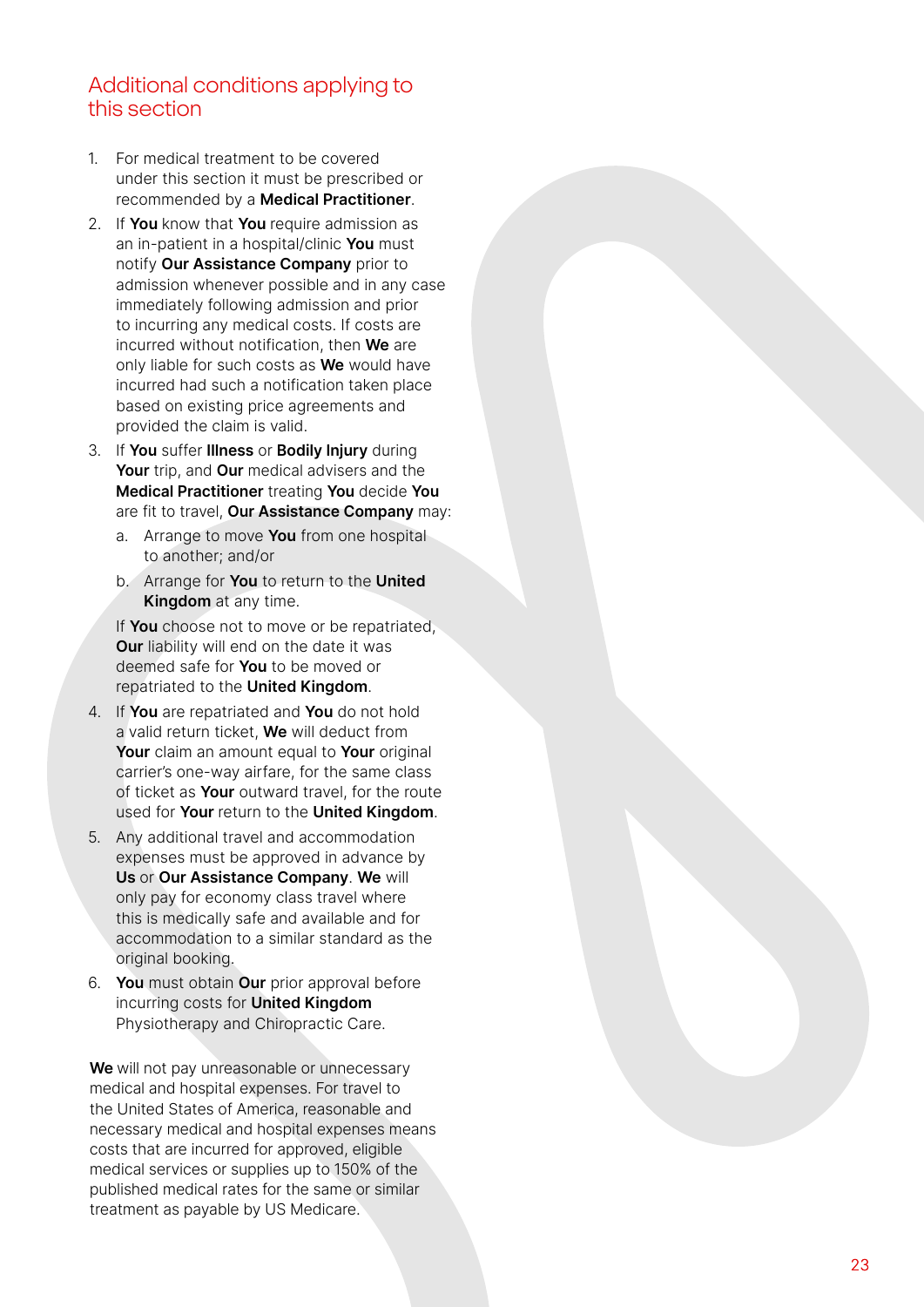## Additional conditions applying to this section

1. For medical treatment to be covered under this section it must be prescribed or recommended by a **Medical Practitioner**.
2. If **You** know that **You** require admission as an in-patient in a hospital/clinic **You** must notify **Our Assistance Company** prior to admission whenever possible and in any case immediately following admission and prior to incurring any medical costs. If costs are incurred without notification, then **We** are only liable for such costs as **We** would have incurred had such a notification taken place based on existing price agreements and provided the claim is valid.
3. If **You** suffer **Illness** or **Bodily Injury** during **Your** trip, and **Our** medical advisers and the **Medical Practitioner** treating **You** decide **You** are fit to travel, **Our Assistance Company** may:
   a. Arrange to move **You** from one hospital to another; and/or
   b. Arrange for **You** to return to the **United Kingdom** at any time.

   If **You** choose not to move or be repatriated, **Our** liability will end on the date it was deemed safe for **You** to be moved or repatriated to the **United Kingdom**.
4. If **You** are repatriated and **You** do not hold a valid return ticket, **We** will deduct from **Your** claim an amount equal to **Your** original carrier's one-way airfare, for the same class of ticket as **Your** outward travel, for the route used for **Your** return to the **United Kingdom**.
5. Any additional travel and accommodation expenses must be approved in advance by **Us** or **Our Assistance Company**. **We** will only pay for economy class travel where this is medically safe and available and for accommodation to a similar standard as the original booking.
6. **You** must obtain **Our** prior approval before incurring costs for **United Kingdom** Physiotherapy and Chiropractic Care.

**We** will not pay unreasonable or unnecessary medical and hospital expenses. For travel to the United States of America, reasonable and necessary medical and hospital expenses means costs that are incurred for approved, eligible medical services or supplies up to 150% of the published medical rates for the same or similar treatment as payable by US Medicare.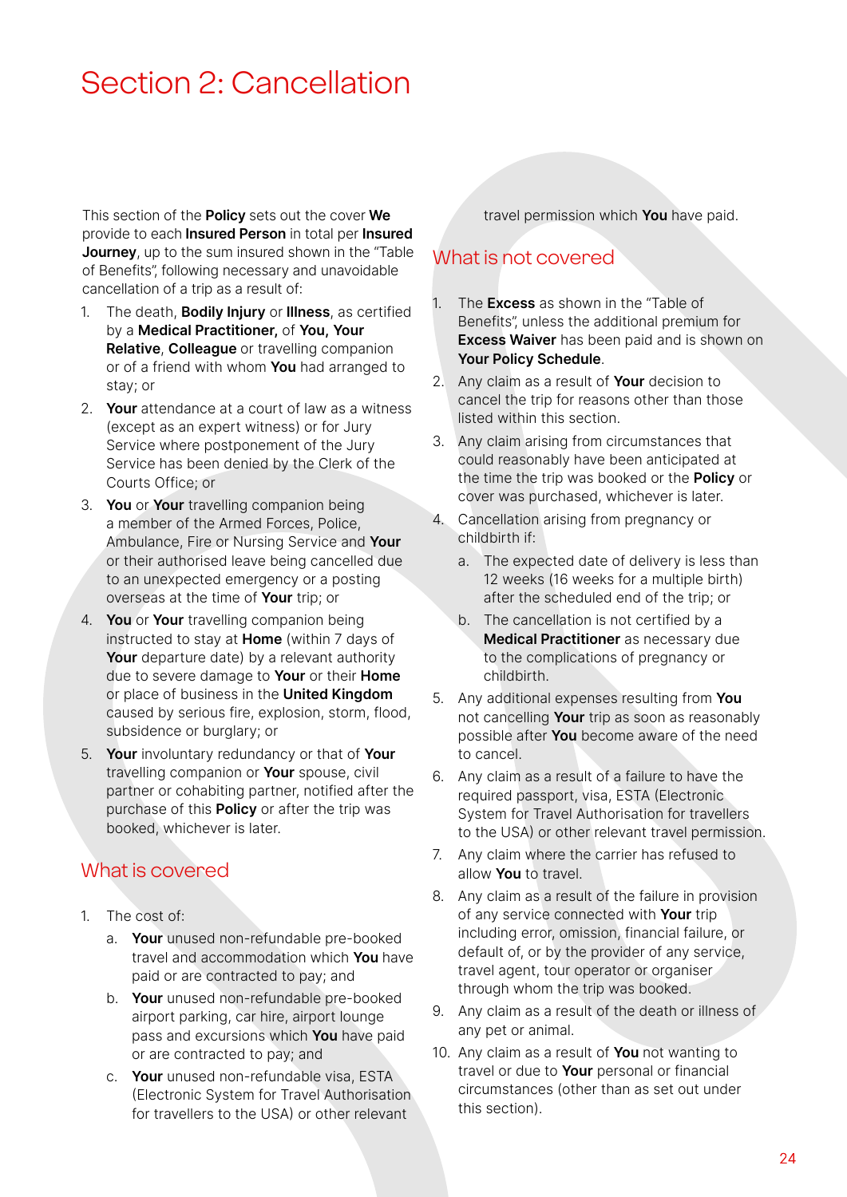# Section 2: Cancellation

This section of the **Policy** sets out the cover **We** provide to each **Insured Person** in total per **Insured Journey**, up to the sum insured shown in the "Table of Benefits", following necessary and unavoidable cancellation of a trip as a result of:

1. The death, **Bodily Injury** or **Illness**, as certified by a **Medical Practitioner,** of **You, Your Relative**, **Colleague** or travelling companion or of a friend with whom **You** had arranged to stay; or
2. **Your** attendance at a court of law as a witness (except as an expert witness) or for Jury Service where postponement of the Jury Service has been denied by the Clerk of the Courts Office; or
3. **You** or **Your** travelling companion being a member of the Armed Forces, Police, Ambulance, Fire or Nursing Service and **Your** or their authorised leave being cancelled due to an unexpected emergency or a posting overseas at the time of **Your** trip; or
4. **You** or **Your** travelling companion being instructed to stay at **Home** (within 7 days of **Your** departure date) by a relevant authority due to severe damage to **Your** or their **Home** or place of business in the **United Kingdom** caused by serious fire, explosion, storm, flood, subsidence or burglary; or
5. **Your** involuntary redundancy or that of **Your** travelling companion or **Your** spouse, civil partner or cohabiting partner, notified after the purchase of this **Policy** or after the trip was booked, whichever is later.

## What is covered

1. The cost of:
   a. **Your** unused non-refundable pre-booked travel and accommodation which **You** have paid or are contracted to pay; and
   b. **Your** unused non-refundable pre-booked airport parking, car hire, airport lounge pass and excursions which **You** have paid or are contracted to pay; and
   c. **Your** unused non-refundable visa, ESTA (Electronic System for Travel Authorisation for travellers to the USA) or other relevant travel permission which **You** have paid.

## What is not covered

1. The **Excess** as shown in the "Table of Benefits", unless the additional premium for **Excess Waiver** has been paid and is shown on **Your Policy Schedule**.
2. Any claim as a result of **Your** decision to cancel the trip for reasons other than those listed within this section.
3. Any claim arising from circumstances that could reasonably have been anticipated at the time the trip was booked or the **Policy** or cover was purchased, whichever is later.
4. Cancellation arising from pregnancy or childbirth if:
   a. The expected date of delivery is less than 12 weeks (16 weeks for a multiple birth) after the scheduled end of the trip; or
   b. The cancellation is not certified by a **Medical Practitioner** as necessary due to the complications of pregnancy or childbirth.
5. Any additional expenses resulting from **You** not cancelling **Your** trip as soon as reasonably possible after **You** become aware of the need to cancel.
6. Any claim as a result of a failure to have the required passport, visa, ESTA (Electronic System for Travel Authorisation for travellers to the USA) or other relevant travel permission.
7. Any claim where the carrier has refused to allow **You** to travel.
8. Any claim as a result of the failure in provision of any service connected with **Your** trip including error, omission, financial failure, or default of, or by the provider of any service, travel agent, tour operator or organiser through whom the trip was booked.
9. Any claim as a result of the death or illness of any pet or animal.
10. Any claim as a result of **You** not wanting to travel or due to **Your** personal or financial circumstances (other than as set out under this section).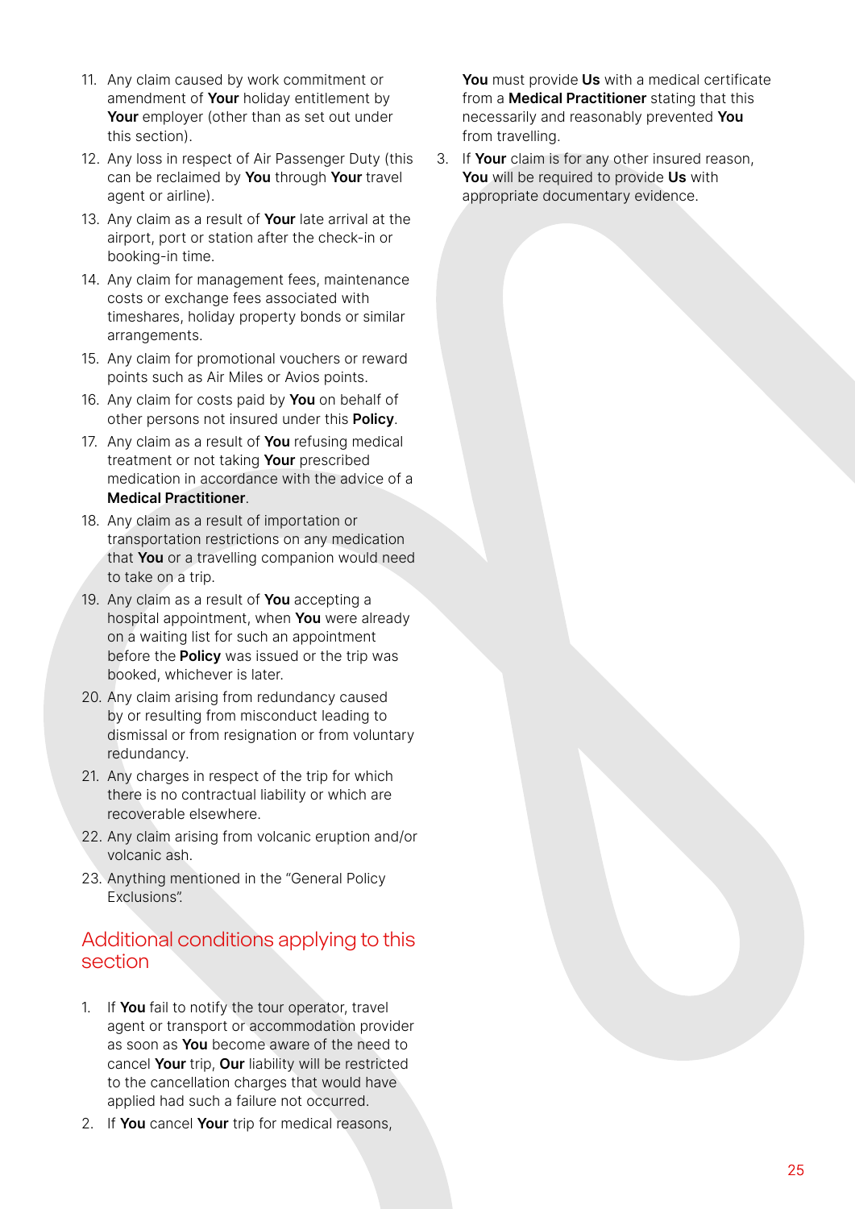11. Any claim caused by work commitment or amendment of **Your** holiday entitlement by **Your** employer (other than as set out under this section).
12. Any loss in respect of Air Passenger Duty (this can be reclaimed by **You** through **Your** travel agent or airline).
13. Any claim as a result of **Your** late arrival at the airport, port or station after the check-in or booking-in time.
14. Any claim for management fees, maintenance costs or exchange fees associated with timeshares, holiday property bonds or similar arrangements.
15. Any claim for promotional vouchers or reward points such as Air Miles or Avios points.
16. Any claim for costs paid by **You** on behalf of other persons not insured under this **Policy**.
17. Any claim as a result of **You** refusing medical treatment or not taking **Your** prescribed medication in accordance with the advice of a **Medical Practitioner**.
18. Any claim as a result of importation or transportation restrictions on any medication that **You** or a travelling companion would need to take on a trip.
19. Any claim as a result of **You** accepting a hospital appointment, when **You** were already on a waiting list for such an appointment before the **Policy** was issued or the trip was booked, whichever is later.
20. Any claim arising from redundancy caused by or resulting from misconduct leading to dismissal or from resignation or from voluntary redundancy.
21. Any charges in respect of the trip for which there is no contractual liability or which are recoverable elsewhere.
22. Any claim arising from volcanic eruption and/or volcanic ash.
23. Anything mentioned in the "General Policy Exclusions".

## Additional conditions applying to this section

1. If **You** fail to notify the tour operator, travel agent or transport or accommodation provider as soon as **You** become aware of the need to cancel **Your** trip, **Our** liability will be restricted to the cancellation charges that would have applied had such a failure not occurred.
2. If **You** cancel **Your** trip for medical reasons, **You** must provide **Us** with a medical certificate from a **Medical Practitioner** stating that this necessarily and reasonably prevented **You** from travelling.
3. If **Your** claim is for any other insured reason, **You** will be required to provide **Us** with appropriate documentary evidence.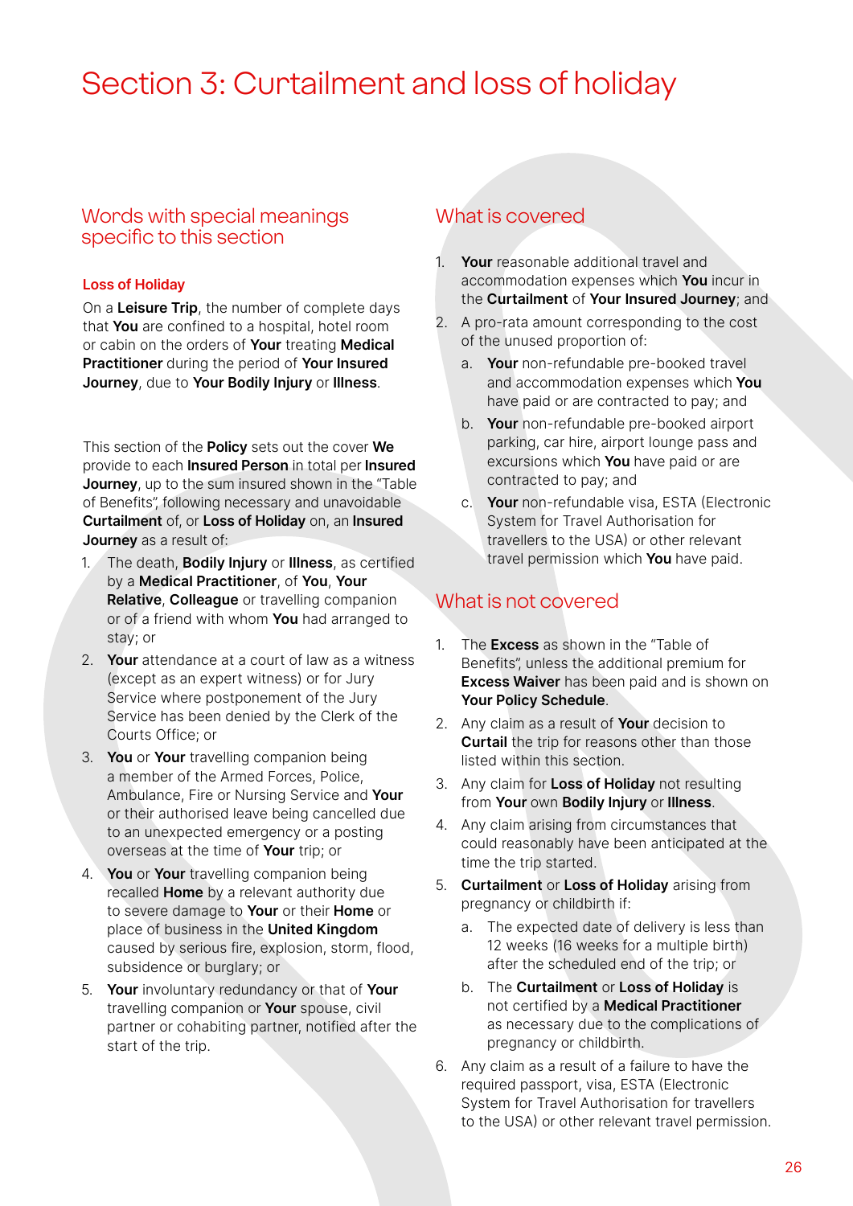# Section 3: Curtailment and loss of holiday

## Words with special meanings specific to this section

### Loss of Holiday

On a **Leisure Trip**, the number of complete days that **You** are confined to a hospital, hotel room or cabin on the orders of **Your** treating **Medical Practitioner** during the period of **Your Insured Journey**, due to **Your Bodily Injury** or **Illness**.

This section of the **Policy** sets out the cover **We** provide to each **Insured Person** in total per **Insured Journey**, up to the sum insured shown in the "Table of Benefits", following necessary and unavoidable **Curtailment** of, or **Loss of Holiday** on, an **Insured Journey** as a result of:

1. The death, **Bodily Injury** or **Illness**, as certified by a **Medical Practitioner**, of **You**, **Your Relative**, **Colleague** or travelling companion or of a friend with whom **You** had arranged to stay; or
2. **Your** attendance at a court of law as a witness (except as an expert witness) or for Jury Service where postponement of the Jury Service has been denied by the Clerk of the Courts Office; or
3. **You** or **Your** travelling companion being a member of the Armed Forces, Police, Ambulance, Fire or Nursing Service and **Your** or their authorised leave being cancelled due to an unexpected emergency or a posting overseas at the time of **Your** trip; or
4. **You** or **Your** travelling companion being recalled **Home** by a relevant authority due to severe damage to **Your** or their **Home** or place of business in the **United Kingdom** caused by serious fire, explosion, storm, flood, subsidence or burglary; or
5. **Your** involuntary redundancy or that of **Your** travelling companion or **Your** spouse, civil partner or cohabiting partner, notified after the start of the trip.

## What is covered

1. **Your** reasonable additional travel and accommodation expenses which **You** incur in the **Curtailment** of **Your Insured Journey**; and
2. A pro-rata amount corresponding to the cost of the unused proportion of:
   a. **Your** non-refundable pre-booked travel and accommodation expenses which **You** have paid or are contracted to pay; and
   b. **Your** non-refundable pre-booked airport parking, car hire, airport lounge pass and excursions which **You** have paid or are contracted to pay; and
   c. **Your** non-refundable visa, ESTA (Electronic System for Travel Authorisation for travellers to the USA) or other relevant travel permission which **You** have paid.

## What is not covered

1. The **Excess** as shown in the "Table of Benefits", unless the additional premium for **Excess Waiver** has been paid and is shown on **Your Policy Schedule**.
2. Any claim as a result of **Your** decision to **Curtail** the trip for reasons other than those listed within this section.
3. Any claim for **Loss of Holiday** not resulting from **Your** own **Bodily Injury** or **Illness**.
4. Any claim arising from circumstances that could reasonably have been anticipated at the time the trip started.
5. **Curtailment** or **Loss of Holiday** arising from pregnancy or childbirth if:
   a. The expected date of delivery is less than 12 weeks (16 weeks for a multiple birth) after the scheduled end of the trip; or
   b. The **Curtailment** or **Loss of Holiday** is not certified by a **Medical Practitioner** as necessary due to the complications of pregnancy or childbirth.
6. Any claim as a result of a failure to have the required passport, visa, ESTA (Electronic System for Travel Authorisation for travellers to the USA) or other relevant travel permission.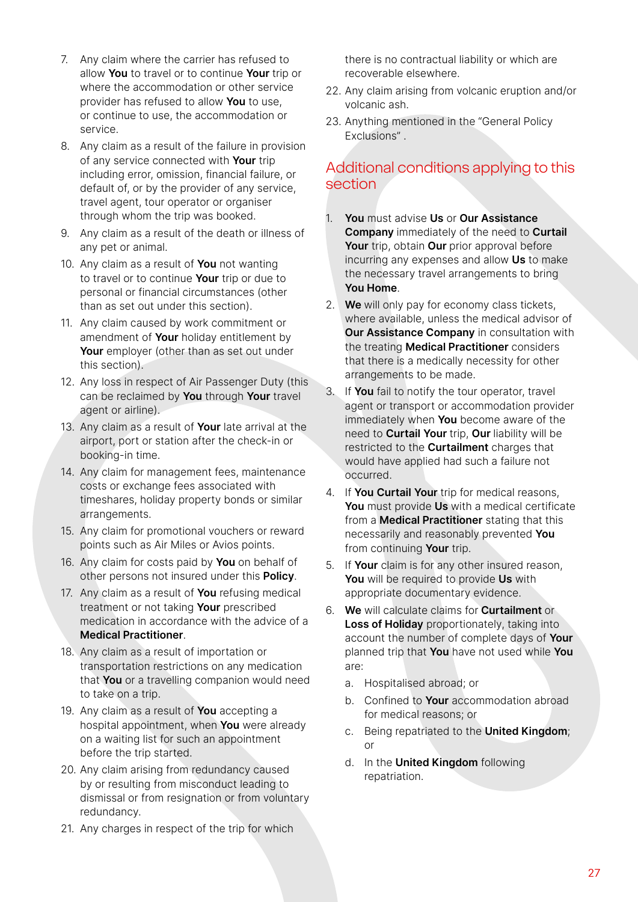7. Any claim where the carrier has refused to allow **You** to travel or to continue **Your** trip or where the accommodation or other service provider has refused to allow **You** to use, or continue to use, the accommodation or service.
8. Any claim as a result of the failure in provision of any service connected with **Your** trip including error, omission, financial failure, or default of, or by the provider of any service, travel agent, tour operator or organiser through whom the trip was booked.
9. Any claim as a result of the death or illness of any pet or animal.
10. Any claim as a result of **You** not wanting to travel or to continue **Your** trip or due to personal or financial circumstances (other than as set out under this section).
11. Any claim caused by work commitment or amendment of **Your** holiday entitlement by **Your** employer (other than as set out under this section).
12. Any loss in respect of Air Passenger Duty (this can be reclaimed by **You** through **Your** travel agent or airline).
13. Any claim as a result of **Your** late arrival at the airport, port or station after the check-in or booking-in time.
14. Any claim for management fees, maintenance costs or exchange fees associated with timeshares, holiday property bonds or similar arrangements.
15. Any claim for promotional vouchers or reward points such as Air Miles or Avios points.
16. Any claim for costs paid by **You** on behalf of other persons not insured under this **Policy**.
17. Any claim as a result of **You** refusing medical treatment or not taking **Your** prescribed medication in accordance with the advice of a **Medical Practitioner**.
18. Any claim as a result of importation or transportation restrictions on any medication that **You** or a travelling companion would need to take on a trip.
19. Any claim as a result of **You** accepting a hospital appointment, when **You** were already on a waiting list for such an appointment before the trip started.
20. Any claim arising from redundancy caused by or resulting from misconduct leading to dismissal or from resignation or from voluntary redundancy.
21. Any charges in respect of the trip for which there is no contractual liability or which are recoverable elsewhere.
22. Any claim arising from volcanic eruption and/or volcanic ash.
23. Anything mentioned in the "General Policy Exclusions" .

## Additional conditions applying to this section

1. **You** must advise **Us** or **Our Assistance Company** immediately of the need to **Curtail Your** trip, obtain **Our** prior approval before incurring any expenses and allow **Us** to make the necessary travel arrangements to bring **You Home**.
2. **We** will only pay for economy class tickets, where available, unless the medical advisor of **Our Assistance Company** in consultation with the treating **Medical Practitioner** considers that there is a medically necessity for other arrangements to be made.
3. If **You** fail to notify the tour operator, travel agent or transport or accommodation provider immediately when **You** become aware of the need to **Curtail Your** trip, **Our** liability will be restricted to the **Curtailment** charges that would have applied had such a failure not occurred.
4. If **You Curtail Your** trip for medical reasons, **You** must provide **Us** with a medical certificate from a **Medical Practitioner** stating that this necessarily and reasonably prevented **You** from continuing **Your** trip.
5. If **Your** claim is for any other insured reason, **You** will be required to provide **Us** with appropriate documentary evidence.
6. **We** will calculate claims for **Curtailment** or **Loss of Holiday** proportionately, taking into account the number of complete days of **Your** planned trip that **You** have not used while **You** are:
   a. Hospitalised abroad; or
   b. Confined to **Your** accommodation abroad for medical reasons; or
   c. Being repatriated to the **United Kingdom**; or
   d. In the **United Kingdom** following repatriation.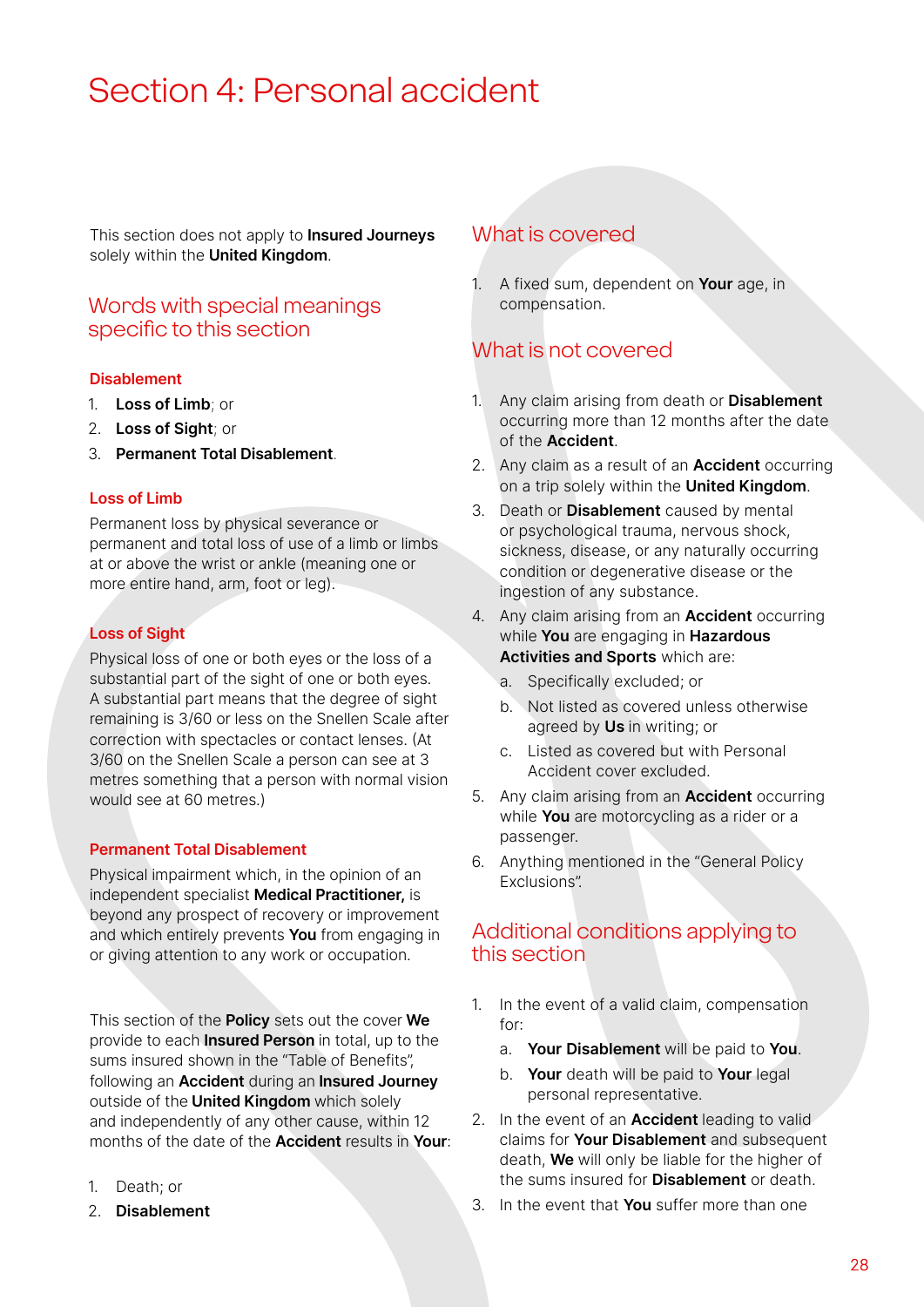# Section 4: Personal accident

This section does not apply to **Insured Journeys** solely within the **United Kingdom**.

## Words with special meanings specific to this section

### Disablement

1. **Loss of Limb**; or
2. **Loss of Sight**; or
3. **Permanent Total Disablement**.

### Loss of Limb

Permanent loss by physical severance or permanent and total loss of use of a limb or limbs at or above the wrist or ankle (meaning one or more entire hand, arm, foot or leg).

### Loss of Sight

Physical loss of one or both eyes or the loss of a substantial part of the sight of one or both eyes. A substantial part means that the degree of sight remaining is 3/60 or less on the Snellen Scale after correction with spectacles or contact lenses. (At 3/60 on the Snellen Scale a person can see at 3 metres something that a person with normal vision would see at 60 metres.)

### Permanent Total Disablement

Physical impairment which, in the opinion of an independent specialist **Medical Practitioner,** is beyond any prospect of recovery or improvement and which entirely prevents **You** from engaging in or giving attention to any work or occupation.

This section of the **Policy** sets out the cover **We** provide to each **Insured Person** in total, up to the sums insured shown in the "Table of Benefits", following an **Accident** during an **Insured Journey** outside of the **United Kingdom** which solely and independently of any other cause, within 12 months of the date of the **Accident** results in **Your**:

1. Death; or
2. **Disablement**

## What is covered

1. A fixed sum, dependent on **Your** age, in compensation.

## What is not covered

1. Any claim arising from death or **Disablement** occurring more than 12 months after the date of the **Accident**.
2. Any claim as a result of an **Accident** occurring on a trip solely within the **United Kingdom**.
3. Death or **Disablement** caused by mental or psychological trauma, nervous shock, sickness, disease, or any naturally occurring condition or degenerative disease or the ingestion of any substance.
4. Any claim arising from an **Accident** occurring while **You** are engaging in **Hazardous Activities and Sports** which are:
   a. Specifically excluded; or
   b. Not listed as covered unless otherwise agreed by **Us** in writing; or
   c. Listed as covered but with Personal Accident cover excluded.
5. Any claim arising from an **Accident** occurring while **You** are motorcycling as a rider or a passenger.
6. Anything mentioned in the "General Policy Exclusions".

## Additional conditions applying to this section

1. In the event of a valid claim, compensation for:
   a. **Your Disablement** will be paid to **You**.
   b. **Your** death will be paid to **Your** legal personal representative.
2. In the event of an **Accident** leading to valid claims for **Your Disablement** and subsequent death, **We** will only be liable for the higher of the sums insured for **Disablement** or death.
3. In the event that **You** suffer more than one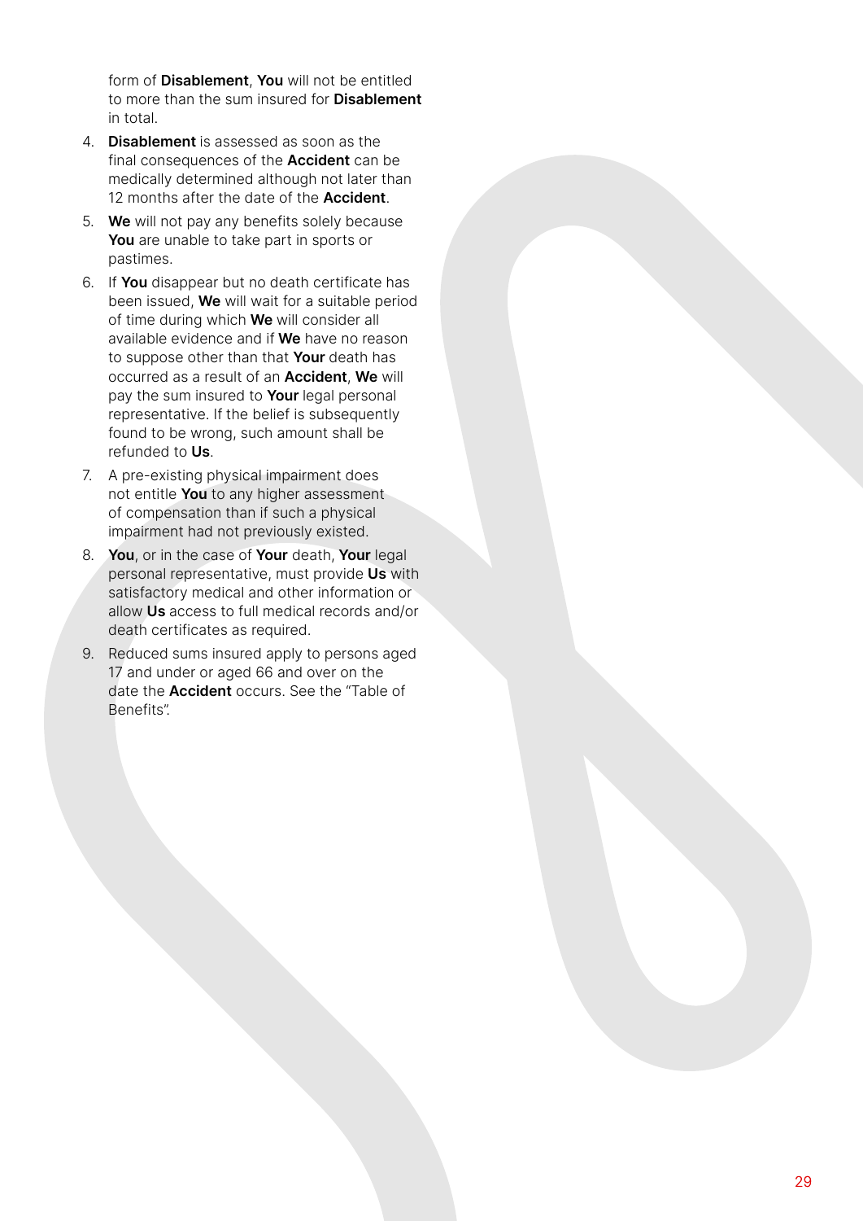form of **Disablement**, **You** will not be entitled to more than the sum insured for **Disablement** in total.

4. **Disablement** is assessed as soon as the final consequences of the **Accident** can be medically determined although not later than 12 months after the date of the **Accident**.
5. **We** will not pay any benefits solely because **You** are unable to take part in sports or pastimes.
6. If **You** disappear but no death certificate has been issued, **We** will wait for a suitable period of time during which **We** will consider all available evidence and if **We** have no reason to suppose other than that **Your** death has occurred as a result of an **Accident**, **We** will pay the sum insured to **Your** legal personal representative. If the belief is subsequently found to be wrong, such amount shall be refunded to **Us**.
7. A pre-existing physical impairment does not entitle **You** to any higher assessment of compensation than if such a physical impairment had not previously existed.
8. **You**, or in the case of **Your** death, **Your** legal personal representative, must provide **Us** with satisfactory medical and other information or allow **Us** access to full medical records and/or death certificates as required.
9. Reduced sums insured apply to persons aged 17 and under or aged 66 and over on the date the **Accident** occurs. See the "Table of Benefits".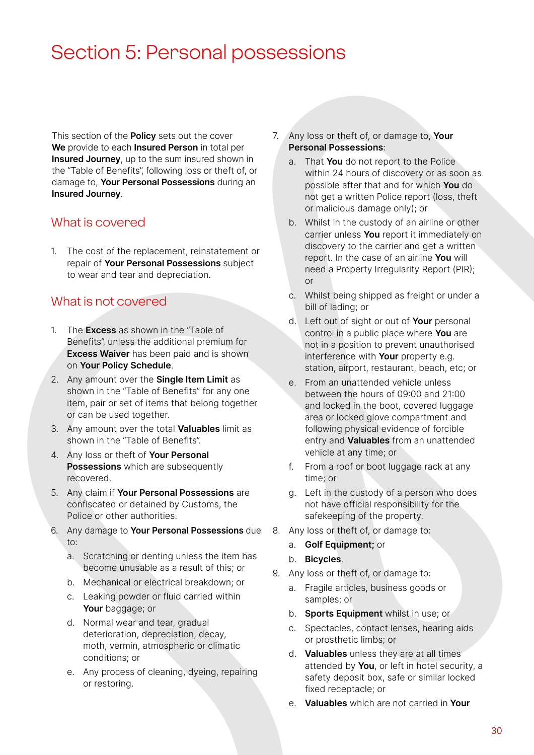# Section 5: Personal possessions

This section of the **Policy** sets out the cover **We** provide to each **Insured Person** in total per **Insured Journey**, up to the sum insured shown in the "Table of Benefits", following loss or theft of, or damage to, **Your Personal Possessions** during an **Insured Journey**.

## What is covered

1. The cost of the replacement, reinstatement or repair of **Your Personal Possessions** subject to wear and tear and depreciation.

## What is not covered

1. The **Excess** as shown in the "Table of Benefits", unless the additional premium for **Excess Waiver** has been paid and is shown on **Your Policy Schedule**.
2. Any amount over the **Single Item Limit** as shown in the "Table of Benefits" for any one item, pair or set of items that belong together or can be used together.
3. Any amount over the total **Valuables** limit as shown in the "Table of Benefits".
4. Any loss or theft of **Your Personal Possessions** which are subsequently recovered.
5. Any claim if **Your Personal Possessions** are confiscated or detained by Customs, the Police or other authorities.
6. Any damage to **Your Personal Possessions** due to:
   a. Scratching or denting unless the item has become unusable as a result of this; or
   b. Mechanical or electrical breakdown; or
   c. Leaking powder or fluid carried within **Your** baggage; or
   d. Normal wear and tear, gradual deterioration, depreciation, decay, moth, vermin, atmospheric or climatic conditions; or
   e. Any process of cleaning, dyeing, repairing or restoring.
7. Any loss or theft of, or damage to, **Your Personal Possessions**:
   a. That **You** do not report to the Police within 24 hours of discovery or as soon as possible after that and for which **You** do not get a written Police report (loss, theft or malicious damage only); or
   b. Whilst in the custody of an airline or other carrier unless **You** report it immediately on discovery to the carrier and get a written report. In the case of an airline **You** will need a Property Irregularity Report (PIR); or
   c. Whilst being shipped as freight or under a bill of lading; or
   d. Left out of sight or out of **Your** personal control in a public place where **You** are not in a position to prevent unauthorised interference with **Your** property e.g. station, airport, restaurant, beach, etc; or
   e. From an unattended vehicle unless between the hours of 09:00 and 21:00 and locked in the boot, covered luggage area or locked glove compartment and following physical evidence of forcible entry and **Valuables** from an unattended vehicle at any time; or
   f. From a roof or boot luggage rack at any time; or
   g. Left in the custody of a person who does not have official responsibility for the safekeeping of the property.
8. Any loss or theft of, or damage to:
   a. **Golf Equipment;** or
   b. **Bicycles**.
9. Any loss or theft of, or damage to:
   a. Fragile articles, business goods or samples; or
   b. **Sports Equipment** whilst in use; or
   c. Spectacles, contact lenses, hearing aids or prosthetic limbs; or
   d. **Valuables** unless they are at all times attended by **You**, or left in hotel security, a safety deposit box, safe or similar locked fixed receptacle; or
   e. **Valuables** which are not carried in **Your**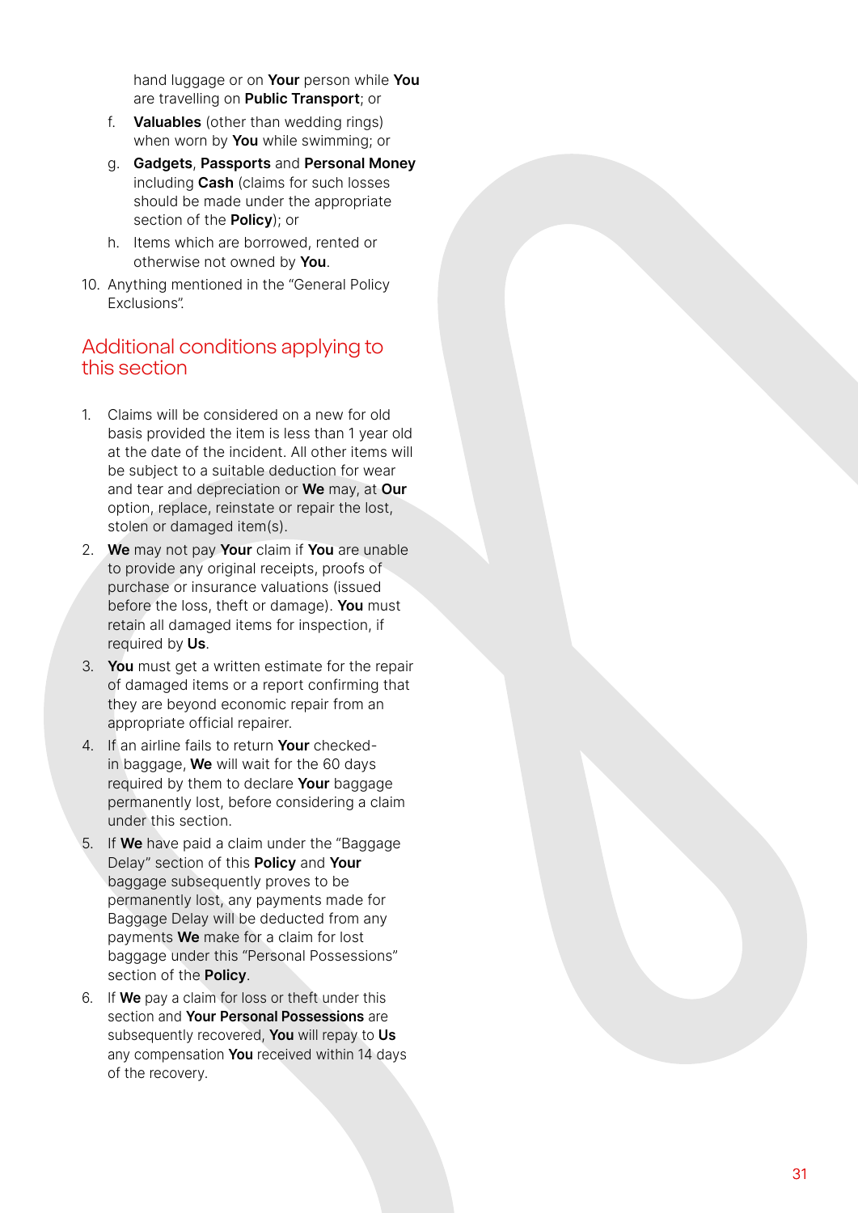hand luggage or on **Your** person while **You** are travelling on **Public Transport**; or

f. **Valuables** (other than wedding rings) when worn by **You** while swimming; or

g. **Gadgets**, **Passports** and **Personal Money** including **Cash** (claims for such losses should be made under the appropriate section of the **Policy**); or

h. Items which are borrowed, rented or otherwise not owned by **You**.

10. Anything mentioned in the "General Policy Exclusions".

## Additional conditions applying to this section

1. Claims will be considered on a new for old basis provided the item is less than 1 year old at the date of the incident. All other items will be subject to a suitable deduction for wear and tear and depreciation or **We** may, at **Our** option, replace, reinstate or repair the lost, stolen or damaged item(s).
2. **We** may not pay **Your** claim if **You** are unable to provide any original receipts, proofs of purchase or insurance valuations (issued before the loss, theft or damage). **You** must retain all damaged items for inspection, if required by **Us**.
3. **You** must get a written estimate for the repair of damaged items or a report confirming that they are beyond economic repair from an appropriate official repairer.
4. If an airline fails to return **Your** checked-in baggage, **We** will wait for the 60 days required by them to declare **Your** baggage permanently lost, before considering a claim under this section.
5. If **We** have paid a claim under the "Baggage Delay" section of this **Policy** and **Your** baggage subsequently proves to be permanently lost, any payments made for Baggage Delay will be deducted from any payments **We** make for a claim for lost baggage under this "Personal Possessions" section of the **Policy**.
6. If **We** pay a claim for loss or theft under this section and **Your Personal Possessions** are subsequently recovered, **You** will repay to **Us** any compensation **You** received within 14 days of the recovery.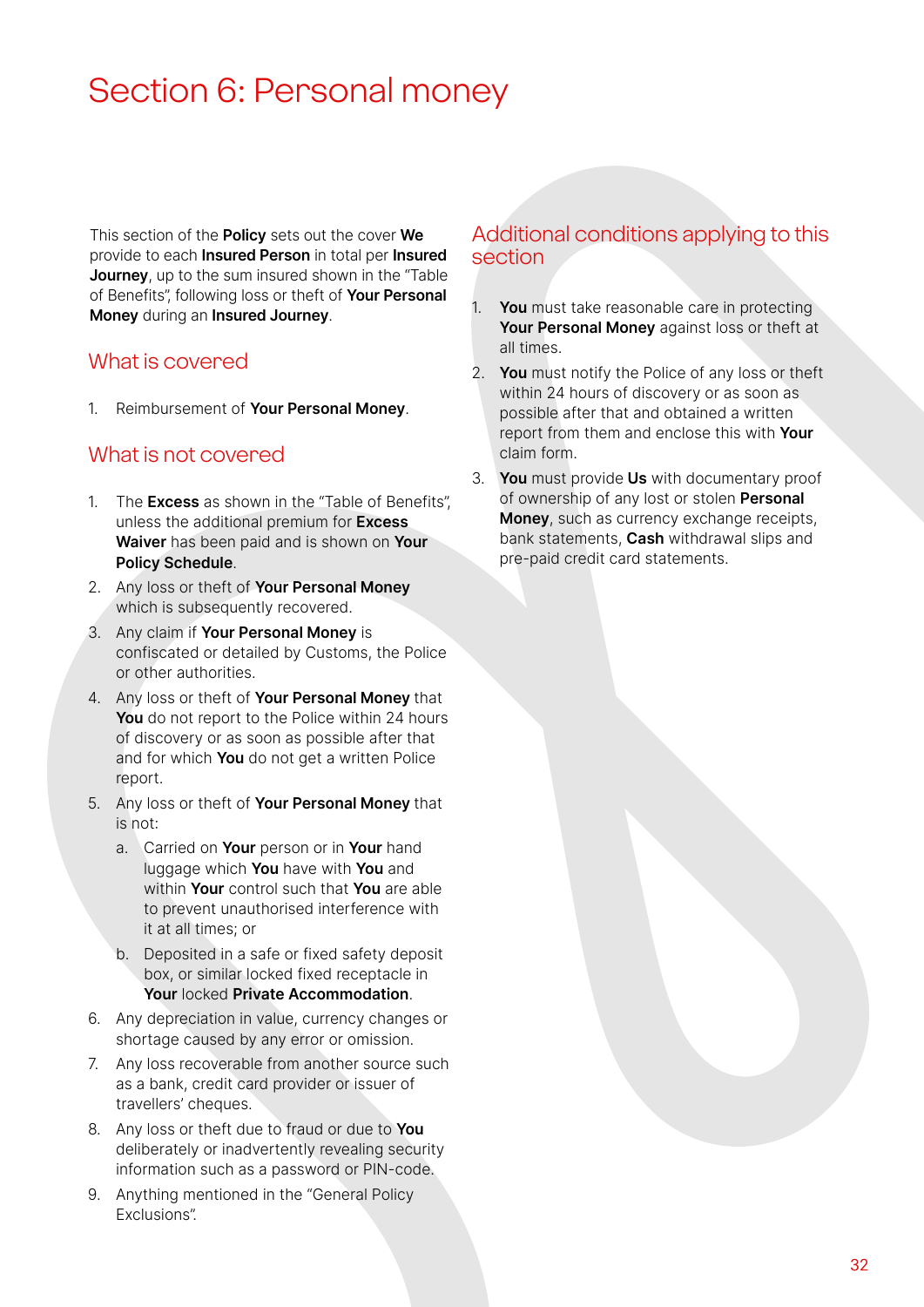# Section 6: Personal money

This section of the **Policy** sets out the cover **We** provide to each **Insured Person** in total per **Insured Journey**, up to the sum insured shown in the "Table of Benefits", following loss or theft of **Your Personal Money** during an **Insured Journey**.

## What is covered

1. Reimbursement of **Your Personal Money**.

## What is not covered

1. The **Excess** as shown in the "Table of Benefits", unless the additional premium for **Excess Waiver** has been paid and is shown on **Your Policy Schedule**.
2. Any loss or theft of **Your Personal Money** which is subsequently recovered.
3. Any claim if **Your Personal Money** is confiscated or detailed by Customs, the Police or other authorities.
4. Any loss or theft of **Your Personal Money** that **You** do not report to the Police within 24 hours of discovery or as soon as possible after that and for which **You** do not get a written Police report.
5. Any loss or theft of **Your Personal Money** that is not:
   a. Carried on **Your** person or in **Your** hand luggage which **You** have with **You** and within **Your** control such that **You** are able to prevent unauthorised interference with it at all times; or
   b. Deposited in a safe or fixed safety deposit box, or similar locked fixed receptacle in **Your** locked **Private Accommodation**.
6. Any depreciation in value, currency changes or shortage caused by any error or omission.
7. Any loss recoverable from another source such as a bank, credit card provider or issuer of travellers' cheques.
8. Any loss or theft due to fraud or due to **You** deliberately or inadvertently revealing security information such as a password or PIN-code.
9. Anything mentioned in the "General Policy Exclusions".

## Additional conditions applying to this section

1. **You** must take reasonable care in protecting **Your Personal Money** against loss or theft at all times.
2. **You** must notify the Police of any loss or theft within 24 hours of discovery or as soon as possible after that and obtained a written report from them and enclose this with **Your** claim form.
3. **You** must provide **Us** with documentary proof of ownership of any lost or stolen **Personal Money**, such as currency exchange receipts, bank statements, **Cash** withdrawal slips and pre-paid credit card statements.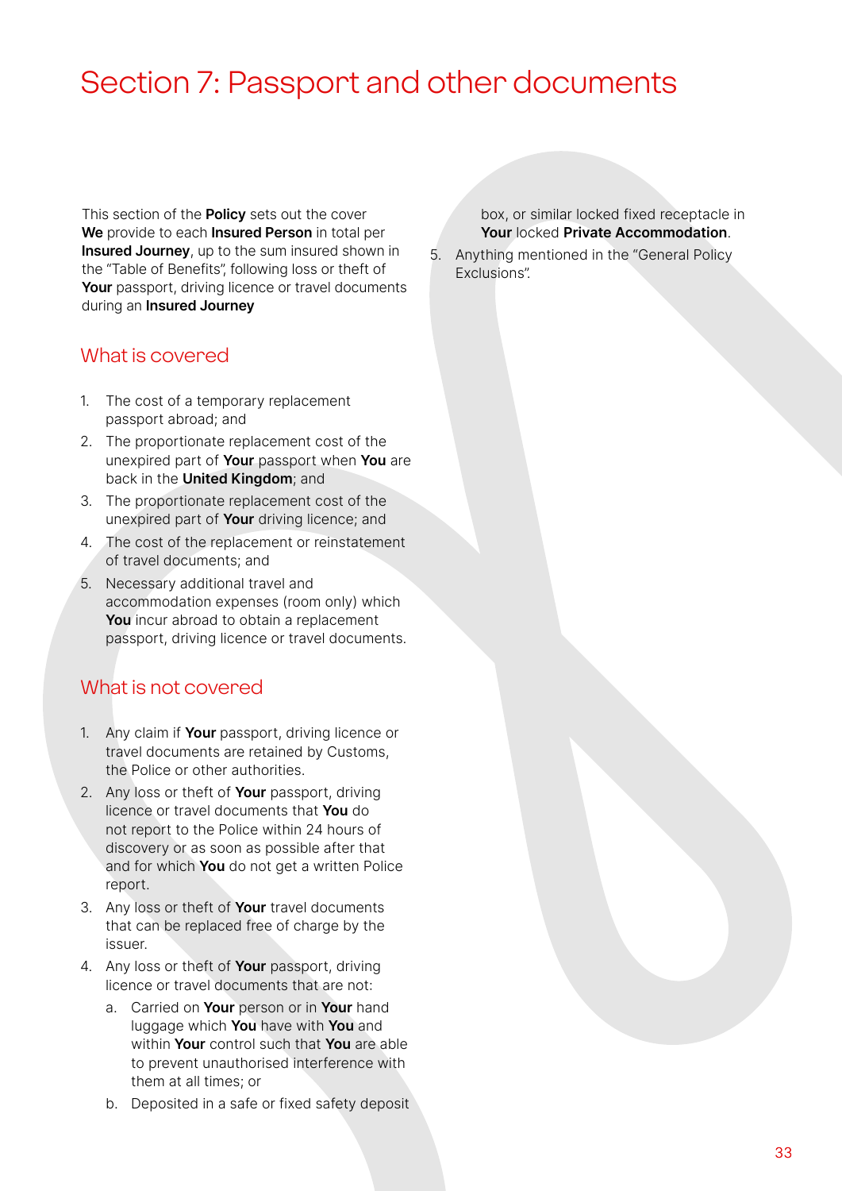# Section 7: Passport and other documents

This section of the **Policy** sets out the cover **We** provide to each **Insured Person** in total per **Insured Journey**, up to the sum insured shown in the "Table of Benefits", following loss or theft of **Your** passport, driving licence or travel documents during an **Insured Journey**

## What is covered

1. The cost of a temporary replacement passport abroad; and
2. The proportionate replacement cost of the unexpired part of **Your** passport when **You** are back in the **United Kingdom**; and
3. The proportionate replacement cost of the unexpired part of **Your** driving licence; and
4. The cost of the replacement or reinstatement of travel documents; and
5. Necessary additional travel and accommodation expenses (room only) which **You** incur abroad to obtain a replacement passport, driving licence or travel documents.

## What is not covered

1. Any claim if **Your** passport, driving licence or travel documents are retained by Customs, the Police or other authorities.
2. Any loss or theft of **Your** passport, driving licence or travel documents that **You** do not report to the Police within 24 hours of discovery or as soon as possible after that and for which **You** do not get a written Police report.
3. Any loss or theft of **Your** travel documents that can be replaced free of charge by the issuer.
4. Any loss or theft of **Your** passport, driving licence or travel documents that are not:
   a. Carried on **Your** person or in **Your** hand luggage which **You** have with **You** and within **Your** control such that **You** are able to prevent unauthorised interference with them at all times; or
   b. Deposited in a safe or fixed safety deposit box, or similar locked fixed receptacle in **Your** locked **Private Accommodation**.
5. Anything mentioned in the "General Policy Exclusions".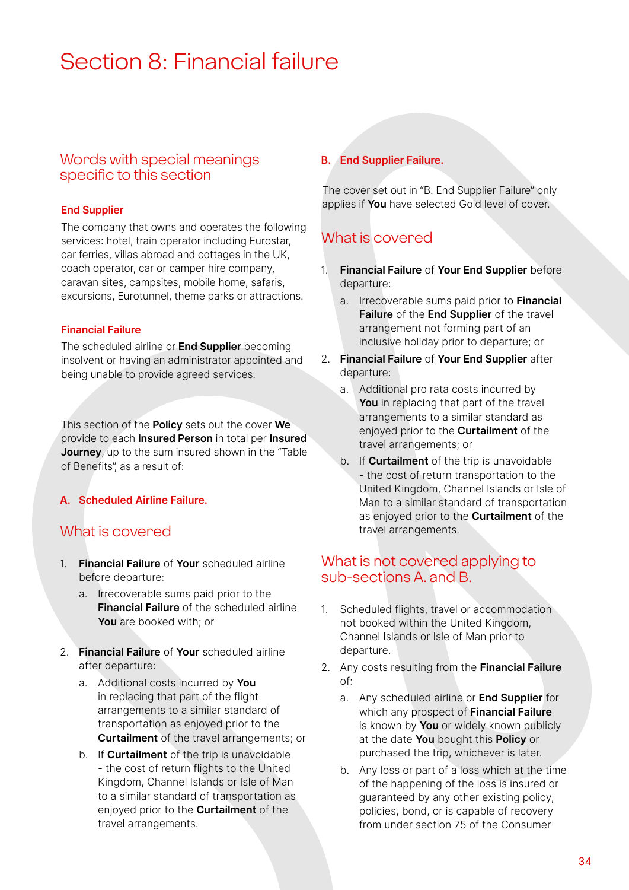# Section 8: Financial failure

## Words with special meanings specific to this section

**End Supplier**

The company that owns and operates the following services: hotel, train operator including Eurostar, car ferries, villas abroad and cottages in the UK, coach operator, car or camper hire company, caravan sites, campsites, mobile home, safaris, excursions, Eurotunnel, theme parks or attractions.

**Financial Failure**

The scheduled airline or **End Supplier** becoming insolvent or having an administrator appointed and being unable to provide agreed services.

This section of the **Policy** sets out the cover **We** provide to each **Insured Person** in total per **Insured Journey**, up to the sum insured shown in the "Table of Benefits", as a result of:

### A. Scheduled Airline Failure.

## What is covered

1. **Financial Failure** of **Your** scheduled airline before departure:
   a. Irrecoverable sums paid prior to the **Financial Failure** of the scheduled airline **You** are booked with; or
2. **Financial Failure** of **Your** scheduled airline after departure:
   a. Additional costs incurred by **You** in replacing that part of the flight arrangements to a similar standard of transportation as enjoyed prior to the **Curtailment** of the travel arrangements; or
   b. If **Curtailment** of the trip is unavoidable - the cost of return flights to the United Kingdom, Channel Islands or Isle of Man to a similar standard of transportation as enjoyed prior to the **Curtailment** of the travel arrangements.

### B. End Supplier Failure.

The cover set out in "B. End Supplier Failure." only applies if **You** have selected Gold level of cover.

## What is covered

1. **Financial Failure** of **Your End Supplier** before departure:
   a. Irrecoverable sums paid prior to **Financial Failure** of the **End Supplier** of the travel arrangement not forming part of an inclusive holiday prior to departure; or
2. **Financial Failure** of **Your End Supplier** after departure:
   a. Additional pro rata costs incurred by **You** in replacing that part of the travel arrangements to a similar standard as enjoyed prior to the **Curtailment** of the travel arrangements; or
   b. If **Curtailment** of the trip is unavoidable - the cost of return transportation to the United Kingdom, Channel Islands or Isle of Man to a similar standard of transportation as enjoyed prior to the **Curtailment** of the travel arrangements.

## What is not covered applying to sub-sections A. and B.

1. Scheduled flights, travel or accommodation not booked within the United Kingdom, Channel Islands or Isle of Man prior to departure.
2. Any costs resulting from the **Financial Failure** of:
   a. Any scheduled airline or **End Supplier** for which any prospect of **Financial Failure** is known by **You** or widely known publicly at the date **You** bought this **Policy** or purchased the trip, whichever is later.
   b. Any loss or part of a loss which at the time of the happening of the loss is insured or guaranteed by any other existing policy, policies, bond, or is capable of recovery from under section 75 of the Consumer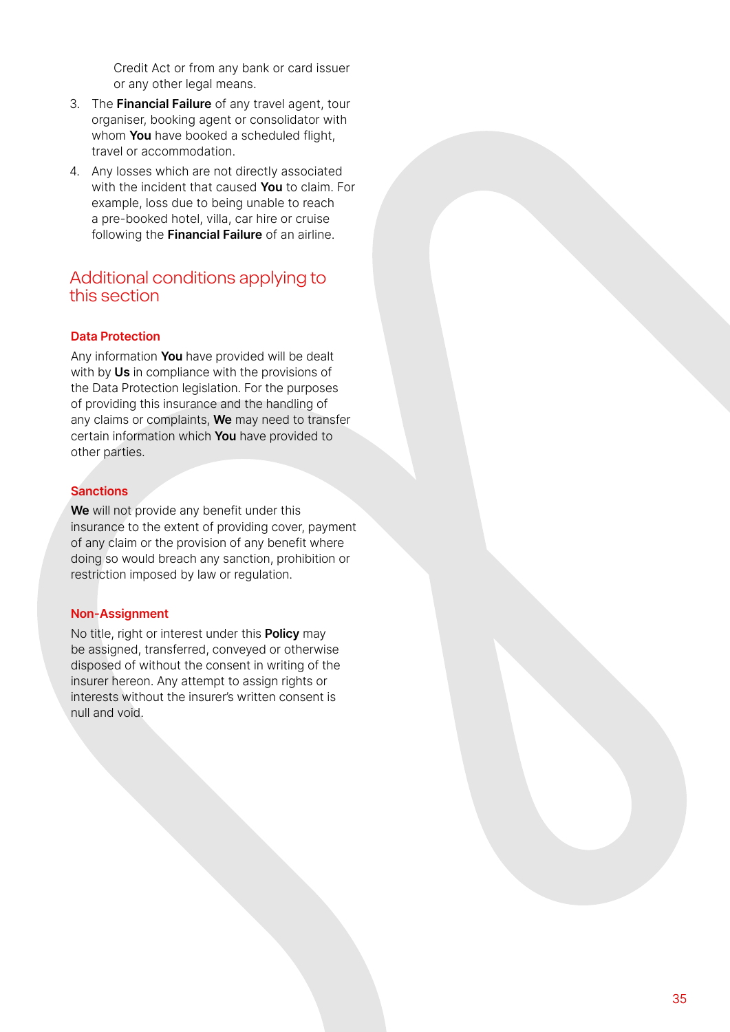Credit Act or from any bank or card issuer or any other legal means.

3. The **Financial Failure** of any travel agent, tour organiser, booking agent or consolidator with whom **You** have booked a scheduled flight, travel or accommodation.
4. Any losses which are not directly associated with the incident that caused **You** to claim. For example, loss due to being unable to reach a pre-booked hotel, villa, car hire or cruise following the **Financial Failure** of an airline.

## Additional conditions applying to this section

### Data Protection

Any information **You** have provided will be dealt with by **Us** in compliance with the provisions of the Data Protection legislation. For the purposes of providing this insurance and the handling of any claims or complaints, **We** may need to transfer certain information which **You** have provided to other parties.

### Sanctions

**We** will not provide any benefit under this insurance to the extent of providing cover, payment of any claim or the provision of any benefit where doing so would breach any sanction, prohibition or restriction imposed by law or regulation.

### Non-Assignment

No title, right or interest under this **Policy** may be assigned, transferred, conveyed or otherwise disposed of without the consent in writing of the insurer hereon. Any attempt to assign rights or interests without the insurer's written consent is null and void.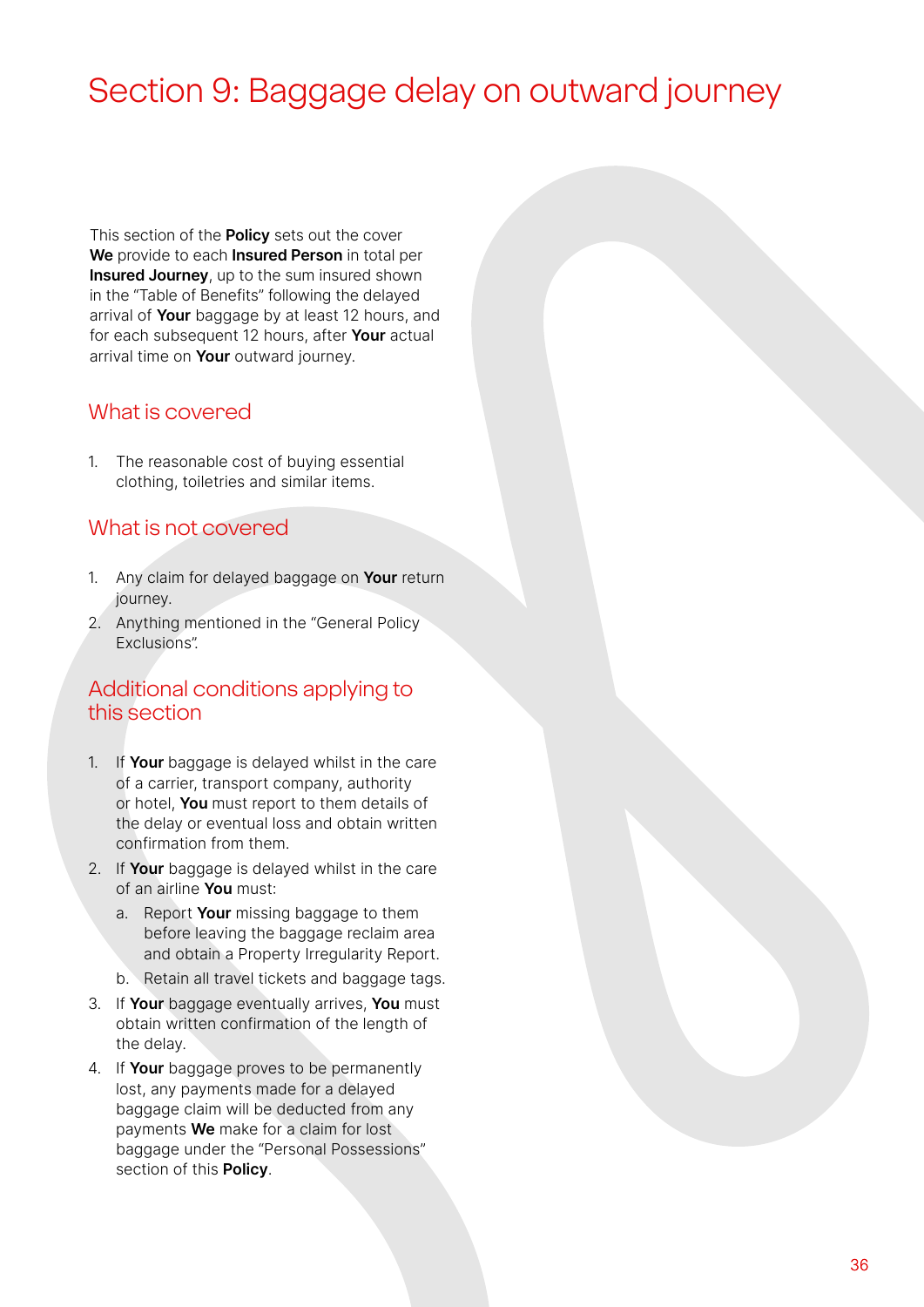# Section 9: Baggage delay on outward journey

This section of the **Policy** sets out the cover **We** provide to each **Insured Person** in total per **Insured Journey**, up to the sum insured shown in the "Table of Benefits" following the delayed arrival of **Your** baggage by at least 12 hours, and for each subsequent 12 hours, after **Your** actual arrival time on **Your** outward journey.

## What is covered

1. The reasonable cost of buying essential clothing, toiletries and similar items.

## What is not covered

1. Any claim for delayed baggage on **Your** return journey.
2. Anything mentioned in the "General Policy Exclusions".

## Additional conditions applying to this section

1. If **Your** baggage is delayed whilst in the care of a carrier, transport company, authority or hotel, **You** must report to them details of the delay or eventual loss and obtain written confirmation from them.
2. If **Your** baggage is delayed whilst in the care of an airline **You** must:
   a. Report **Your** missing baggage to them before leaving the baggage reclaim area and obtain a Property Irregularity Report.
   b. Retain all travel tickets and baggage tags.
3. If **Your** baggage eventually arrives, **You** must obtain written confirmation of the length of the delay.
4. If **Your** baggage proves to be permanently lost, any payments made for a delayed baggage claim will be deducted from any payments **We** make for a claim for lost baggage under the "Personal Possessions" section of this **Policy**.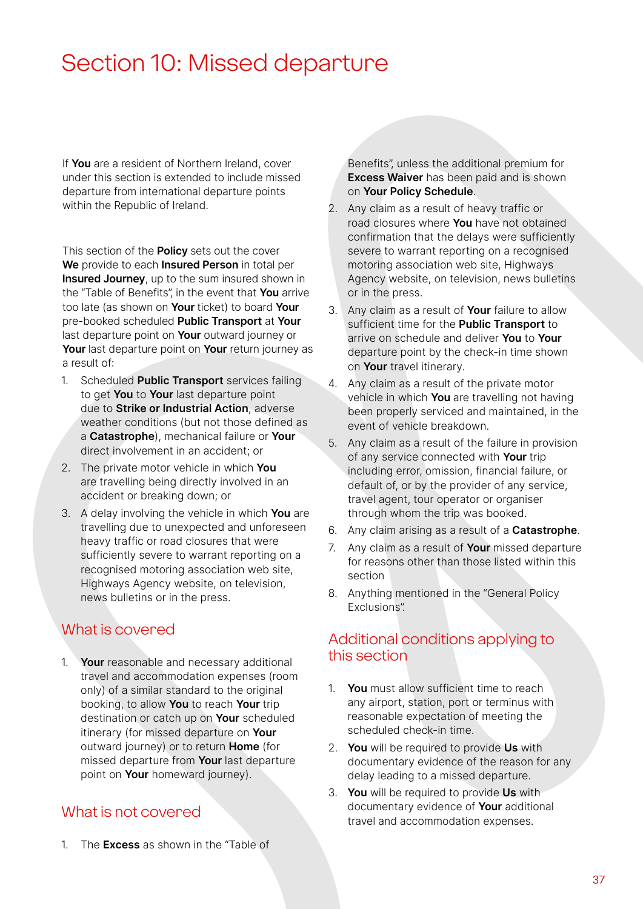# Section 10: Missed departure

If **You** are a resident of Northern Ireland, cover under this section is extended to include missed departure from international departure points within the Republic of Ireland.

This section of the **Policy** sets out the cover **We** provide to each **Insured Person** in total per **Insured Journey**, up to the sum insured shown in the "Table of Benefits", in the event that **You** arrive too late (as shown on **Your** ticket) to board **Your** pre-booked scheduled **Public Transport** at **Your** last departure point on **Your** outward journey or **Your** last departure point on **Your** return journey as a result of:

1. Scheduled **Public Transport** services failing to get **You** to **Your** last departure point due to **Strike or Industrial Action**, adverse weather conditions (but not those defined as a **Catastrophe**), mechanical failure or **Your** direct involvement in an accident; or
2. The private motor vehicle in which **You** are travelling being directly involved in an accident or breaking down; or
3. A delay involving the vehicle in which **You** are travelling due to unexpected and unforeseen heavy traffic or road closures that were sufficiently severe to warrant reporting on a recognised motoring association web site, Highways Agency website, on television, news bulletins or in the press.

## What is covered

1. **Your** reasonable and necessary additional travel and accommodation expenses (room only) of a similar standard to the original booking, to allow **You** to reach **Your** trip destination or catch up on **Your** scheduled itinerary (for missed departure on **Your** outward journey) or to return **Home** (for missed departure from **Your** last departure point on **Your** homeward journey).

## What is not covered

1. The **Excess** as shown in the "Table of Benefits", unless the additional premium for **Excess Waiver** has been paid and is shown on **Your Policy Schedule**.
2. Any claim as a result of heavy traffic or road closures where **You** have not obtained confirmation that the delays were sufficiently severe to warrant reporting on a recognised motoring association web site, Highways Agency website, on television, news bulletins or in the press.
3. Any claim as a result of **Your** failure to allow sufficient time for the **Public Transport** to arrive on schedule and deliver **You** to **Your** departure point by the check-in time shown on **Your** travel itinerary.
4. Any claim as a result of the private motor vehicle in which **You** are travelling not having been properly serviced and maintained, in the event of vehicle breakdown.
5. Any claim as a result of the failure in provision of any service connected with **Your** trip including error, omission, financial failure, or default of, or by the provider of any service, travel agent, tour operator or organiser through whom the trip was booked.
6. Any claim arising as a result of a **Catastrophe**.
7. Any claim as a result of **Your** missed departure for reasons other than those listed within this section
8. Anything mentioned in the "General Policy Exclusions".

## Additional conditions applying to this section

1. **You** must allow sufficient time to reach any airport, station, port or terminus with reasonable expectation of meeting the scheduled check-in time.
2. **You** will be required to provide **Us** with documentary evidence of the reason for any delay leading to a missed departure.
3. **You** will be required to provide **Us** with documentary evidence of **Your** additional travel and accommodation expenses.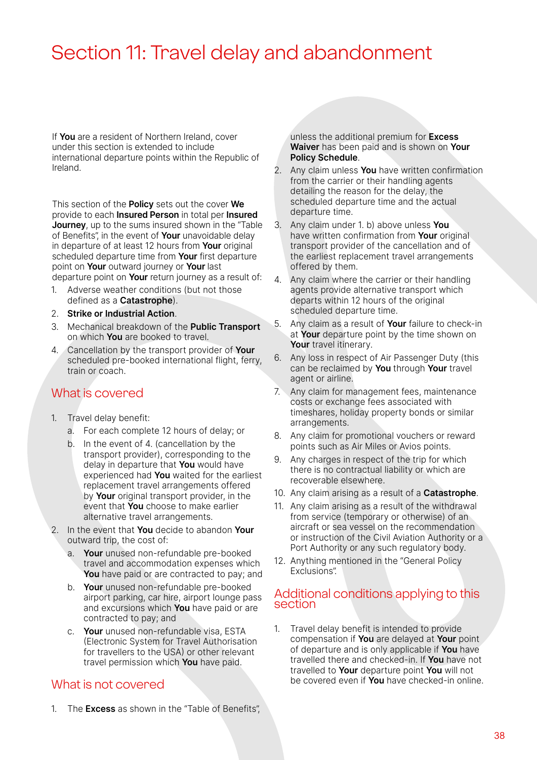# Section 11: Travel delay and abandonment

If **You** are a resident of Northern Ireland, cover under this section is extended to include international departure points within the Republic of Ireland.

This section of the **Policy** sets out the cover **We** provide to each **Insured Person** in total per **Insured Journey**, up to the sums insured shown in the "Table of Benefits", in the event of **Your** unavoidable delay in departure of at least 12 hours from **Your** original scheduled departure time from **Your** first departure point on **Your** outward journey or **Your** last departure point on **Your** return journey as a result of:

1. Adverse weather conditions (but not those defined as a **Catastrophe**).
2. **Strike or Industrial Action**.
3. Mechanical breakdown of the **Public Transport** on which **You** are booked to travel.
4. Cancellation by the transport provider of **Your** scheduled pre-booked international flight, ferry, train or coach.

## What is covered

1. Travel delay benefit:
   a. For each complete 12 hours of delay; or
   b. In the event of 4. (cancellation by the transport provider), corresponding to the delay in departure that **You** would have experienced had **You** waited for the earliest replacement travel arrangements offered by **Your** original transport provider, in the event that **You** choose to make earlier alternative travel arrangements.
2. In the event that **You** decide to abandon **Your** outward trip, the cost of:
   a. **Your** unused non-refundable pre-booked travel and accommodation expenses which **You** have paid or are contracted to pay; and
   b. **Your** unused non-refundable pre-booked airport parking, car hire, airport lounge pass and excursions which **You** have paid or are contracted to pay; and
   c. **Your** unused non-refundable visa, ESTA (Electronic System for Travel Authorisation for travellers to the USA) or other relevant travel permission which **You** have paid.

## What is not covered

1. The **Excess** as shown in the "Table of Benefits", unless the additional premium for **Excess Waiver** has been paid and is shown on **Your Policy Schedule**.
2. Any claim unless **You** have written confirmation from the carrier or their handling agents detailing the reason for the delay, the scheduled departure time and the actual departure time.
3. Any claim under 1. b) above unless **You** have written confirmation from **Your** original transport provider of the cancellation and of the earliest replacement travel arrangements offered by them.
4. Any claim where the carrier or their handling agents provide alternative transport which departs within 12 hours of the original scheduled departure time.
5. Any claim as a result of **Your** failure to check-in at **Your** departure point by the time shown on **Your** travel itinerary.
6. Any loss in respect of Air Passenger Duty (this can be reclaimed by **You** through **Your** travel agent or airline.
7. Any claim for management fees, maintenance costs or exchange fees associated with timeshares, holiday property bonds or similar arrangements.
8. Any claim for promotional vouchers or reward points such as Air Miles or Avios points.
9. Any charges in respect of the trip for which there is no contractual liability or which are recoverable elsewhere.
10. Any claim arising as a result of a **Catastrophe**.
11. Any claim arising as a result of the withdrawal from service (temporary or otherwise) of an aircraft or sea vessel on the recommendation or instruction of the Civil Aviation Authority or a Port Authority or any such regulatory body.
12. Anything mentioned in the "General Policy Exclusions".

## Additional conditions applying to this section

1. Travel delay benefit is intended to provide compensation if **You** are delayed at **Your** point of departure and is only applicable if **You** have travelled there and checked-in. If **You** have not travelled to **Your** departure point **You** will not be covered even if **You** have checked-in online.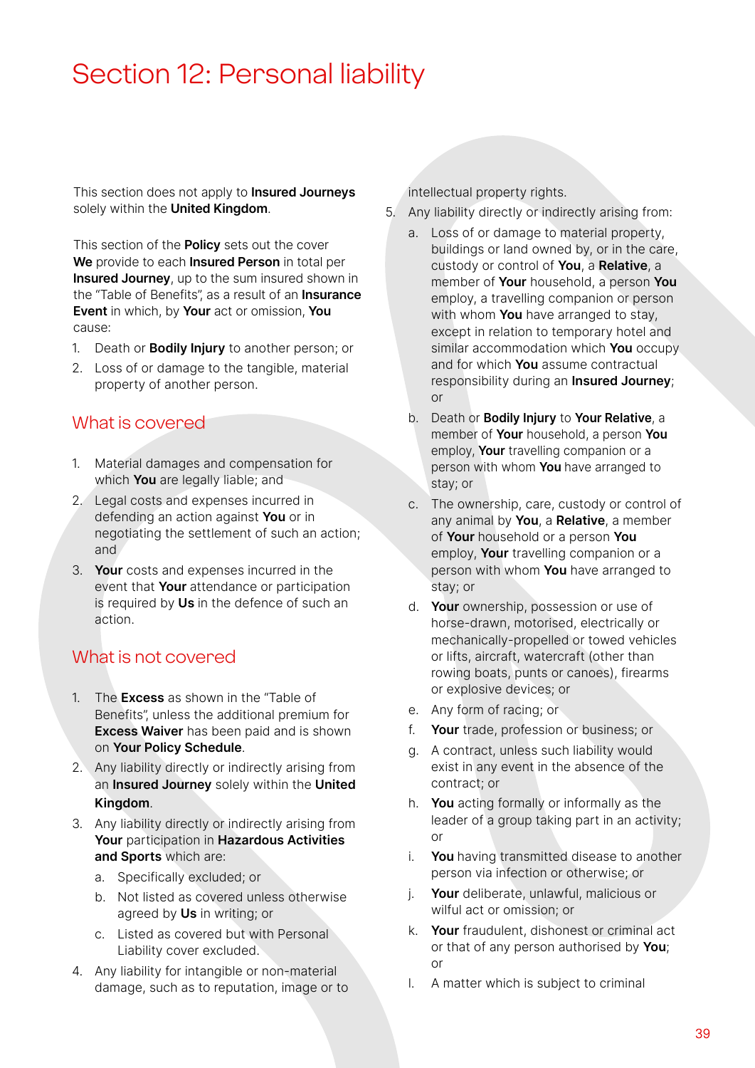# Section 12: Personal liability

This section does not apply to **Insured Journeys** solely within the **United Kingdom**.

This section of the **Policy** sets out the cover **We** provide to each **Insured Person** in total per **Insured Journey**, up to the sum insured shown in the "Table of Benefits", as a result of an **Insurance Event** in which, by **Your** act or omission, **You** cause:

1. Death or **Bodily Injury** to another person; or
2. Loss of or damage to the tangible, material property of another person.

## What is covered

1. Material damages and compensation for which **You** are legally liable; and
2. Legal costs and expenses incurred in defending an action against **You** or in negotiating the settlement of such an action; and
3. **Your** costs and expenses incurred in the event that **Your** attendance or participation is required by **Us** in the defence of such an action.

## What is not covered

1. The **Excess** as shown in the "Table of Benefits", unless the additional premium for **Excess Waiver** has been paid and is shown on **Your Policy Schedule**.
2. Any liability directly or indirectly arising from an **Insured Journey** solely within the **United Kingdom**.
3. Any liability directly or indirectly arising from **Your** participation in **Hazardous Activities and Sports** which are:
   a. Specifically excluded; or
   b. Not listed as covered unless otherwise agreed by **Us** in writing; or
   c. Listed as covered but with Personal Liability cover excluded.
4. Any liability for intangible or non-material damage, such as to reputation, image or to intellectual property rights.
5. Any liability directly or indirectly arising from:
   a. Loss of or damage to material property, buildings or land owned by, or in the care, custody or control of **You**, a **Relative**, a member of **Your** household, a person **You** employ, a travelling companion or person with whom **You** have arranged to stay, except in relation to temporary hotel and similar accommodation which **You** occupy and for which **You** assume contractual responsibility during an **Insured Journey**; or
   b. Death or **Bodily Injury** to **Your Relative**, a member of **Your** household, a person **You** employ, **Your** travelling companion or a person with whom **You** have arranged to stay; or
   c. The ownership, care, custody or control of any animal by **You**, a **Relative**, a member of **Your** household or a person **You** employ, **Your** travelling companion or a person with whom **You** have arranged to stay; or
   d. **Your** ownership, possession or use of horse-drawn, motorised, electrically or mechanically-propelled or towed vehicles or lifts, aircraft, watercraft (other than rowing boats, punts or canoes), firearms or explosive devices; or
   e. Any form of racing; or
   f. **Your** trade, profession or business; or
   g. A contract, unless such liability would exist in any event in the absence of the contract; or
   h. **You** acting formally or informally as the leader of a group taking part in an activity; or
   i. **You** having transmitted disease to another person via infection or otherwise; or
   j. **Your** deliberate, unlawful, malicious or wilful act or omission; or
   k. **Your** fraudulent, dishonest or criminal act or that of any person authorised by **You**; or
   l. A matter which is subject to criminal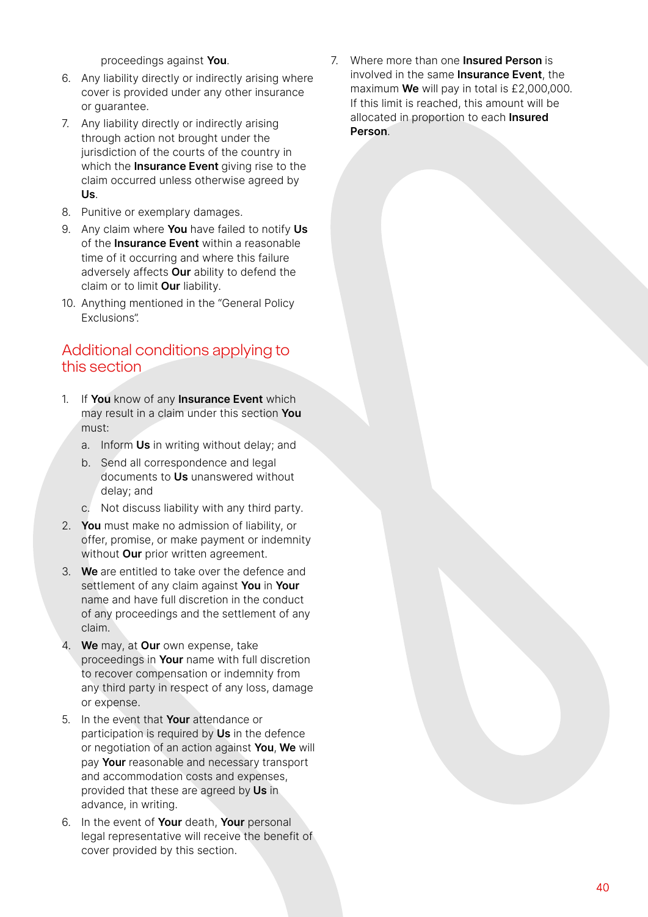proceedings against **You**.

6. Any liability directly or indirectly arising where cover is provided under any other insurance or guarantee.
7. Any liability directly or indirectly arising through action not brought under the jurisdiction of the courts of the country in which the **Insurance Event** giving rise to the claim occurred unless otherwise agreed by **Us**.
8. Punitive or exemplary damages.
9. Any claim where **You** have failed to notify **Us** of the **Insurance Event** within a reasonable time of it occurring and where this failure adversely affects **Our** ability to defend the claim or to limit **Our** liability.
10. Anything mentioned in the "General Policy Exclusions".

## Additional conditions applying to this section

1. If **You** know of any **Insurance Event** which may result in a claim under this section **You** must:
   a. Inform **Us** in writing without delay; and
   b. Send all correspondence and legal documents to **Us** unanswered without delay; and
   c. Not discuss liability with any third party.
2. **You** must make no admission of liability, or offer, promise, or make payment or indemnity without **Our** prior written agreement.
3. **We** are entitled to take over the defence and settlement of any claim against **You** in **Your** name and have full discretion in the conduct of any proceedings and the settlement of any claim.
4. **We** may, at **Our** own expense, take proceedings in **Your** name with full discretion to recover compensation or indemnity from any third party in respect of any loss, damage or expense.
5. In the event that **Your** attendance or participation is required by **Us** in the defence or negotiation of an action against **You**, **We** will pay **Your** reasonable and necessary transport and accommodation costs and expenses, provided that these are agreed by **Us** in advance, in writing.
6. In the event of **Your** death, **Your** personal legal representative will receive the benefit of cover provided by this section.
7. Where more than one **Insured Person** is involved in the same **Insurance Event**, the maximum **We** will pay in total is £2,000,000. If this limit is reached, this amount will be allocated in proportion to each **Insured Person**.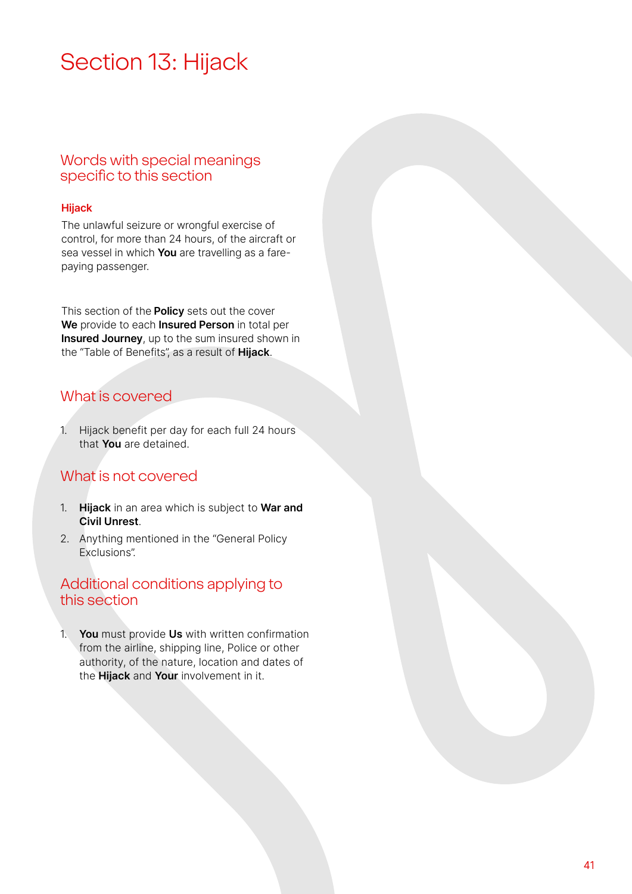# Section 13: Hijack

## Words with special meanings specific to this section

**Hijack**

The unlawful seizure or wrongful exercise of control, for more than 24 hours, of the aircraft or sea vessel in which **You** are travelling as a fare-paying passenger.

This section of the **Policy** sets out the cover **We** provide to each **Insured Person** in total per **Insured Journey**, up to the sum insured shown in the "Table of Benefits", as a result of **Hijack**.

## What is covered

1. Hijack benefit per day for each full 24 hours that **You** are detained.

## What is not covered

1. **Hijack** in an area which is subject to **War and Civil Unrest**.
2. Anything mentioned in the "General Policy Exclusions".

## Additional conditions applying to this section

1. **You** must provide **Us** with written confirmation from the airline, shipping line, Police or other authority, of the nature, location and dates of the **Hijack** and **Your** involvement in it.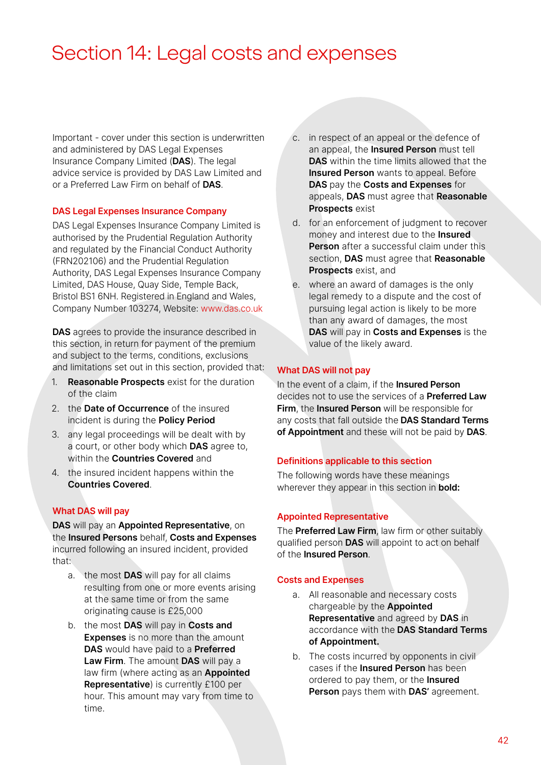# Section 14: Legal costs and expenses

Important - cover under this section is underwritten and administered by DAS Legal Expenses Insurance Company Limited (**DAS**). The legal advice service is provided by DAS Law Limited and or a Preferred Law Firm on behalf of **DAS**.

## DAS Legal Expenses Insurance Company

DAS Legal Expenses Insurance Company Limited is authorised by the Prudential Regulation Authority and regulated by the Financial Conduct Authority (FRN202106) and the Prudential Regulation Authority, DAS Legal Expenses Insurance Company Limited, DAS House, Quay Side, Temple Back, Bristol BS1 6NH. Registered in England and Wales, Company Number 103274, Website: www.das.co.uk

**DAS** agrees to provide the insurance described in this section, in return for payment of the premium and subject to the terms, conditions, exclusions and limitations set out in this section, provided that:

1. **Reasonable Prospects** exist for the duration of the claim
2. the **Date of Occurrence** of the insured incident is during the **Policy Period**
3. any legal proceedings will be dealt with by a court, or other body which **DAS** agree to, within the **Countries Covered** and
4. the insured incident happens within the **Countries Covered**.

## What DAS will pay

**DAS** will pay an **Appointed Representative**, on the **Insured Persons** behalf, **Costs and Expenses** incurred following an insured incident, provided that:

a. the most **DAS** will pay for all claims resulting from one or more events arising at the same time or from the same originating cause is £25,000
b. the most **DAS** will pay in **Costs and Expenses** is no more than the amount **DAS** would have paid to a **Preferred Law Firm**. The amount **DAS** will pay a law firm (where acting as an **Appointed Representative**) is currently £100 per hour. This amount may vary from time to time.
c. in respect of an appeal or the defence of an appeal, the **Insured Person** must tell **DAS** within the time limits allowed that the **Insured Person** wants to appeal. Before **DAS** pay the **Costs and Expenses** for appeals, **DAS** must agree that **Reasonable Prospects** exist
d. for an enforcement of judgment to recover money and interest due to the **Insured Person** after a successful claim under this section, **DAS** must agree that **Reasonable Prospects** exist, and
e. where an award of damages is the only legal remedy to a dispute and the cost of pursuing legal action is likely to be more than any award of damages, the most **DAS** will pay in **Costs and Expenses** is the value of the likely award.

## What DAS will not pay

In the event of a claim, if the **Insured Person** decides not to use the services of a **Preferred Law Firm**, the **Insured Person** will be responsible for any costs that fall outside the **DAS Standard Terms of Appointment** and these will not be paid by **DAS**.

## Definitions applicable to this section

The following words have these meanings wherever they appear in this section in **bold:**

## Appointed Representative

The **Preferred Law Firm**, law firm or other suitably qualified person **DAS** will appoint to act on behalf of the **Insured Person**.

## Costs and Expenses

a. All reasonable and necessary costs chargeable by the **Appointed Representative** and agreed by **DAS** in accordance with the **DAS Standard Terms of Appointment.**
b. The costs incurred by opponents in civil cases if the **Insured Person** has been ordered to pay them, or the **Insured Person** pays them with **DAS'** agreement.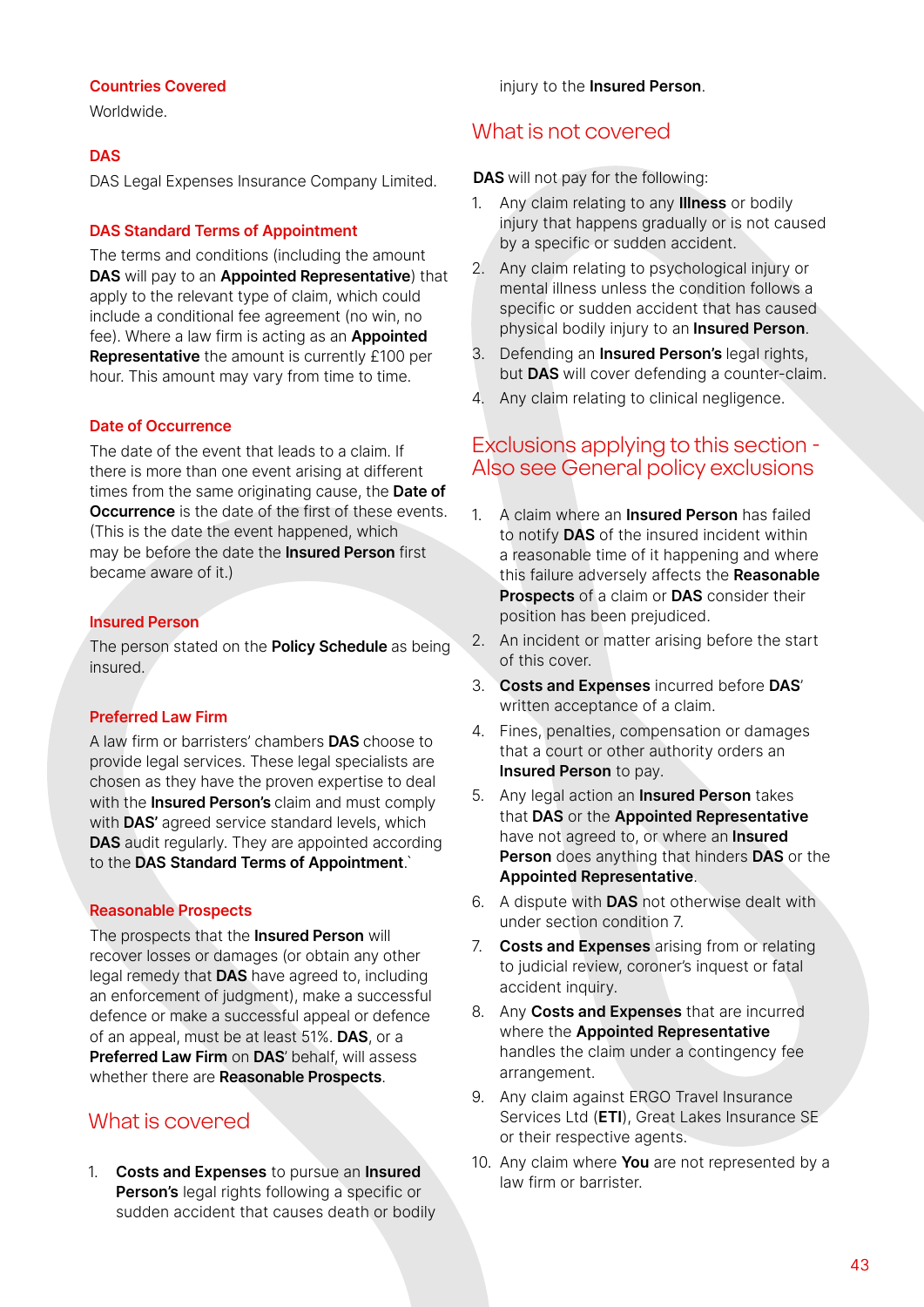### Countries Covered

Worldwide.

### DAS

DAS Legal Expenses Insurance Company Limited.

### DAS Standard Terms of Appointment

The terms and conditions (including the amount **DAS** will pay to an **Appointed Representative**) that apply to the relevant type of claim, which could include a conditional fee agreement (no win, no fee). Where a law firm is acting as an **Appointed Representative** the amount is currently £100 per hour. This amount may vary from time to time.

### Date of Occurrence

The date of the event that leads to a claim. If there is more than one event arising at different times from the same originating cause, the **Date of Occurrence** is the date of the first of these events. (This is the date the event happened, which may be before the date the **Insured Person** first became aware of it.)

### Insured Person

The person stated on the **Policy Schedule** as being insured.

### Preferred Law Firm

A law firm or barristers' chambers **DAS** choose to provide legal services. These legal specialists are chosen as they have the proven expertise to deal with the **Insured Person's** claim and must comply with **DAS'** agreed service standard levels, which **DAS** audit regularly. They are appointed according to the **DAS Standard Terms of Appointment**.`

### Reasonable Prospects

The prospects that the **Insured Person** will recover losses or damages (or obtain any other legal remedy that **DAS** have agreed to, including an enforcement of judgment), make a successful defence or make a successful appeal or defence of an appeal, must be at least 51%. **DAS**, or a **Preferred Law Firm** on **DAS**' behalf, will assess whether there are **Reasonable Prospects**.

## What is covered

1. **Costs and Expenses** to pursue an **Insured Person's** legal rights following a specific or sudden accident that causes death or bodily injury to the **Insured Person**.

## What is not covered

**DAS** will not pay for the following:

1. Any claim relating to any **Illness** or bodily injury that happens gradually or is not caused by a specific or sudden accident.
2. Any claim relating to psychological injury or mental illness unless the condition follows a specific or sudden accident that has caused physical bodily injury to an **Insured Person**.
3. Defending an **Insured Person's** legal rights, but **DAS** will cover defending a counter-claim.
4. Any claim relating to clinical negligence.

## Exclusions applying to this section - Also see General policy exclusions

1. A claim where an **Insured Person** has failed to notify **DAS** of the insured incident within a reasonable time of it happening and where this failure adversely affects the **Reasonable Prospects** of a claim or **DAS** consider their position has been prejudiced.
2. An incident or matter arising before the start of this cover.
3. **Costs and Expenses** incurred before **DAS**' written acceptance of a claim.
4. Fines, penalties, compensation or damages that a court or other authority orders an **Insured Person** to pay.
5. Any legal action an **Insured Person** takes that **DAS** or the **Appointed Representative** have not agreed to, or where an **Insured Person** does anything that hinders **DAS** or the **Appointed Representative**.
6. A dispute with **DAS** not otherwise dealt with under section condition 7.
7. **Costs and Expenses** arising from or relating to judicial review, coroner's inquest or fatal accident inquiry.
8. Any **Costs and Expenses** that are incurred where the **Appointed Representative** handles the claim under a contingency fee arrangement.
9. Any claim against ERGO Travel Insurance Services Ltd (**ETI**), Great Lakes Insurance SE or their respective agents.
10. Any claim where **You** are not represented by a law firm or barrister.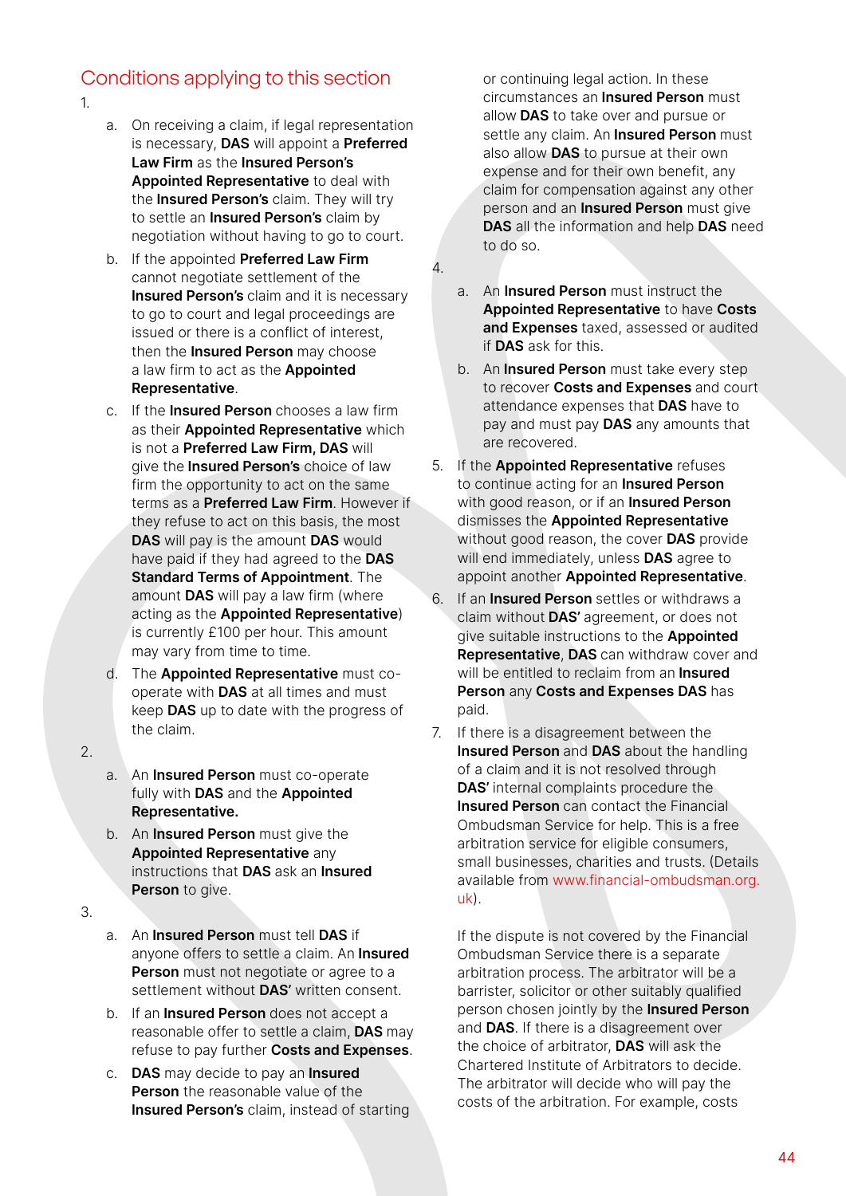## Conditions applying to this section

1.

   a. On receiving a claim, if legal representation is necessary, **DAS** will appoint a **Preferred Law Firm** as the **Insured Person's Appointed Representative** to deal with the **Insured Person's** claim. They will try to settle an **Insured Person's** claim by negotiation without having to go to court.

   b. If the appointed **Preferred Law Firm** cannot negotiate settlement of the **Insured Person's** claim and it is necessary to go to court and legal proceedings are issued or there is a conflict of interest, then the **Insured Person** may choose a law firm to act as the **Appointed Representative**.

   c. If the **Insured Person** chooses a law firm as their **Appointed Representative** which is not a **Preferred Law Firm, DAS** will give the **Insured Person's** choice of law firm the opportunity to act on the same terms as a **Preferred Law Firm**. However if they refuse to act on this basis, the most **DAS** will pay is the amount **DAS** would have paid if they had agreed to the **DAS Standard Terms of Appointment**. The amount **DAS** will pay a law firm (where acting as the **Appointed Representative**) is currently £100 per hour. This amount may vary from time to time.

   d. The **Appointed Representative** must co-operate with **DAS** at all times and must keep **DAS** up to date with the progress of the claim.

2.

   a. An **Insured Person** must co-operate fully with **DAS** and the **Appointed Representative.**

   b. An **Insured Person** must give the **Appointed Representative** any instructions that **DAS** ask an **Insured Person** to give.

3.

   a. An **Insured Person** must tell **DAS** if anyone offers to settle a claim. An **Insured Person** must not negotiate or agree to a settlement without **DAS'** written consent.

   b. If an **Insured Person** does not accept a reasonable offer to settle a claim, **DAS** may refuse to pay further **Costs and Expenses**.

   c. **DAS** may decide to pay an **Insured Person** the reasonable value of the **Insured Person's** claim, instead of starting or continuing legal action. In these circumstances an **Insured Person** must allow **DAS** to take over and pursue or settle any claim. An **Insured Person** must also allow **DAS** to pursue at their own expense and for their own benefit, any claim for compensation against any other person and an **Insured Person** must give **DAS** all the information and help **DAS** need to do so.

4.

   a. An **Insured Person** must instruct the **Appointed Representative** to have **Costs and Expenses** taxed, assessed or audited if **DAS** ask for this.

   b. An **Insured Person** must take every step to recover **Costs and Expenses** and court attendance expenses that **DAS** have to pay and must pay **DAS** any amounts that are recovered.

5. If the **Appointed Representative** refuses to continue acting for an **Insured Person** with good reason, or if an **Insured Person** dismisses the **Appointed Representative** without good reason, the cover **DAS** provide will end immediately, unless **DAS** agree to appoint another **Appointed Representative**.

6. If an **Insured Person** settles or withdraws a claim without **DAS'** agreement, or does not give suitable instructions to the **Appointed Representative**, **DAS** can withdraw cover and will be entitled to reclaim from an **Insured Person** any **Costs and Expenses DAS** has paid.

7. If there is a disagreement between the **Insured Person** and **DAS** about the handling of a claim and it is not resolved through **DAS'** internal complaints procedure the **Insured Person** can contact the Financial Ombudsman Service for help. This is a free arbitration service for eligible consumers, small businesses, charities and trusts. (Details available from www.financial-ombudsman.org.uk).

   If the dispute is not covered by the Financial Ombudsman Service there is a separate arbitration process. The arbitrator will be a barrister, solicitor or other suitably qualified person chosen jointly by the **Insured Person** and **DAS**. If there is a disagreement over the choice of arbitrator, **DAS** will ask the Chartered Institute of Arbitrators to decide. The arbitrator will decide who will pay the costs of the arbitration. For example, costs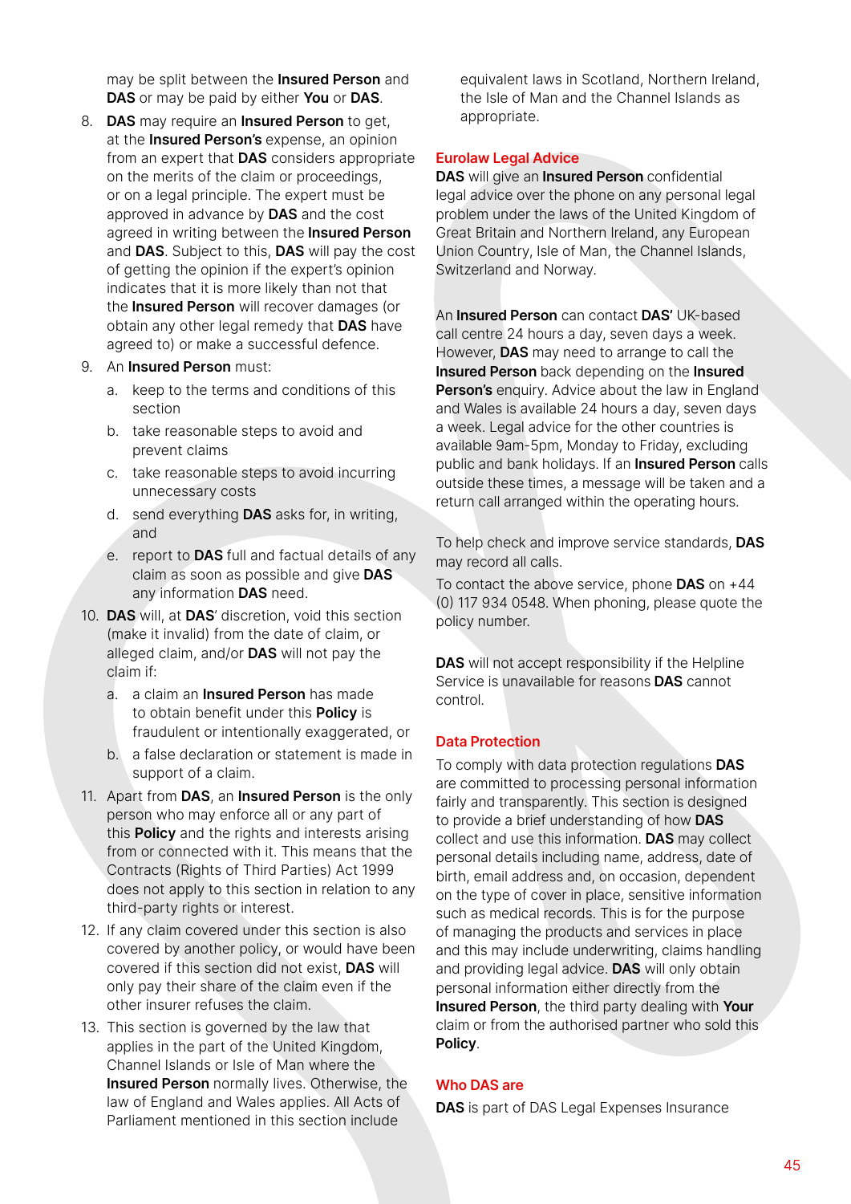may be split between the **Insured Person** and **DAS** or may be paid by either **You** or **DAS**.

8. **DAS** may require an **Insured Person** to get, at the **Insured Person's** expense, an opinion from an expert that **DAS** considers appropriate on the merits of the claim or proceedings, or on a legal principle. The expert must be approved in advance by **DAS** and the cost agreed in writing between the **Insured Person** and **DAS**. Subject to this, **DAS** will pay the cost of getting the opinion if the expert's opinion indicates that it is more likely than not that the **Insured Person** will recover damages (or obtain any other legal remedy that **DAS** have agreed to) or make a successful defence.
9. An **Insured Person** must:
   a. keep to the terms and conditions of this section
   b. take reasonable steps to avoid and prevent claims
   c. take reasonable steps to avoid incurring unnecessary costs
   d. send everything **DAS** asks for, in writing, and
   e. report to **DAS** full and factual details of any claim as soon as possible and give **DAS** any information **DAS** need.
10. **DAS** will, at **DAS**' discretion, void this section (make it invalid) from the date of claim, or alleged claim, and/or **DAS** will not pay the claim if:
    a. a claim an **Insured Person** has made to obtain benefit under this **Policy** is fraudulent or intentionally exaggerated, or
    b. a false declaration or statement is made in support of a claim.
11. Apart from **DAS**, an **Insured Person** is the only person who may enforce all or any part of this **Policy** and the rights and interests arising from or connected with it. This means that the Contracts (Rights of Third Parties) Act 1999 does not apply to this section in relation to any third-party rights or interest.
12. If any claim covered under this section is also covered by another policy, or would have been covered if this section did not exist, **DAS** will only pay their share of the claim even if the other insurer refuses the claim.
13. This section is governed by the law that applies in the part of the United Kingdom, Channel Islands or Isle of Man where the **Insured Person** normally lives. Otherwise, the law of England and Wales applies. All Acts of Parliament mentioned in this section include equivalent laws in Scotland, Northern Ireland, the Isle of Man and the Channel Islands as appropriate.

## Eurolaw Legal Advice

**DAS** will give an **Insured Person** confidential legal advice over the phone on any personal legal problem under the laws of the United Kingdom of Great Britain and Northern Ireland, any European Union Country, Isle of Man, the Channel Islands, Switzerland and Norway.

An **Insured Person** can contact **DAS**' UK-based call centre 24 hours a day, seven days a week. However, **DAS** may need to arrange to call the **Insured Person** back depending on the **Insured Person's** enquiry. Advice about the law in England and Wales is available 24 hours a day, seven days a week. Legal advice for the other countries is available 9am-5pm, Monday to Friday, excluding public and bank holidays. If an **Insured Person** calls outside these times, a message will be taken and a return call arranged within the operating hours.

To help check and improve service standards, **DAS** may record all calls.

To contact the above service, phone **DAS** on +44 (0) 117 934 0548. When phoning, please quote the policy number.

**DAS** will not accept responsibility if the Helpline Service is unavailable for reasons **DAS** cannot control.

## Data Protection

To comply with data protection regulations **DAS** are committed to processing personal information fairly and transparently. This section is designed to provide a brief understanding of how **DAS** collect and use this information. **DAS** may collect personal details including name, address, date of birth, email address and, on occasion, dependent on the type of cover in place, sensitive information such as medical records. This is for the purpose of managing the products and services in place and this may include underwriting, claims handling and providing legal advice. **DAS** will only obtain personal information either directly from the **Insured Person**, the third party dealing with **Your** claim or from the authorised partner who sold this **Policy**.

## Who DAS are

**DAS** is part of DAS Legal Expenses Insurance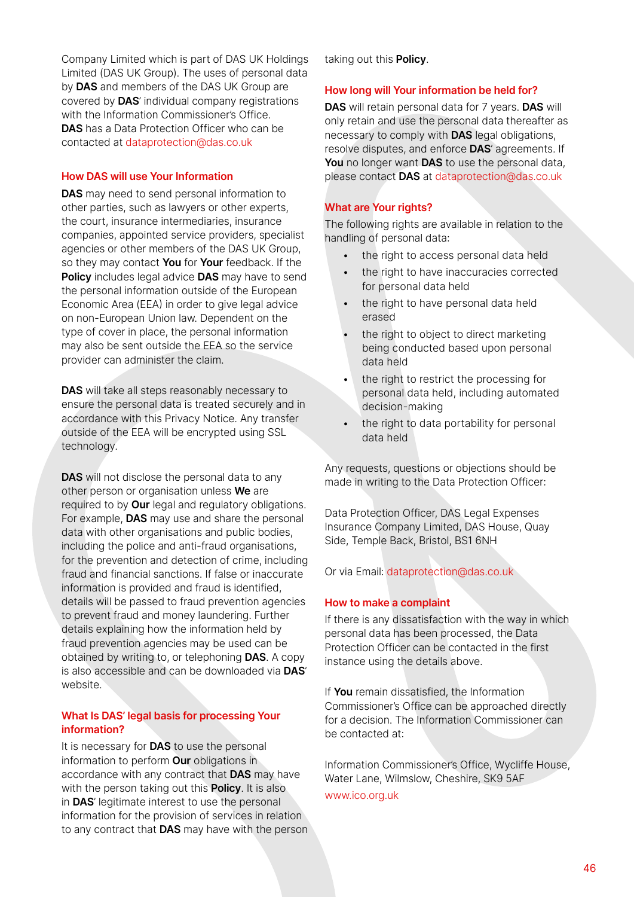Company Limited which is part of DAS UK Holdings Limited (DAS UK Group). The uses of personal data by **DAS** and members of the DAS UK Group are covered by **DAS**' individual company registrations with the Information Commissioner's Office. **DAS** has a Data Protection Officer who can be contacted at dataprotection@das.co.uk

### How DAS will use Your Information

**DAS** may need to send personal information to other parties, such as lawyers or other experts, the court, insurance intermediaries, insurance companies, appointed service providers, specialist agencies or other members of the DAS UK Group, so they may contact **You** for **Your** feedback. If the **Policy** includes legal advice **DAS** may have to send the personal information outside of the European Economic Area (EEA) in order to give legal advice on non-European Union law. Dependent on the type of cover in place, the personal information may also be sent outside the EEA so the service provider can administer the claim.

**DAS** will take all steps reasonably necessary to ensure the personal data is treated securely and in accordance with this Privacy Notice. Any transfer outside of the EEA will be encrypted using SSL technology.

**DAS** will not disclose the personal data to any other person or organisation unless **We** are required to by **Our** legal and regulatory obligations. For example, **DAS** may use and share the personal data with other organisations and public bodies, including the police and anti-fraud organisations, for the prevention and detection of crime, including fraud and financial sanctions. If false or inaccurate information is provided and fraud is identified, details will be passed to fraud prevention agencies to prevent fraud and money laundering. Further details explaining how the information held by fraud prevention agencies may be used can be obtained by writing to, or telephoning **DAS**. A copy is also accessible and can be downloaded via **DAS**' website.

### What Is DAS' legal basis for processing Your information?

It is necessary for **DAS** to use the personal information to perform **Our** obligations in accordance with any contract that **DAS** may have with the person taking out this **Policy**. It is also in **DAS**' legitimate interest to use the personal information for the provision of services in relation to any contract that **DAS** may have with the person taking out this **Policy**.

### How long will Your information be held for?

**DAS** will retain personal data for 7 years. **DAS** will only retain and use the personal data thereafter as necessary to comply with **DAS** legal obligations, resolve disputes, and enforce **DAS**' agreements. If **You** no longer want **DAS** to use the personal data, please contact **DAS** at dataprotection@das.co.uk

### What are Your rights?

The following rights are available in relation to the handling of personal data:

- the right to access personal data held
- the right to have inaccuracies corrected for personal data held
- the right to have personal data held erased
- the right to object to direct marketing being conducted based upon personal data held
- the right to restrict the processing for personal data held, including automated decision-making
- the right to data portability for personal data held

Any requests, questions or objections should be made in writing to the Data Protection Officer:

Data Protection Officer, DAS Legal Expenses Insurance Company Limited, DAS House, Quay Side, Temple Back, Bristol, BS1 6NH

Or via Email: dataprotection@das.co.uk

### How to make a complaint

If there is any dissatisfaction with the way in which personal data has been processed, the Data Protection Officer can be contacted in the first instance using the details above.

If **You** remain dissatisfied, the Information Commissioner's Office can be approached directly for a decision. The Information Commissioner can be contacted at:

Information Commissioner's Office, Wycliffe House, Water Lane, Wilmslow, Cheshire, SK9 5AF
www.ico.org.uk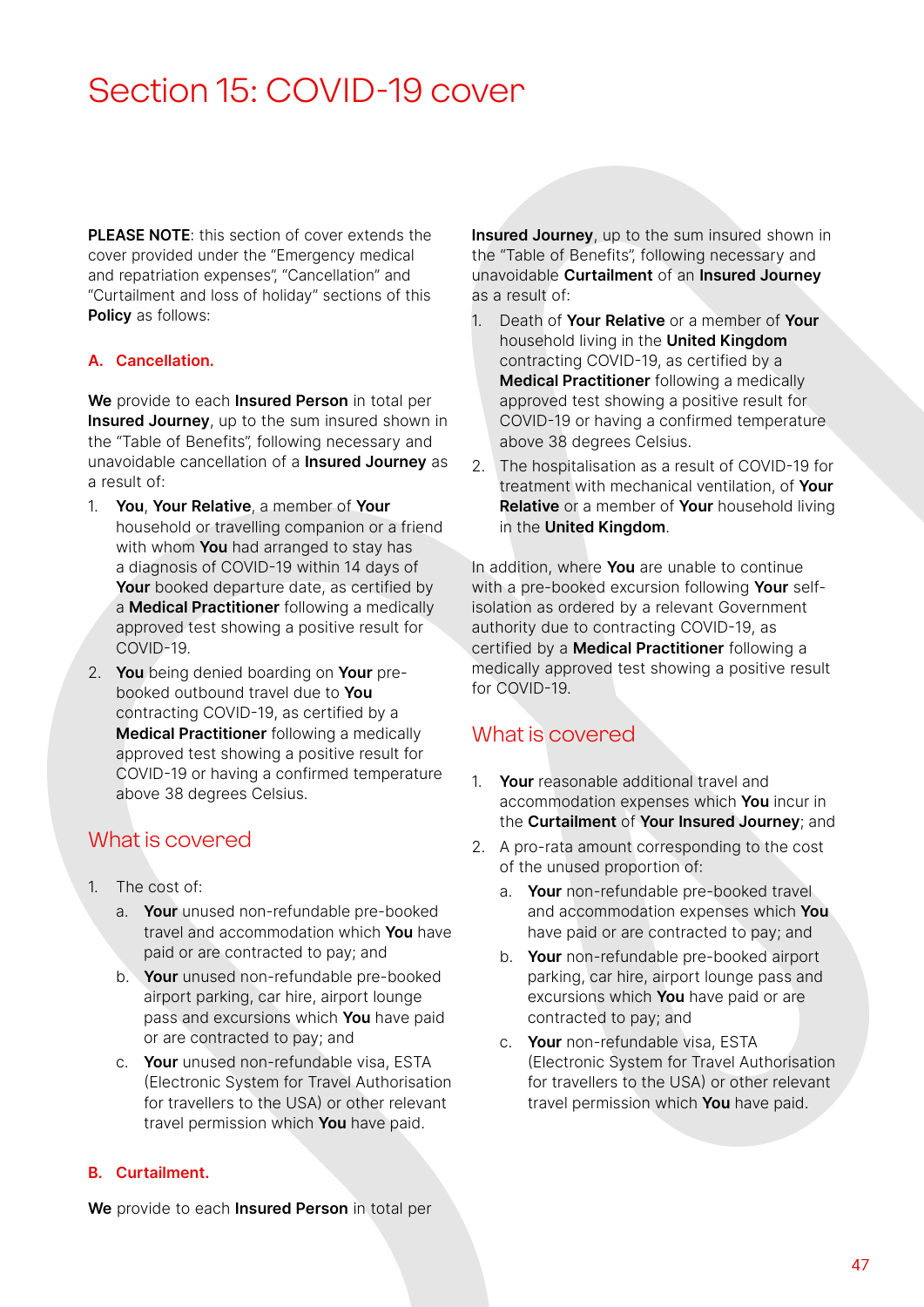# Section 15: COVID-19 cover

**PLEASE NOTE**: this section of cover extends the cover provided under the "Emergency medical and repatriation expenses", "Cancellation" and "Curtailment and loss of holiday" sections of this **Policy** as follows:

### A. Cancellation.

**We** provide to each **Insured Person** in total per **Insured Journey**, up to the sum insured shown in the "Table of Benefits", following necessary and unavoidable cancellation of a **Insured Journey** as a result of:

1. **You**, **Your Relative**, a member of **Your** household or travelling companion or a friend with whom **You** had arranged to stay has a diagnosis of COVID-19 within 14 days of **Your** booked departure date, as certified by a **Medical Practitioner** following a medically approved test showing a positive result for COVID-19.
2. **You** being denied boarding on **Your** pre-booked outbound travel due to **You** contracting COVID-19, as certified by a **Medical Practitioner** following a medically approved test showing a positive result for COVID-19 or having a confirmed temperature above 38 degrees Celsius.

## What is covered

1. The cost of:
   a. **Your** unused non-refundable pre-booked travel and accommodation expenses which **You** have paid or are contracted to pay; and
   b. **Your** unused non-refundable pre-booked airport parking, car hire, airport lounge pass and excursions which **You** have paid or are contracted to pay; and
   c. **Your** unused non-refundable visa, ESTA (Electronic System for Travel Authorisation for travellers to the USA) or other relevant travel permission which **You** have paid.

### B. Curtailment.

**We** provide to each **Insured Person** in total per **Insured Journey**, up to the sum insured shown in the "Table of Benefits", following necessary and unavoidable **Curtailment** of an **Insured Journey** as a result of:

1. Death of **Your Relative** or a member of **Your** household living in the **United Kingdom** contracting COVID-19, as certified by a **Medical Practitioner** following a medically approved test showing a positive result for COVID-19 or having a confirmed temperature above 38 degrees Celsius.
2. The hospitalisation as a result of COVID-19 for treatment with mechanical ventilation, of **Your Relative** or a member of **Your** household living in the **United Kingdom**.

In addition, where **You** are unable to continue with a pre-booked excursion following **Your** self-isolation as ordered by a relevant Government authority due to contracting COVID-19, as certified by a **Medical Practitioner** following a medically approved test showing a positive result for COVID-19.

## What is covered

1. **Your** reasonable additional travel and accommodation expenses which **You** incur in the **Curtailment** of **Your Insured Journey**; and
2. A pro-rata amount corresponding to the cost of the unused proportion of:
   a. **Your** non-refundable pre-booked travel and accommodation expenses which **You** have paid or are contracted to pay; and
   b. **Your** non-refundable pre-booked airport parking, car hire, airport lounge pass and excursions which **You** have paid or are contracted to pay; and
   c. **Your** non-refundable visa, ESTA (Electronic System for Travel Authorisation for travellers to the USA) or other relevant travel permission which **You** have paid.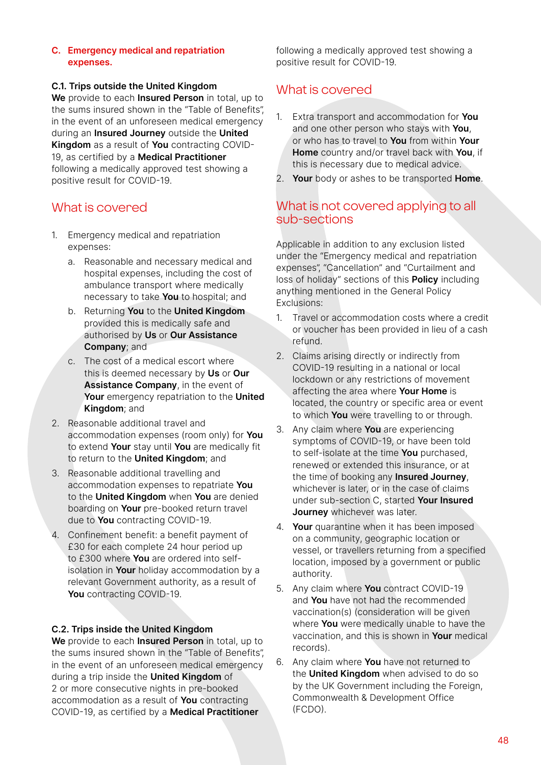## C. Emergency medical and repatriation expenses.

**C.1. Trips outside the United Kingdom**

**We** provide to each **Insured Person** in total, up to the sums insured shown in the "Table of Benefits", in the event of an unforeseen medical emergency during an **Insured Journey** outside the **United Kingdom** as a result of **You** contracting COVID-19, as certified by a **Medical Practitioner** following a medically approved test showing a positive result for COVID-19.

### What is covered

1. Emergency medical and repatriation expenses:
   a. Reasonable and necessary medical and hospital expenses, including the cost of ambulance transport where medically necessary to take **You** to hospital; and
   b. Returning **You** to the **United Kingdom** provided this is medically safe and authorised by **Us** or **Our Assistance Company**; and
   c. The cost of a medical escort where this is deemed necessary by **Us** or **Our Assistance Company**, in the event of **Your** emergency repatriation to the **United Kingdom**; and
2. Reasonable additional travel and accommodation expenses (room only) for **You** to extend **Your** stay until **You** are medically fit to return to the **United Kingdom**; and
3. Reasonable additional travelling and accommodation expenses to repatriate **You** to the **United Kingdom** when **You** are denied boarding on **Your** pre-booked return travel due to **You** contracting COVID-19.
4. Confinement benefit: a benefit payment of £30 for each complete 24 hour period up to £300 where **You** are ordered into self-isolation in **Your** holiday accommodation by a relevant Government authority, as a result of **You** contracting COVID-19.

**C.2. Trips inside the United Kingdom**

**We** provide to each **Insured Person** in total, up to the sums insured shown in the "Table of Benefits", in the event of an unforeseen medical emergency during a trip inside the **United Kingdom** of 2 or more consecutive nights in pre-booked accommodation as a result of **You** contracting COVID-19, as certified by a **Medical Practitioner** following a medically approved test showing a positive result for COVID-19.

### What is covered

1. Extra transport and accommodation for **You** and one other person who stays with **You**, or who has to travel to **You** from within **Your Home** country and/or travel back with **You**, if this is necessary due to medical advice.
2. **Your** body or ashes to be transported **Home**.

### What is not covered applying to all sub-sections

Applicable in addition to any exclusion listed under the "Emergency medical and repatriation expenses", "Cancellation" and "Curtailment and loss of holiday" sections of this **Policy** including anything mentioned in the General Policy Exclusions:

1. Travel or accommodation costs where a credit or voucher has been provided in lieu of a cash refund.
2. Claims arising directly or indirectly from COVID-19 resulting in a national or local lockdown or any restrictions of movement affecting the area where **Your Home** is located, the country or specific area or event to which **You** were travelling to or through.
3. Any claim where **You** are experiencing symptoms of COVID-19, or have been told to self-isolate at the time **You** purchased, renewed or extended this insurance, or at the time of booking any **Insured Journey**, whichever is later, or in the case of claims under sub-section C, started **Your Insured Journey** whichever was later.
4. **Your** quarantine when it has been imposed on a community, geographic location or vessel, or travellers returning from a specified location, imposed by a government or public authority.
5. Any claim where **You** contract COVID-19 and **You** have not had the recommended vaccination(s) (consideration will be given where **You** were medically unable to have the vaccination, and this is shown in **Your** medical records).
6. Any claim where **You** have not returned to the **United Kingdom** when advised to do so by the UK Government including the Foreign, Commonwealth & Development Office (FCDO).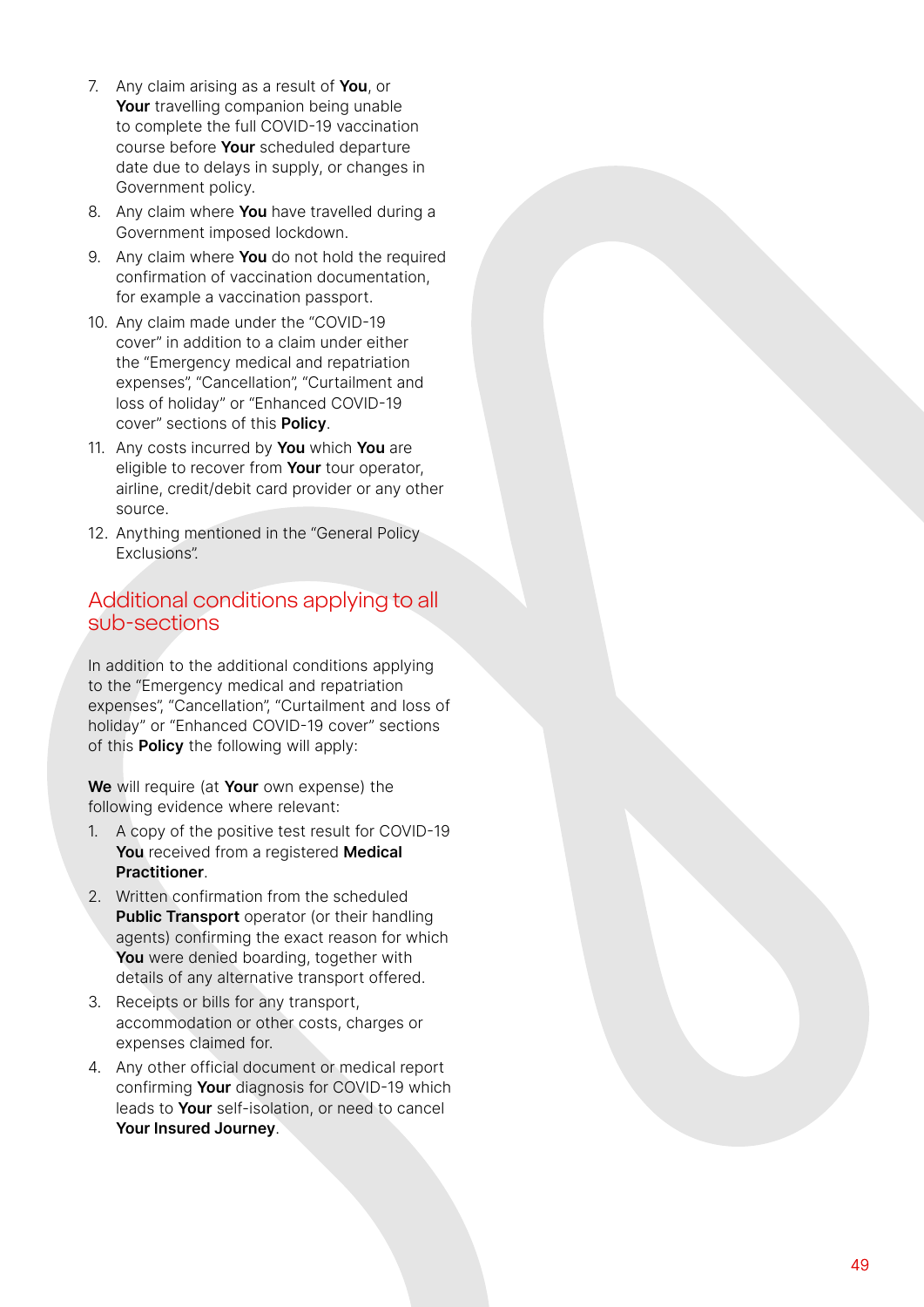7. Any claim arising as a result of **You**, or **Your** travelling companion being unable to complete the full COVID-19 vaccination course before **Your** scheduled departure date due to delays in supply, or changes in Government policy.
8. Any claim where **You** have travelled during a Government imposed lockdown.
9. Any claim where **You** do not hold the required confirmation of vaccination documentation, for example a vaccination passport.
10. Any claim made under the "COVID-19 cover" in addition to a claim under either the "Emergency medical and repatriation expenses", "Cancellation", "Curtailment and loss of holiday" or "Enhanced COVID-19 cover" sections of this **Policy**.
11. Any costs incurred by **You** which **You** are eligible to recover from **Your** tour operator, airline, credit/debit card provider or any other source.
12. Anything mentioned in the "General Policy Exclusions".

## Additional conditions applying to all sub-sections

In addition to the additional conditions applying to the "Emergency medical and repatriation expenses", "Cancellation", "Curtailment and loss of holiday" or "Enhanced COVID-19 cover" sections of this **Policy** the following will apply:

**We** will require (at **Your** own expense) the following evidence where relevant:

1. A copy of the positive test result for COVID-19 **You** received from a registered **Medical Practitioner**.
2. Written confirmation from the scheduled **Public Transport** operator (or their handling agents) confirming the exact reason for which **You** were denied boarding, together with details of any alternative transport offered.
3. Receipts or bills for any transport, accommodation or other costs, charges or expenses claimed for.
4. Any other official document or medical report confirming **Your** diagnosis for COVID-19 which leads to **Your** self-isolation, or need to cancel **Your Insured Journey**.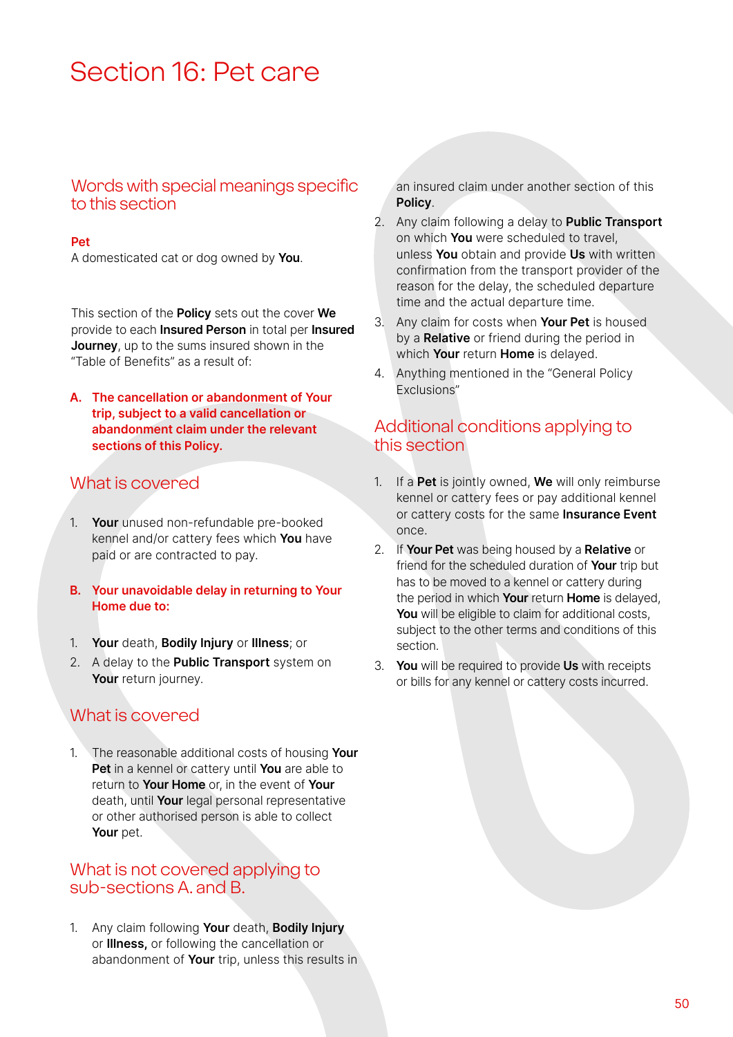# Section 16: Pet care

## Words with special meanings specific to this section

**Pet**

A domesticated cat or dog owned by **You**.

This section of the **Policy** sets out the cover **We** provide to each **Insured Person** in total per **Insured Journey**, up to the sums insured shown in the "Table of Benefits" as a result of:

### A. The cancellation or abandonment of Your trip, subject to a valid cancellation or abandonment claim under the relevant sections of this Policy.

## What is covered

1. **Your** unused non-refundable pre-booked kennel and/or cattery fees which **You** have paid or are contracted to pay.

### B. Your unavoidable delay in returning to Your Home due to:

1. **Your** death, **Bodily Injury** or **Illness**; or
2. A delay to the **Public Transport** system on **Your** return journey.

## What is covered

1. The reasonable additional costs of housing **Your Pet** in a kennel or cattery until **You** are able to return to **Your Home** or, in the event of **Your** death, until **Your** legal personal representative or other authorised person is able to collect **Your** pet.

## What is not covered applying to sub-sections A. and B.

1. Any claim following **Your** death, **Bodily Injury** or **Illness,** or following the cancellation or abandonment of **Your** trip, unless this results in an insured claim under another section of this **Policy**.
2. Any claim following a delay to **Public Transport** on which **You** were scheduled to travel, unless **You** obtain and provide **Us** with written confirmation from the transport provider of the reason for the delay, the scheduled departure time and the actual departure time.
3. Any claim for costs when **Your Pet** is housed by a **Relative** or friend during the period in which **Your** return **Home** is delayed.
4. Anything mentioned in the "General Policy Exclusions"

## Additional conditions applying to this section

1. If a **Pet** is jointly owned, **We** will only reimburse kennel or cattery fees or pay additional kennel or cattery costs for the same **Insurance Event** once.
2. If **Your Pet** was being housed by a **Relative** or friend for the scheduled duration of **Your** trip but has to be moved to a kennel or cattery during the period in which **Your** return **Home** is delayed, **You** will be eligible to claim for additional costs, subject to the other terms and conditions of this section.
3. **You** will be required to provide **Us** with receipts or bills for any kennel or cattery costs incurred.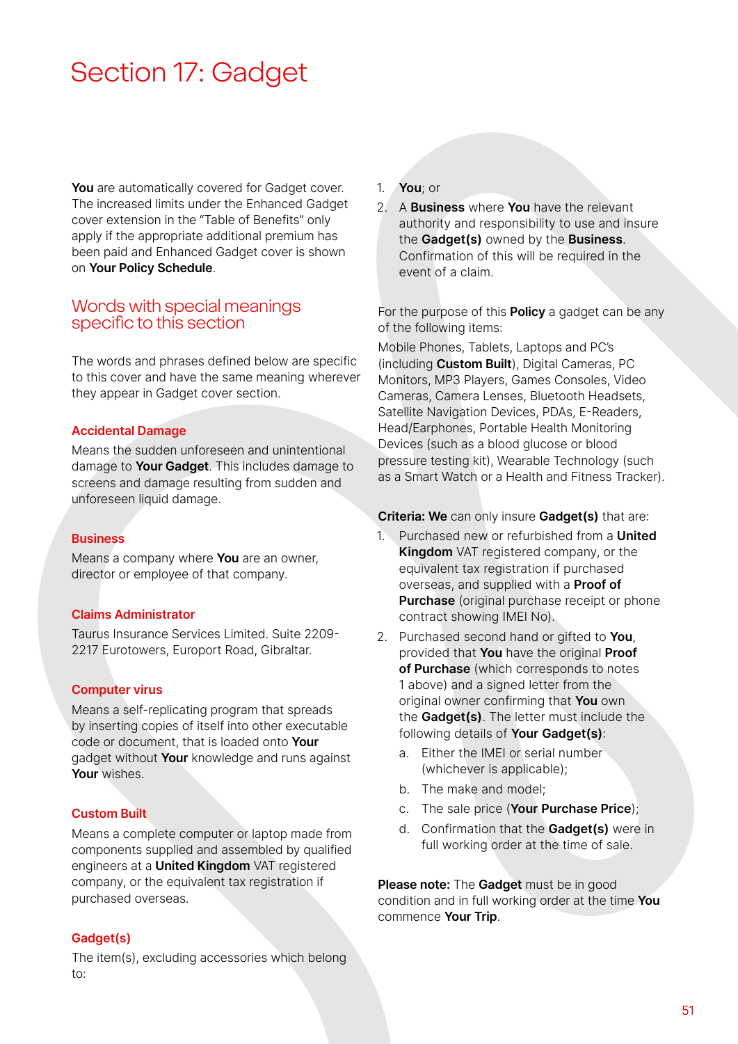# Section 17: Gadget

**You** are automatically covered for Gadget cover. The increased limits under the Enhanced Gadget cover extension in the "Table of Benefits" only apply if the appropriate additional premium has been paid and Enhanced Gadget cover is shown on **Your Policy Schedule**.

## Words with special meanings specific to this section

The words and phrases defined below are specific to this cover and have the same meaning wherever they appear in Gadget cover section.

### Accidental Damage

Means the sudden unforeseen and unintentional damage to **Your Gadget**. This includes damage to screens and damage resulting from sudden and unforeseen liquid damage.

### Business

Means a company where **You** are an owner, director or employee of that company.

### Claims Administrator

Taurus Insurance Services Limited. Suite 2209-2217 Eurotowers, Europort Road, Gibraltar.

### Computer virus

Means a self-replicating program that spreads by inserting copies of itself into other executable code or document, that is loaded onto **Your** gadget without **Your** knowledge and runs against **Your** wishes.

### Custom Built

Means a complete computer or laptop made from components supplied and assembled by qualified engineers at a **United Kingdom** VAT registered company, or the equivalent tax registration if purchased overseas.

### Gadget(s)

The item(s), excluding accessories which belong to:

1. **You**; or
2. A **Business** where **You** have the relevant authority and responsibility to use and insure the **Gadget(s)** owned by the **Business**. Confirmation of this will be required in the event of a claim.

For the purpose of this **Policy** a gadget can be any of the following items:

Mobile Phones, Tablets, Laptops and PC's (including **Custom Built**), Digital Cameras, PC Monitors, MP3 Players, Games Consoles, Video Cameras, Camera Lenses, Bluetooth Headsets, Satellite Navigation Devices, PDAs, E-Readers, Head/Earphones, Portable Health Monitoring Devices (such as a blood glucose or blood pressure testing kit), Wearable Technology (such as a Smart Watch or a Health and Fitness Tracker).

**Criteria: We** can only insure **Gadget(s)** that are:

1. Purchased new or refurbished from a **United Kingdom** VAT registered company, or the equivalent tax registration if purchased overseas, and supplied with a **Proof of Purchase** (original purchase receipt or phone contract showing IMEI No).
2. Purchased second hand or gifted to **You**, provided that **You** have the original **Proof of Purchase** (which corresponds to notes 1 above) and a signed letter from the original owner confirming that **You** own the **Gadget(s)**. The letter must include the following details of **Your Gadget(s)**:
   a. Either the IMEI or serial number (whichever is applicable);
   b. The make and model;
   c. The sale price (**Your Purchase Price**);
   d. Confirmation that the **Gadget(s)** were in full working order at the time of sale.

**Please note:** The **Gadget** must be in good condition and in full working order at the time **You** commence **Your Trip**.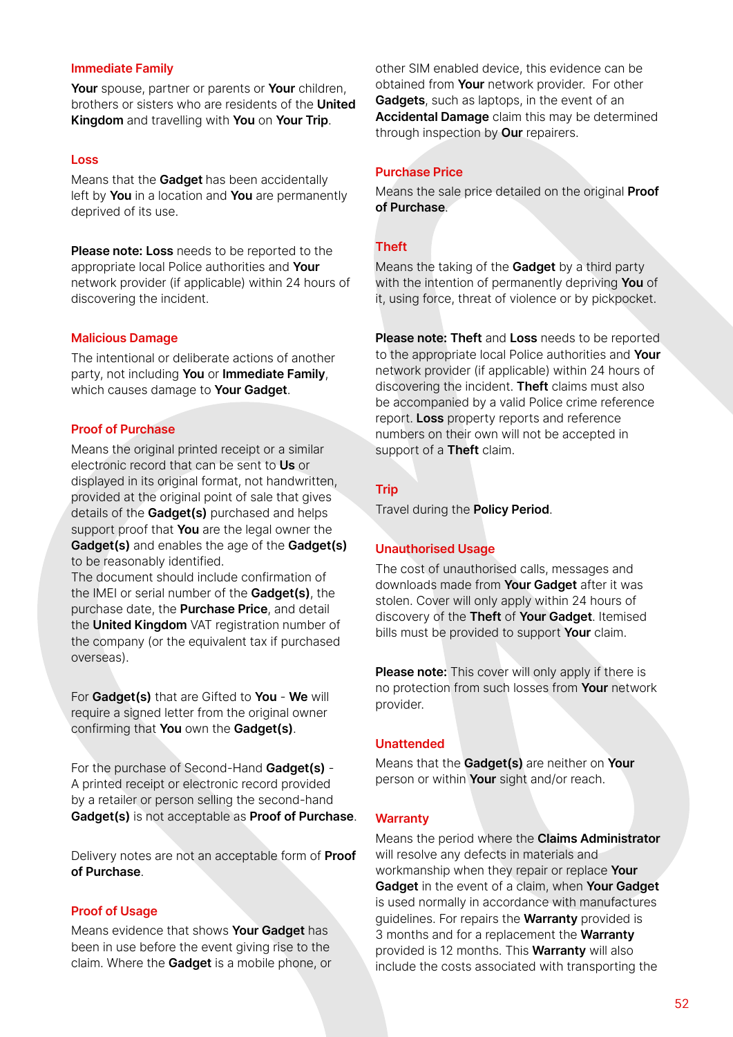### Immediate Family

**Your** spouse, partner or parents or **Your** children, brothers or sisters who are residents of the **United Kingdom** and travelling with **You** on **Your Trip**.

### Loss

Means that the **Gadget** has been accidentally left by **You** in a location and **You** are permanently deprived of its use.

**Please note: Loss** needs to be reported to the appropriate local Police authorities and **Your** network provider (if applicable) within 24 hours of discovering the incident.

### Malicious Damage

The intentional or deliberate actions of another party, not including **You** or **Immediate Family**, which causes damage to **Your Gadget**.

### Proof of Purchase

Means the original printed receipt or a similar electronic record that can be sent to **Us** or displayed in its original format, not handwritten, provided at the original point of sale that gives details of the **Gadget(s)** purchased and helps support proof that **You** are the legal owner the **Gadget(s)** and enables the age of the **Gadget(s)** to be reasonably identified.
The document should include confirmation of the IMEI or serial number of the **Gadget(s)**, the purchase date, the **Purchase Price**, and detail the **United Kingdom** VAT registration number of the company (or the equivalent tax if purchased overseas).

For **Gadget(s)** that are Gifted to **You** - **We** will require a signed letter from the original owner confirming that **You** own the **Gadget(s)**.

For the purchase of Second-Hand **Gadget(s)** - A printed receipt or electronic record provided by a retailer or person selling the second-hand **Gadget(s)** is not acceptable as **Proof of Purchase**.

Delivery notes are not an acceptable form of **Proof of Purchase**.

### Proof of Usage

Means evidence that shows **Your Gadget** has been in use before the event giving rise to the claim. Where the **Gadget** is a mobile phone, or other SIM enabled device, this evidence can be obtained from **Your** network provider. For other **Gadgets**, such as laptops, in the event of an **Accidental Damage** claim this may be determined through inspection by **Our** repairers.

### Purchase Price

Means the sale price detailed on the original **Proof of Purchase**.

### Theft

Means the taking of the **Gadget** by a third party with the intention of permanently depriving **You** of it, using force, threat of violence or by pickpocket.

**Please note: Theft** and **Loss** needs to be reported to the appropriate local Police authorities and **Your** network provider (if applicable) within 24 hours of discovering the incident. **Theft** claims must also be accompanied by a valid Police crime reference report. **Loss** property reports and reference numbers on their own will not be accepted in support of a **Theft** claim.

### Trip

Travel during the **Policy Period**.

### Unauthorised Usage

The cost of unauthorised calls, messages and downloads made from **Your Gadget** after it was stolen. Cover will only apply within 24 hours of discovery of the **Theft** of **Your Gadget**. Itemised bills must be provided to support **Your** claim.

**Please note:** This cover will only apply if there is no protection from such losses from **Your** network provider.

### Unattended

Means that the **Gadget(s)** are neither on **Your** person or within **Your** sight and/or reach.

### Warranty

Means the period where the **Claims Administrator** will resolve any defects in materials and workmanship when they repair or replace **Your Gadget** in the event of a claim, when **Your Gadget** is used normally in accordance with manufactures guidelines. For repairs the **Warranty** provided is 3 months and for a replacement the **Warranty** provided is 12 months. This **Warranty** will also include the costs associated with transporting the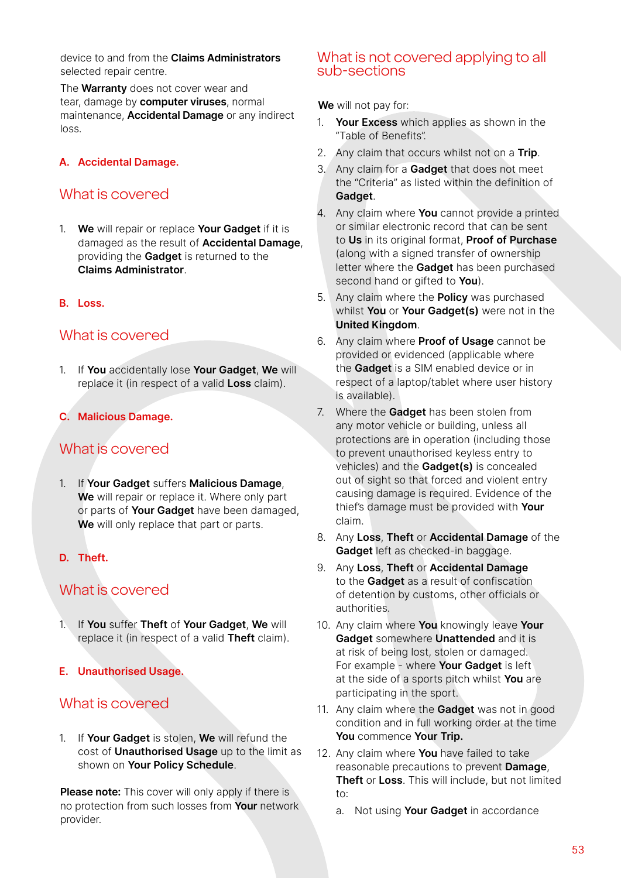device to and from the **Claims Administrators** selected repair centre.

The **Warranty** does not cover wear and tear, damage by **computer viruses**, normal maintenance, **Accidental Damage** or any indirect loss.

### A. Accidental Damage.

## What is covered

1. **We** will repair or replace **Your Gadget** if it is damaged as the result of **Accidental Damage**, providing the **Gadget** is returned to the **Claims Administrator**.

### B. Loss.

## What is covered

1. If **You** accidentally lose **Your Gadget**, **We** will replace it (in respect of a valid **Loss** claim).

### C. Malicious Damage.

## What is covered

1. If **Your Gadget** suffers **Malicious Damage**, **We** will repair or replace it. Where only part or parts of **Your Gadget** have been damaged, **We** will only replace that part or parts.

### D. Theft.

## What is covered

1. If **You** suffer **Theft** of **Your Gadget**, **We** will replace it (in respect of a valid **Theft** claim).

### E. Unauthorised Usage.

## What is covered

1. If **Your Gadget** is stolen, **We** will refund the cost of **Unauthorised Usage** up to the limit as shown on **Your Policy Schedule**.

**Please note:** This cover will only apply if there is no protection from such losses from **Your** network provider.

## What is not covered applying to all sub-sections

**We** will not pay for:

1. **Your Excess** which applies as shown in the "Table of Benefits".
2. Any claim that occurs whilst not on a **Trip**.
3. Any claim for a **Gadget** that does not meet the "Criteria" as listed within the definition of **Gadget**.
4. Any claim where **You** cannot provide a printed or similar electronic record that can be sent to **Us** in its original format, **Proof of Purchase** (along with a signed transfer of ownership letter where the **Gadget** has been purchased second hand or gifted to **You**).
5. Any claim where the **Policy** was purchased whilst **You** or **Your Gadget(s)** were not in the **United Kingdom**.
6. Any claim where **Proof of Usage** cannot be provided or evidenced (applicable where the **Gadget** is a SIM enabled device or in respect of a laptop/tablet where user history is available).
7. Where the **Gadget** has been stolen from any motor vehicle or building, unless all protections are in operation (including those to prevent unauthorised keyless entry to vehicles) and the **Gadget(s)** is concealed out of sight so that forced and violent entry causing damage is required. Evidence of the thief's damage must be provided with **Your** claim.
8. Any **Loss**, **Theft** or **Accidental Damage** of the **Gadget** left as checked-in baggage.
9. Any **Loss**, **Theft** or **Accidental Damage** to the **Gadget** as a result of confiscation of detention by customs, other officials or authorities.
10. Any claim where **You** knowingly leave **Your Gadget** somewhere **Unattended** and it is at risk of being lost, stolen or damaged. For example - where **Your Gadget** is left at the side of a sports pitch whilst **You** are participating in the sport.
11. Any claim where the **Gadget** was not in good condition and in full working order at the time **You** commence **Your Trip.**
12. Any claim where **You** have failed to take reasonable precautions to prevent **Damage**, **Theft** or **Loss**. This will include, but not limited to:
    a. Not using **Your Gadget** in accordance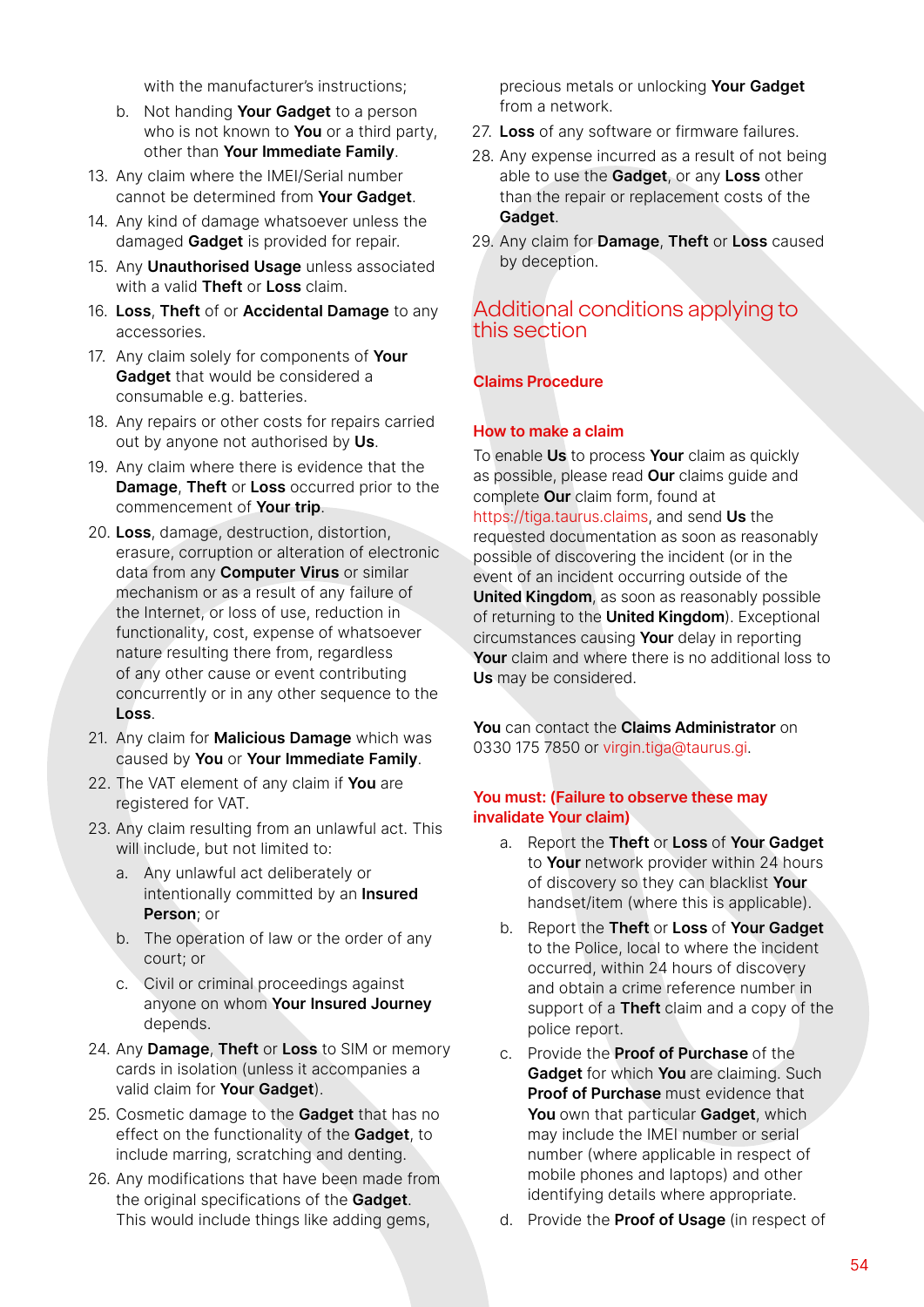with the manufacturer's instructions;

b. Not handing **Your Gadget** to a person who is not known to **You** or a third party, other than **Your Immediate Family**.

13. Any claim where the IMEI/Serial number cannot be determined from **Your Gadget**.
14. Any kind of damage whatsoever unless the damaged **Gadget** is provided for repair.
15. Any **Unauthorised Usage** unless associated with a valid **Theft** or **Loss** claim.
16. **Loss**, **Theft** of or **Accidental Damage** to any accessories.
17. Any claim solely for components of **Your Gadget** that would be considered a consumable e.g. batteries.
18. Any repairs or other costs for repairs carried out by anyone not authorised by **Us**.
19. Any claim where there is evidence that the **Damage**, **Theft** or **Loss** occurred prior to the commencement of **Your trip**.
20. **Loss**, damage, destruction, distortion, erasure, corruption or alteration of electronic data from any **Computer Virus** or similar mechanism or as a result of any failure of the Internet, or loss of use, reduction in functionality, cost, expense of whatsoever nature resulting there from, regardless of any other cause or event contributing concurrently or in any other sequence to the **Loss**.
21. Any claim for **Malicious Damage** which was caused by **You** or **Your Immediate Family**.
22. The VAT element of any claim if **You** are registered for VAT.
23. Any claim resulting from an unlawful act. This will include, but not limited to:
    a. Any unlawful act deliberately or intentionally committed by an **Insured Person**; or
    b. The operation of law or the order of any court; or
    c. Civil or criminal proceedings against anyone on whom **Your Insured Journey** depends.
24. Any **Damage**, **Theft** or **Loss** to SIM or memory cards in isolation (unless it accompanies a valid claim for **Your Gadget**).
25. Cosmetic damage to the **Gadget** that has no effect on the functionality of the **Gadget**, to include marring, scratching and denting.
26. Any modifications that have been made from the original specifications of the **Gadget**. This would include things like adding gems, precious metals or unlocking **Your Gadget** from a network.
27. **Loss** of any software or firmware failures.
28. Any expense incurred as a result of not being able to use the **Gadget**, or any **Loss** other than the repair or replacement costs of the **Gadget**.
29. Any claim for **Damage**, **Theft** or **Loss** caused by deception.

## Additional conditions applying to this section

### Claims Procedure

### How to make a claim

To enable **Us** to process **Your** claim as quickly as possible, please read **Our** claims guide and complete **Our** claim form, found at https://tiga.taurus.claims, and send **Us** the requested documentation as soon as reasonably possible of discovering the incident (or in the event of an incident occurring outside of the **United Kingdom**, as soon as reasonably possible of returning to the **United Kingdom**). Exceptional circumstances causing **Your** delay in reporting **Your** claim and where there is no additional loss to **Us** may be considered.

**You** can contact the **Claims Administrator** on 0330 175 7850 or virgin.tiga@taurus.gi.

### You must: (Failure to observe these may invalidate Your claim)

a. Report the **Theft** or **Loss** of **Your Gadget** to **Your** network provider within 24 hours of discovery so they can blacklist **Your** handset/item (where this is applicable).

b. Report the **Theft** or **Loss** of **Your Gadget** to the Police, local to where the incident occurred, within 24 hours of discovery and obtain a crime reference number in support of a **Theft** claim and a copy of the police report.

c. Provide the **Proof of Purchase** of the **Gadget** for which **You** are claiming. Such **Proof of Purchase** must evidence that **You** own that particular **Gadget**, which may include the IMEI number or serial number (where applicable in respect of mobile phones and laptops) and other identifying details where appropriate.

d. Provide the **Proof of Usage** (in respect of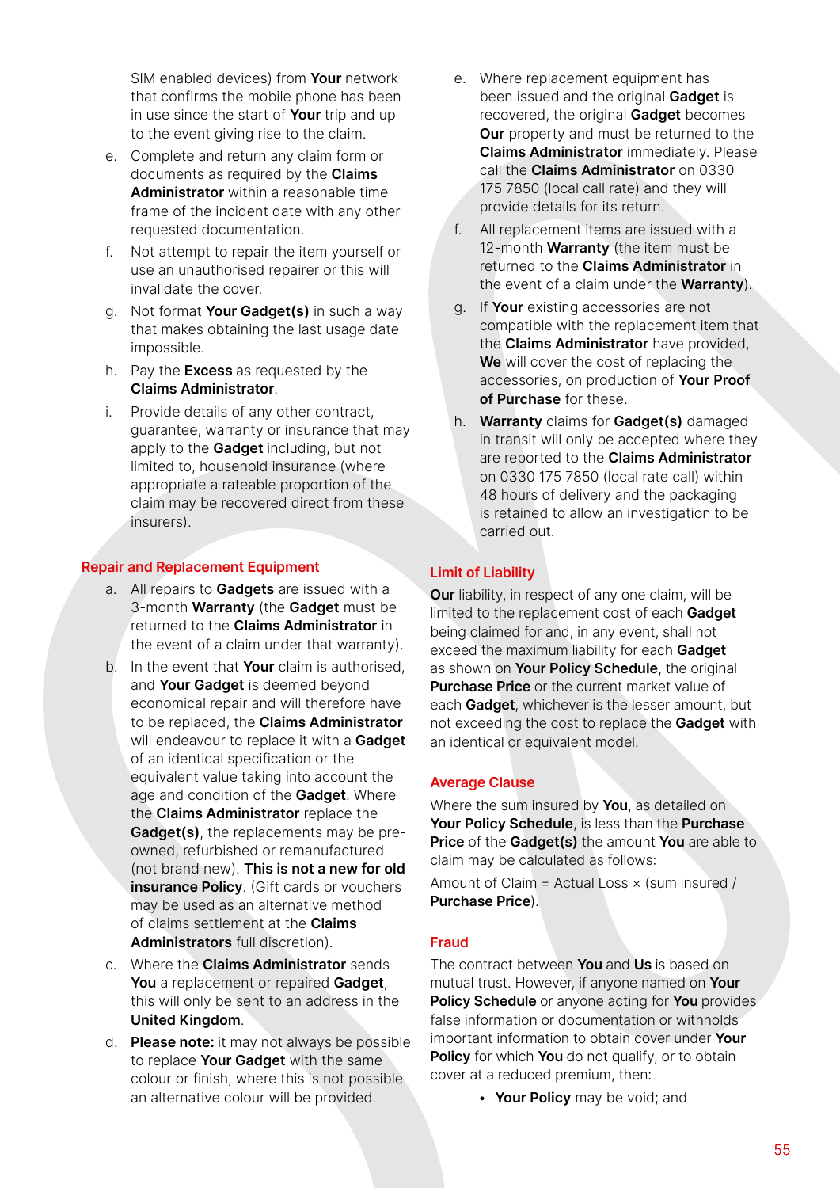SIM enabled devices) from **Your** network that confirms the mobile phone has been in use since the start of **Your** trip and up to the event giving rise to the claim.

e. Complete and return any claim form or documents as required by the **Claims Administrator** within a reasonable time frame of the incident date with any other requested documentation.

f. Not attempt to repair the item yourself or use an unauthorised repairer or this will invalidate the cover.

g. Not format **Your Gadget(s)** in such a way that makes obtaining the last usage date impossible.

h. Pay the **Excess** as requested by the **Claims Administrator**.

i. Provide details of any other contract, guarantee, warranty or insurance that may apply to the **Gadget** including, but not limited to, household insurance (where appropriate a rateable proportion of the claim may be recovered direct from these insurers).

## Repair and Replacement Equipment

a. All repairs to **Gadgets** are issued with a 3-month **Warranty** (the **Gadget** must be returned to the **Claims Administrator** in the event of a claim under that warranty).

b. In the event that **Your** claim is authorised, and **Your Gadget** is deemed beyond economical repair and will therefore have to be replaced, the **Claims Administrator** will endeavour to replace it with a **Gadget** of an identical specification or the equivalent value taking into account the age and condition of the **Gadget**. Where the **Claims Administrator** replace the **Gadget(s)**, the replacements may be pre-owned, refurbished or remanufactured (not brand new). **This is not a new for old insurance Policy**. (Gift cards or vouchers may be used as an alternative method of claims settlement at the **Claims Administrators** full discretion).

c. Where the **Claims Administrator** sends **You** a replacement or repaired **Gadget**, this will only be sent to an address in the **United Kingdom**.

d. **Please note:** it may not always be possible to replace **Your Gadget** with the same colour or finish, where this is not possible an alternative colour will be provided.

e. Where replacement equipment has been issued and the original **Gadget** is recovered, the original **Gadget** becomes **Our** property and must be returned to the **Claims Administrator** immediately. Please call the **Claims Administrator** on 0330 175 7850 (local call rate) and they will provide details for its return.

f. All replacement items are issued with a 12-month **Warranty** (the item must be returned to the **Claims Administrator** in the event of a claim under the **Warranty**).

g. If **Your** existing accessories are not compatible with the replacement item that the **Claims Administrator** have provided, **We** will cover the cost of replacing the accessories, on production of **Your Proof of Purchase** for these.

h. **Warranty** claims for **Gadget(s)** damaged in transit will only be accepted where they are reported to the **Claims Administrator** on 0330 175 7850 (local rate call) within 48 hours of delivery and the packaging is retained to allow an investigation to be carried out.

## Limit of Liability

**Our** liability, in respect of any one claim, will be limited to the replacement cost of each **Gadget** being claimed for and, in any event, shall not exceed the maximum liability for each **Gadget** as shown on **Your Policy Schedule**, the original **Purchase Price** or the current market value of each **Gadget**, whichever is the lesser amount, but not exceeding the cost to replace the **Gadget** with an identical or equivalent model.

## Average Clause

Where the sum insured by **You**, as detailed on **Your Policy Schedule**, is less than the **Purchase Price** of the **Gadget(s)** the amount **You** are able to claim may be calculated as follows:

Amount of Claim = Actual Loss × (sum insured / **Purchase Price**).

## Fraud

The contract between **You** and **Us** is based on mutual trust. However, if anyone named on **Your Policy Schedule** or anyone acting for **You** provides false information or documentation or withholds important information to obtain cover under **Your Policy** for which **You** do not qualify, or to obtain cover at a reduced premium, then:

- **Your Policy** may be void; and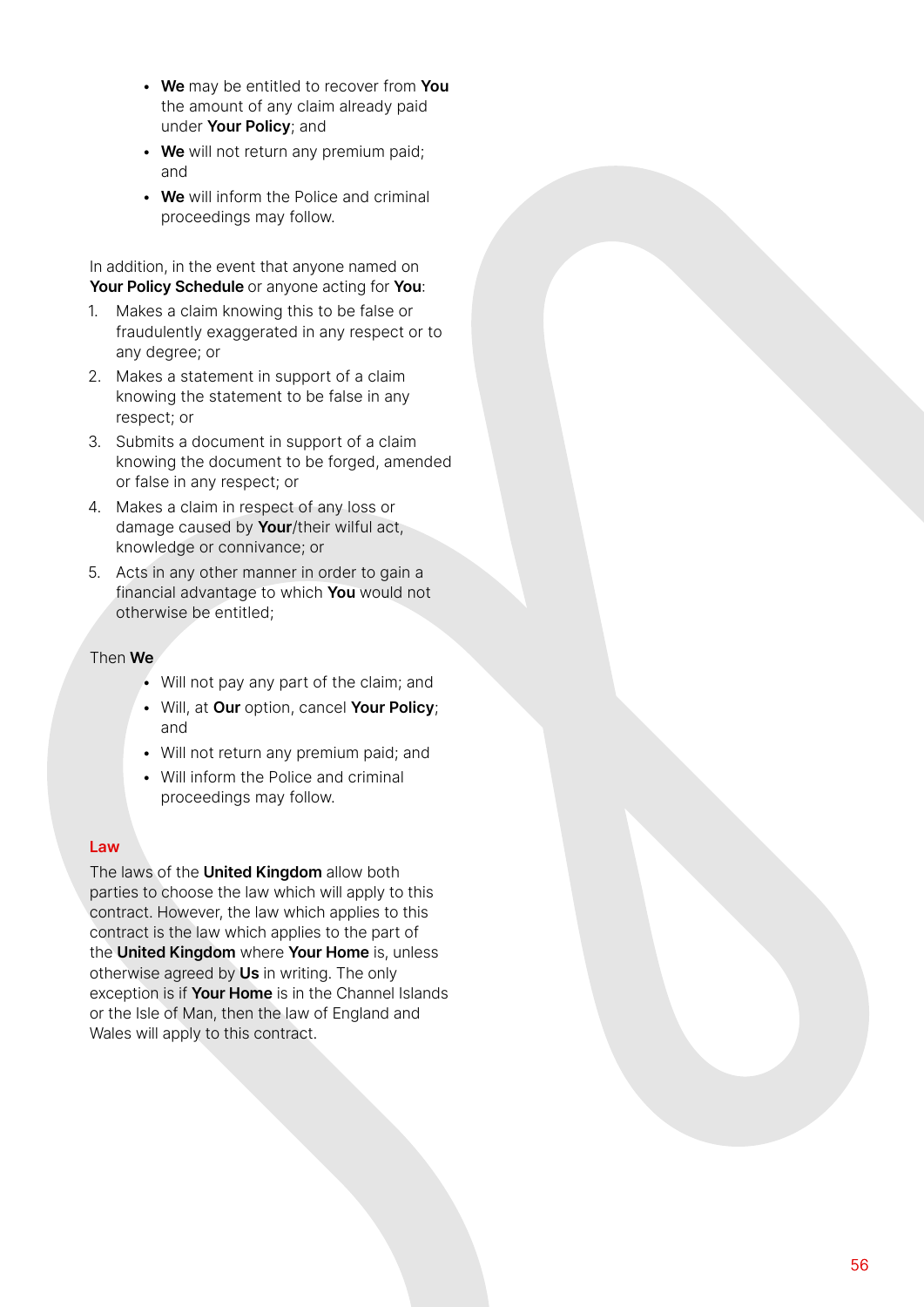- **We** may be entitled to recover from **You** the amount of any claim already paid under **Your Policy**; and
- **We** will not return any premium paid; and
- **We** will inform the Police and criminal proceedings may follow.

In addition, in the event that anyone named on **Your Policy Schedule** or anyone acting for **You**:

1. Makes a claim knowing this to be false or fraudulently exaggerated in any respect or to any degree; or
2. Makes a statement in support of a claim knowing the statement to be false in any respect; or
3. Submits a document in support of a claim knowing the document to be forged, amended or false in any respect; or
4. Makes a claim in respect of any loss or damage caused by **Your**/their wilful act, knowledge or connivance; or
5. Acts in any other manner in order to gain a financial advantage to which **You** would not otherwise be entitled;

Then **We**

- Will not pay any part of the claim; and
- Will, at **Our** option, cancel **Your Policy**; and
- Will not return any premium paid; and
- Will inform the Police and criminal proceedings may follow.

## Law

The laws of the **United Kingdom** allow both parties to choose the law which will apply to this contract. However, the law which applies to this contract is the law which applies to the part of the **United Kingdom** where **Your Home** is, unless otherwise agreed by **Us** in writing. The only exception is if **Your Home** is in the Channel Islands or the Isle of Man, then the law of England and Wales will apply to this contract.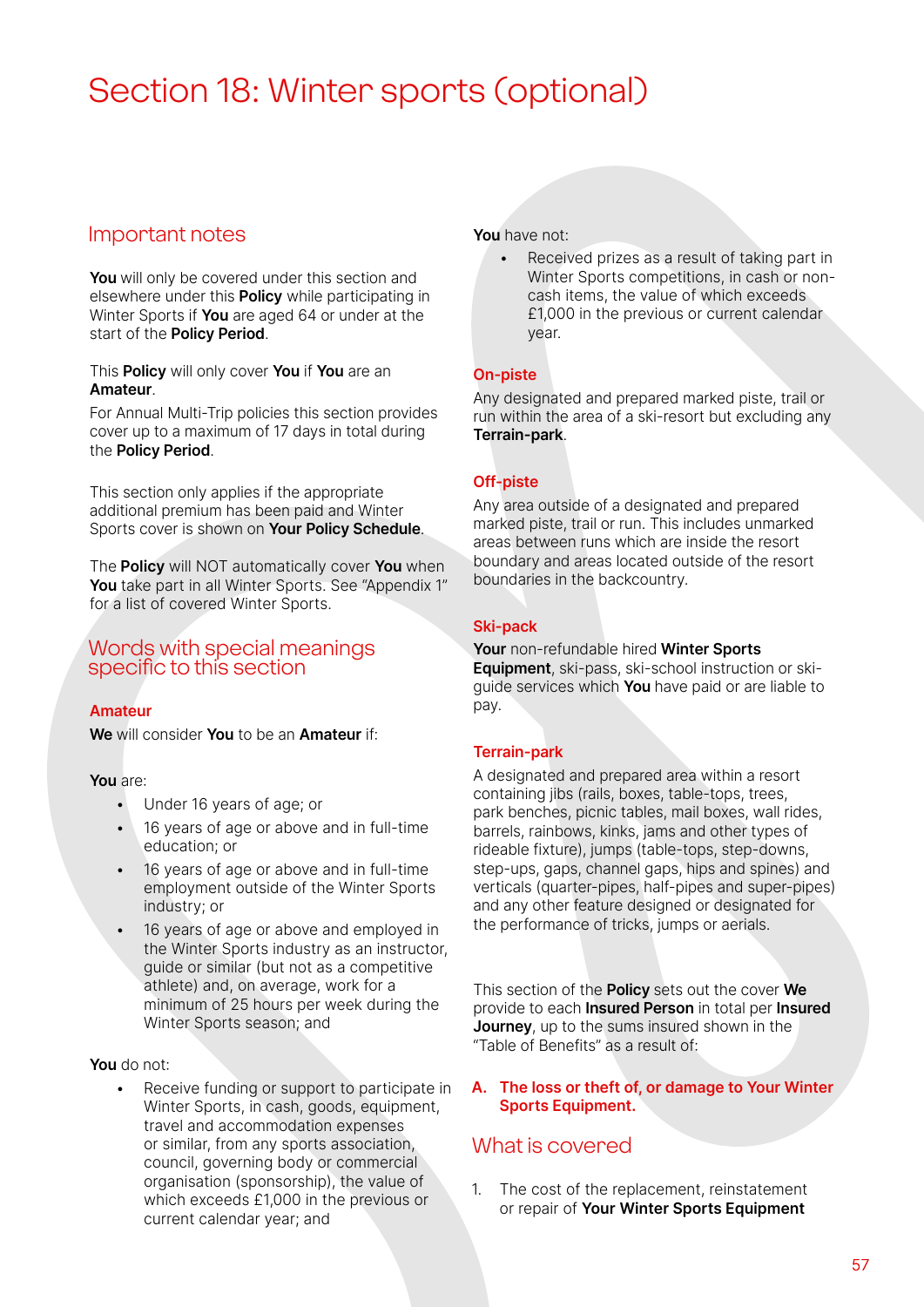# Section 18: Winter sports (optional)

## Important notes

**You** will only be covered under this section and elsewhere under this **Policy** while participating in Winter Sports if **You** are aged 64 or under at the start of the **Policy Period**.

This **Policy** will only cover **You** if **You** are an **Amateur**.

For Annual Multi-Trip policies this section provides cover up to a maximum of 17 days in total during the **Policy Period**.

This section only applies if the appropriate additional premium has been paid and Winter Sports cover is shown on **Your Policy Schedule**.

The **Policy** will NOT automatically cover **You** when **You** take part in all Winter Sports. See "Appendix 1" for a list of covered Winter Sports.

## Words with special meanings specific to this section

### Amateur

**We** will consider **You** to be an **Amateur** if:

**You** are:

- Under 16 years of age; or
- 16 years of age or above and in full-time education; or
- 16 years of age or above and in full-time employment outside of the Winter Sports industry; or
- 16 years of age or above and employed in the Winter Sports industry as an instructor, guide or similar (but not as a competitive athlete) and, on average, work for a minimum of 25 hours per week during the Winter Sports season; and

**You** do not:

- Receive funding or support to participate in Winter Sports, in cash, goods, equipment, travel and accommodation expenses or similar, from any sports association, council, governing body or commercial organisation (sponsorship), the value of which exceeds £1,000 in the previous or current calendar year; and

**You** have not:

- Received prizes as a result of taking part in Winter Sports competitions, in cash or non-cash items, the value of which exceeds £1,000 in the previous or current calendar year.

### On-piste

Any designated and prepared marked piste, trail or run within the area of a ski-resort but excluding any **Terrain-park**.

### Off-piste

Any area outside of a designated and prepared marked piste, trail or run. This includes unmarked areas between runs which are inside the resort boundary and areas located outside of the resort boundaries in the backcountry.

### Ski-pack

**Your** non-refundable hired **Winter Sports Equipment**, ski-pass, ski-school instruction or ski-guide services which **You** have paid or are liable to pay.

### Terrain-park

A designated and prepared area within a resort containing jibs (rails, boxes, table-tops, trees, park benches, picnic tables, mail boxes, wall rides, barrels, rainbows, kinks, jams and other types of rideable fixture), jumps (table-tops, step-downs, step-ups, gaps, channel gaps, hips and spines) and verticals (quarter-pipes, half-pipes and super-pipes) and any other feature designed or designated for the performance of tricks, jumps or aerials.

This section of the **Policy** sets out the cover **We** provide to each **Insured Person** in total per **Insured Journey**, up to the sums insured shown in the "Table of Benefits" as a result of:

**A. The loss or theft of, or damage to Your Winter Sports Equipment.**

## What is covered

1. The cost of the replacement, reinstatement or repair of **Your Winter Sports Equipment**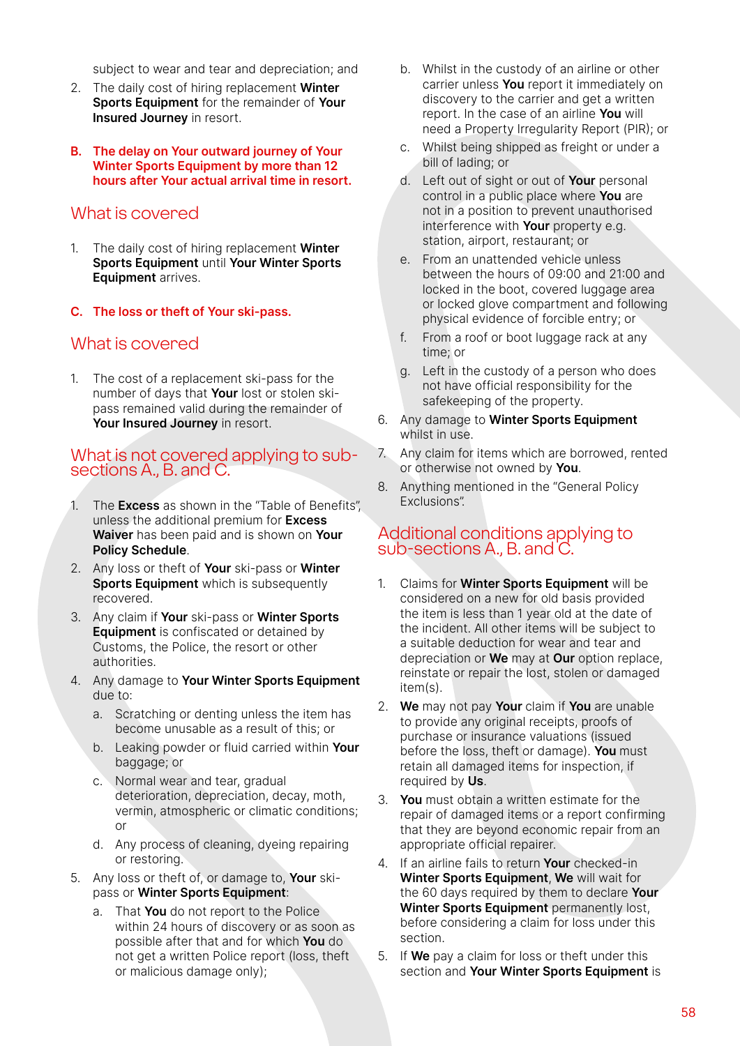subject to wear and tear and depreciation; and

2. The daily cost of hiring replacement **Winter Sports Equipment** for the remainder of **Your Insured Journey** in resort.

**B. The delay on Your outward journey of Your Winter Sports Equipment by more than 12 hours after Your actual arrival time in resort.**

## What is covered

1. The daily cost of hiring replacement **Winter Sports Equipment** until **Your Winter Sports Equipment** arrives.

**C. The loss or theft of Your ski-pass.**

## What is covered

1. The cost of a replacement ski-pass for the number of days that **Your** lost or stolen ski-pass remained valid during the remainder of **Your Insured Journey** in resort.

## What is not covered applying to sub-sections A., B. and C.

1. The **Excess** as shown in the "Table of Benefits", unless the additional premium for **Excess Waiver** has been paid and is shown on **Your Policy Schedule**.
2. Any loss or theft of **Your** ski-pass or **Winter Sports Equipment** which is subsequently recovered.
3. Any claim if **Your** ski-pass or **Winter Sports Equipment** is confiscated or detained by Customs, the Police, the resort or other authorities.
4. Any damage to **Your Winter Sports Equipment** due to:
   a. Scratching or denting unless the item has become unusable as a result of this; or
   b. Leaking powder or fluid carried within **Your** baggage; or
   c. Normal wear and tear, gradual deterioration, depreciation, decay, moth, vermin, atmospheric or climatic conditions; or
   d. Any process of cleaning, dyeing repairing or restoring.
5. Any loss or theft of, or damage to, **Your** ski-pass or **Winter Sports Equipment**:
   a. That **You** do not report to the Police within 24 hours of discovery or as soon as possible after that and for which **You** do not get a written Police report (loss, theft or malicious damage only);
   b. Whilst in the custody of an airline or other carrier unless **You** report it immediately on discovery to the carrier and get a written report. In the case of an airline **You** will need a Property Irregularity Report (PIR); or
   c. Whilst being shipped as freight or under a bill of lading; or
   d. Left out of sight or out of **Your** personal control in a public place where **You** are not in a position to prevent unauthorised interference with **Your** property e.g. station, airport, restaurant; or
   e. From an unattended vehicle unless between the hours of 09:00 and 21:00 and locked in the boot, covered luggage area or locked glove compartment and following physical evidence of forcible entry; or
   f. From a roof or boot luggage rack at any time; or
   g. Left in the custody of a person who does not have official responsibility for the safekeeping of the property.
6. Any damage to **Winter Sports Equipment** whilst in use.
7. Any claim for items which are borrowed, rented or otherwise not owned by **You**.
8. Anything mentioned in the "General Policy Exclusions".

## Additional conditions applying to sub-sections A., B. and C.

1. Claims for **Winter Sports Equipment** will be considered on a new for old basis provided the item is less than 1 year old at the date of the incident. All other items will be subject to a suitable deduction for wear and tear and depreciation or **We** may at **Our** option replace, reinstate or repair the lost, stolen or damaged item(s).
2. **We** may not pay **Your** claim if **You** are unable to provide any original receipts, proofs of purchase or insurance valuations (issued before the loss, theft or damage). **You** must retain all damaged items for inspection, if required by **Us**.
3. **You** must obtain a written estimate for the repair of damaged items or a report confirming that they are beyond economic repair from an appropriate official repairer.
4. If an airline fails to return **Your** checked-in **Winter Sports Equipment**, **We** will wait for the 60 days required by them to declare **Your Winter Sports Equipment** permanently lost, before considering a claim for loss under this section.
5. If **We** pay a claim for loss or theft under this section and **Your Winter Sports Equipment** is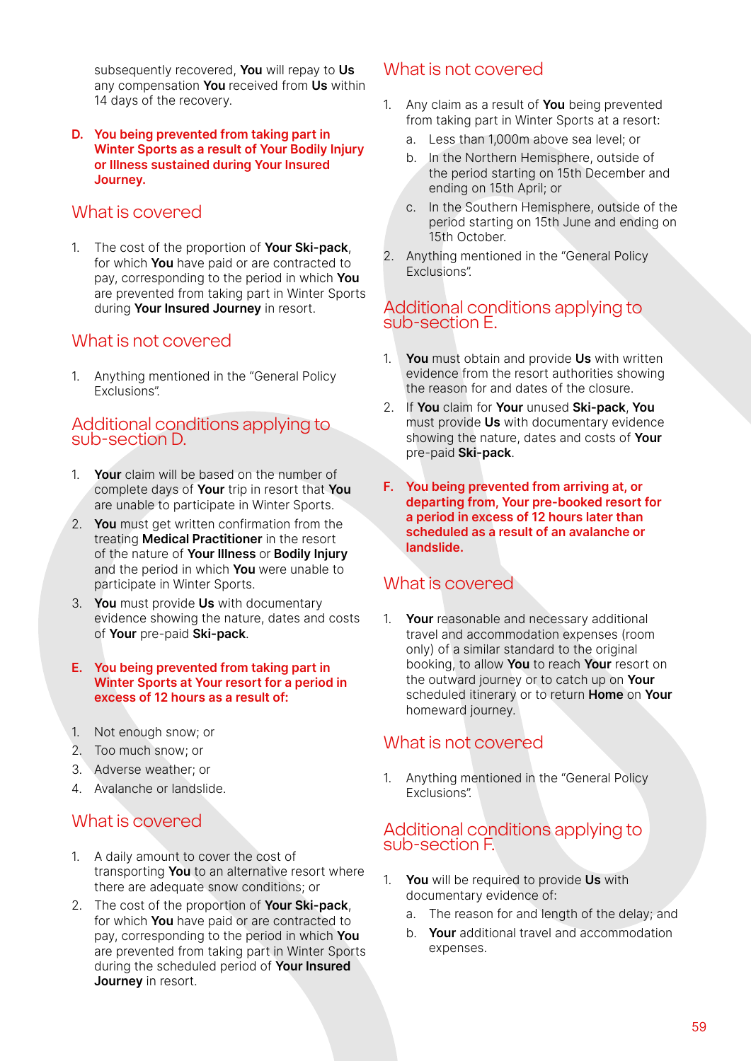subsequently recovered, **You** will repay to **Us** any compensation **You** received from **Us** within 14 days of the recovery.

### D. You being prevented from taking part in Winter Sports as a result of Your Bodily Injury or Illness sustained during Your Insured Journey.

## What is covered

1. The cost of the proportion of **Your Ski-pack**, for which **You** have paid or are contracted to pay, corresponding to the period in which **You** are prevented from taking part in Winter Sports during **Your Insured Journey** in resort.

## What is not covered

1. Anything mentioned in the "General Policy Exclusions".

## Additional conditions applying to sub-section D.

1. **Your** claim will be based on the number of complete days of **Your** trip in resort that **You** are unable to participate in Winter Sports.
2. **You** must get written confirmation from the treating **Medical Practitioner** in the resort of the nature of **Your Illness** or **Bodily Injury** and the period in which **You** were unable to participate in Winter Sports.
3. **You** must provide **Us** with documentary evidence showing the nature, dates and costs of **Your** pre-paid **Ski-pack**.

### E. You being prevented from taking part in Winter Sports at Your resort for a period in excess of 12 hours as a result of:

1. Not enough snow; or
2. Too much snow; or
3. Adverse weather; or
4. Avalanche or landslide.

## What is covered

1. A daily amount to cover the cost of transporting **You** to an alternative resort where there are adequate snow conditions; or
2. The cost of the proportion of **Your Ski-pack**, for which **You** have paid or are contracted to pay, corresponding to the period in which **You** are prevented from taking part in Winter Sports during the scheduled period of **Your Insured Journey** in resort.

## What is not covered

1. Any claim as a result of **You** being prevented from taking part in Winter Sports at a resort:
   a. Less than 1,000m above sea level; or
   b. In the Northern Hemisphere, outside of the period starting on 15th December and ending on 15th April; or
   c. In the Southern Hemisphere, outside of the period starting on 15th June and ending on 15th October.
2. Anything mentioned in the "General Policy Exclusions".

## Additional conditions applying to sub-section E.

1. **You** must obtain and provide **Us** with written evidence from the resort authorities showing the reason for and dates of the closure.
2. If **You** claim for **Your** unused **Ski-pack**, **You** must provide **Us** with documentary evidence showing the nature, dates and costs of **Your** pre-paid **Ski-pack**.

### F. You being prevented from arriving at, or departing from, Your pre-booked resort for a period in excess of 12 hours later than scheduled as a result of an avalanche or landslide.

## What is covered

1. **Your** reasonable and necessary additional travel and accommodation expenses (room only) of a similar standard to the original booking, to allow **You** to reach **Your** resort on the outward journey or to catch up on **Your** scheduled itinerary or to return **Home** on **Your** homeward journey.

## What is not covered

1. Anything mentioned in the "General Policy Exclusions".

## Additional conditions applying to sub-section F.

1. **You** will be required to provide **Us** with documentary evidence of:
   a. The reason for and length of the delay; and
   b. **Your** additional travel and accommodation expenses.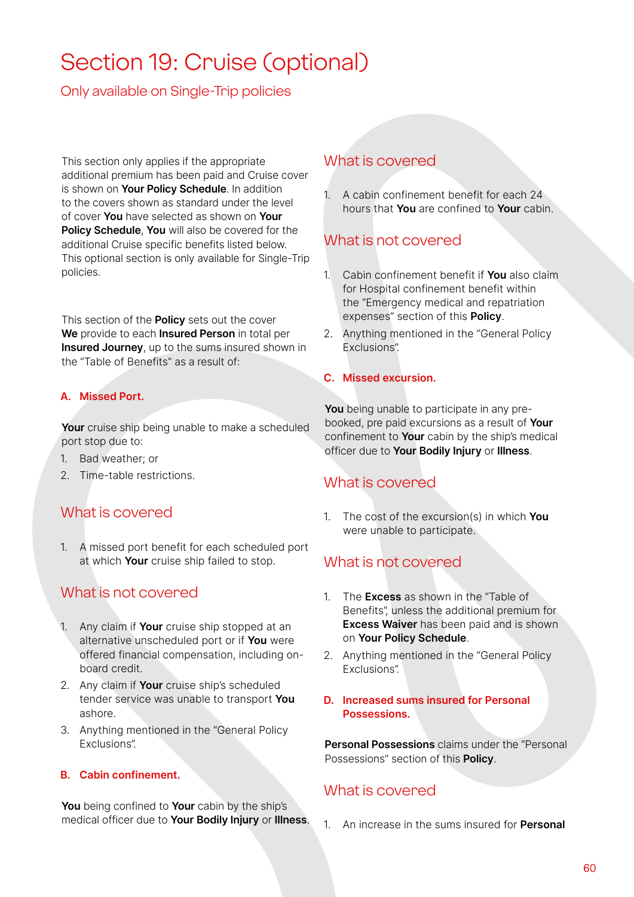# Section 19: Cruise (optional)

## Only available on Single-Trip policies

This section only applies if the appropriate additional premium has been paid and Cruise cover is shown on **Your Policy Schedule**. In addition to the covers shown as standard under the level of cover **You** have selected as shown on **Your Policy Schedule**, **You** will also be covered for the additional Cruise specific benefits listed below. This optional section is only available for Single-Trip policies.

This section of the **Policy** sets out the cover **We** provide to each **Insured Person** in total per **Insured Journey**, up to the sums insured shown in the "Table of Benefits" as a result of:

### A. Missed Port.

**Your** cruise ship being unable to make a scheduled port stop due to:

1. Bad weather; or
2. Time-table restrictions.

## What is covered

1. A missed port benefit for each scheduled port at which **Your** cruise ship failed to stop.

## What is not covered

1. Any claim if **Your** cruise ship stopped at an alternative unscheduled port or if **You** were offered financial compensation, including on-board credit.
2. Any claim if **Your** cruise ship's scheduled tender service was unable to transport **You** ashore.
3. Anything mentioned in the "General Policy Exclusions".

### B. Cabin confinement.

**You** being confined to **Your** cabin by the ship's medical officer due to **Your Bodily Injury** or **Illness**.

## What is covered

1. A cabin confinement benefit for each 24 hours that **You** are confined to **Your** cabin.

## What is not covered

1. Cabin confinement benefit if **You** also claim for Hospital confinement benefit within the "Emergency medical and repatriation expenses" section of this **Policy**.
2. Anything mentioned in the "General Policy Exclusions".

### C. Missed excursion.

**You** being unable to participate in any pre-booked, pre paid excursions as a result of **Your** confinement to **Your** cabin by the ship's medical officer due to **Your Bodily Injury** or **Illness**.

## What is covered

1. The cost of the excursion(s) in which **You** were unable to participate.

## What is not covered

1. The **Excess** as shown in the "Table of Benefits", unless the additional premium for **Excess Waiver** has been paid and is shown on **Your Policy Schedule**.
2. Anything mentioned in the "General Policy Exclusions".

### D. Increased sums insured for Personal Possessions.

**Personal Possessions** claims under the "Personal Possessions" section of this **Policy**.

## What is covered

1. An increase in the sums insured for **Personal**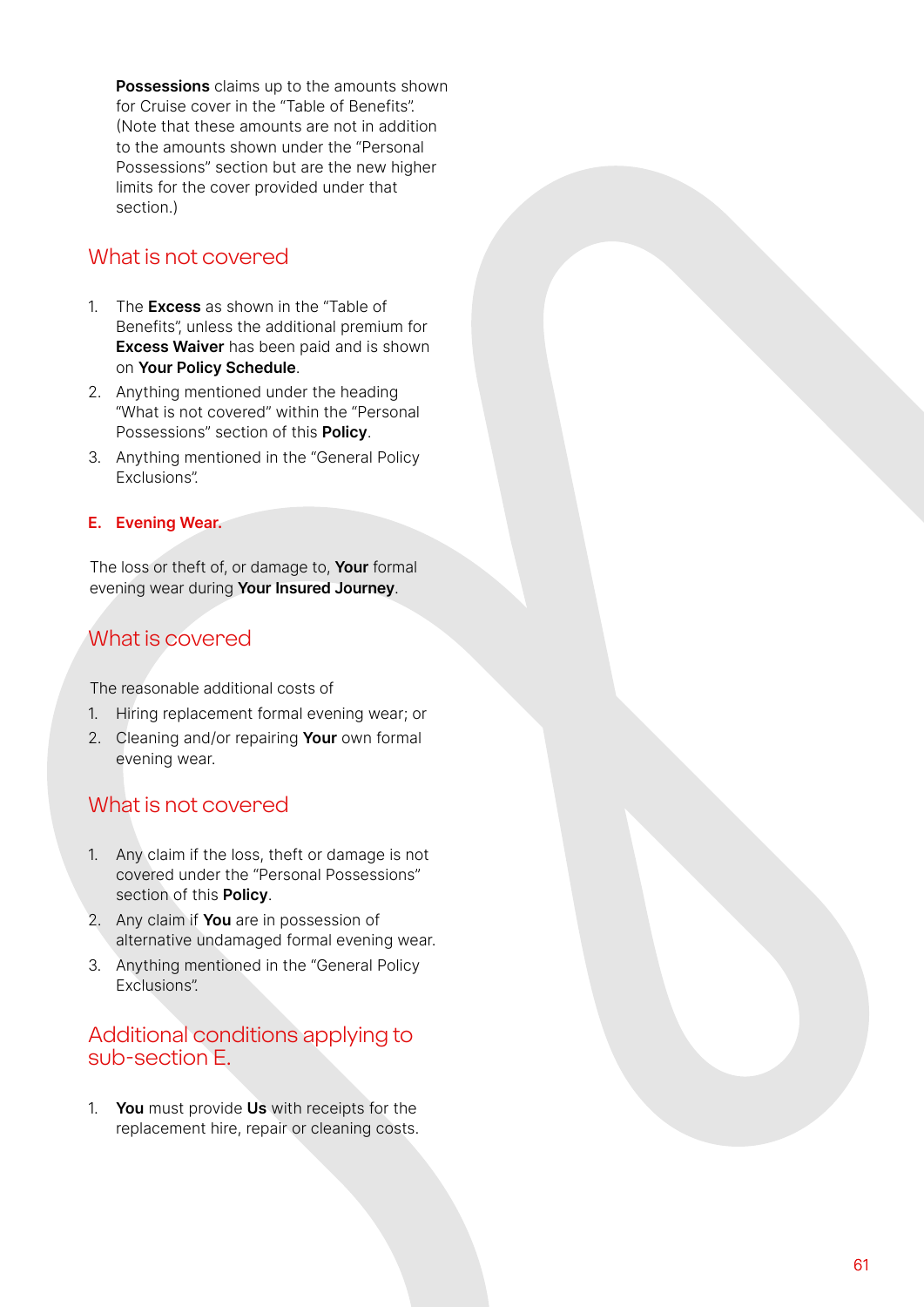**Possessions** claims up to the amounts shown for Cruise cover in the "Table of Benefits". (Note that these amounts are not in addition to the amounts shown under the "Personal Possessions" section but are the new higher limits for the cover provided under that section.)

## What is not covered

1. The **Excess** as shown in the "Table of Benefits", unless the additional premium for **Excess Waiver** has been paid and is shown on **Your Policy Schedule**.
2. Anything mentioned under the heading "What is not covered" within the "Personal Possessions" section of this **Policy**.
3. Anything mentioned in the "General Policy Exclusions".

### E. Evening Wear.

The loss or theft of, or damage to, **Your** formal evening wear during **Your Insured Journey**.

## What is covered

The reasonable additional costs of

1. Hiring replacement formal evening wear; or
2. Cleaning and/or repairing **Your** own formal evening wear.

## What is not covered

1. Any claim if the loss, theft or damage is not covered under the "Personal Possessions" section of this **Policy**.
2. Any claim if **You** are in possession of alternative undamaged formal evening wear.
3. Anything mentioned in the "General Policy Exclusions".

## Additional conditions applying to sub-section E.

1. **You** must provide **Us** with receipts for the replacement hire, repair or cleaning costs.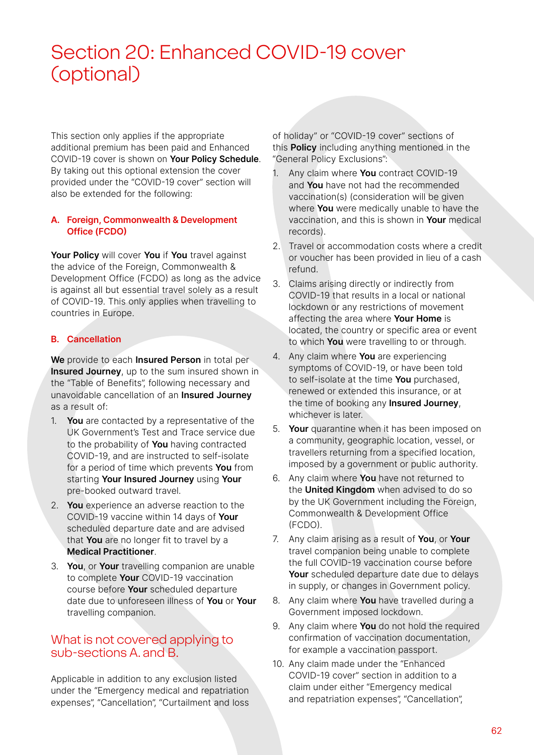# Section 20: Enhanced COVID-19 cover (optional)

This section only applies if the appropriate additional premium has been paid and Enhanced COVID-19 cover is shown on **Your Policy Schedule**. By taking out this optional extension the cover provided under the "COVID-19 cover" section will also be extended for the following:

### A. Foreign, Commonwealth & Development Office (FCDO)

**Your Policy** will cover **You** if **You** travel against the advice of the Foreign, Commonwealth & Development Office (FCDO) as long as the advice is against all but essential travel solely as a result of COVID-19. This only applies when travelling to countries in Europe.

### B. Cancellation

**We** provide to each **Insured Person** in total per **Insured Journey**, up to the sum insured shown in the "Table of Benefits", following necessary and unavoidable cancellation of an **Insured Journey** as a result of:

1. **You** are contacted by a representative of the UK Government's Test and Trace service due to the probability of **You** having contracted COVID-19, and are instructed to self-isolate for a period of time which prevents **You** from starting **Your Insured Journey** using **Your** pre-booked outward travel.
2. **You** experience an adverse reaction to the COVID-19 vaccine within 14 days of **Your** scheduled departure date and are advised that **You** are no longer fit to travel by a **Medical Practitioner**.
3. **You**, or **Your** travelling companion are unable to complete **Your** COVID-19 vaccination course before **Your** scheduled departure date due to unforeseen illness of **You** or **Your** travelling companion.

## What is not covered applying to sub-sections A. and B.

Applicable in addition to any exclusion listed under the "Emergency medical and repatriation expenses", "Cancellation", "Curtailment and loss of holiday" or "COVID-19 cover" sections of this **Policy** including anything mentioned in the "General Policy Exclusions":

1. Any claim where **You** contract COVID-19 and **You** have not had the recommended vaccination(s) (consideration will be given where **You** were medically unable to have the vaccination, and this is shown in **Your** medical records).
2. Travel or accommodation costs where a credit or voucher has been provided in lieu of a cash refund.
3. Claims arising directly or indirectly from COVID-19 that results in a local or national lockdown or any restrictions of movement affecting the area where **Your Home** is located, the country or specific area or event to which **You** were travelling to or through.
4. Any claim where **You** are experiencing symptoms of COVID-19, or have been told to self-isolate at the time **You** purchased, renewed or extended this insurance, or at the time of booking any **Insured Journey**, whichever is later.
5. **Your** quarantine when it has been imposed on a community, geographic location, vessel, or travellers returning from a specified location, imposed by a government or public authority.
6. Any claim where **You** have not returned to the **United Kingdom** when advised to do so by the UK Government including the Foreign, Commonwealth & Development Office (FCDO).
7. Any claim arising as a result of **You**, or **Your** travel companion being unable to complete the full COVID-19 vaccination course before **Your** scheduled departure date due to delays in supply, or changes in Government policy.
8. Any claim where **You** have travelled during a Government imposed lockdown.
9. Any claim where **You** do not hold the required confirmation of vaccination documentation, for example a vaccination passport.
10. Any claim made under the "Enhanced COVID-19 cover" section in addition to a claim under either "Emergency medical and repatriation expenses", "Cancellation",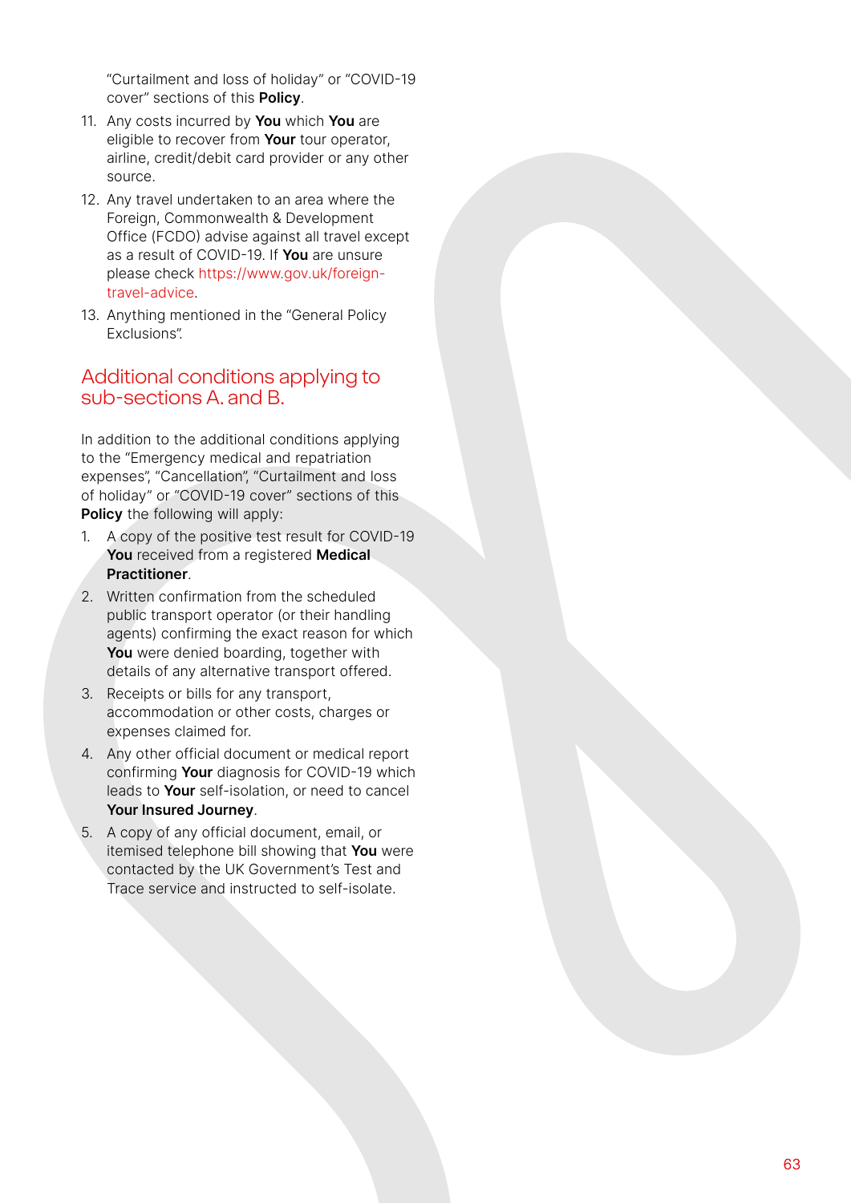"Curtailment and loss of holiday" or "COVID-19 cover" sections of this **Policy**.

11. Any costs incurred by **You** which **You** are eligible to recover from **Your** tour operator, airline, credit/debit card provider or any other source.
12. Any travel undertaken to an area where the Foreign, Commonwealth & Development Office (FCDO) advise against all travel except as a result of COVID-19. If **You** are unsure please check https://www.gov.uk/foreign-travel-advice.
13. Anything mentioned in the "General Policy Exclusions".

## Additional conditions applying to sub-sections A. and B.

In addition to the additional conditions applying to the "Emergency medical and repatriation expenses", "Cancellation", "Curtailment and loss of holiday" or "COVID-19 cover" sections of this **Policy** the following will apply:

1. A copy of the positive test result for COVID-19 **You** received from a registered **Medical Practitioner**.
2. Written confirmation from the scheduled public transport operator (or their handling agents) confirming the exact reason for which **You** were denied boarding, together with details of any alternative transport offered.
3. Receipts or bills for any transport, accommodation or other costs, charges or expenses claimed for.
4. Any other official document or medical report confirming **Your** diagnosis for COVID-19 which leads to **Your** self-isolation, or need to cancel **Your Insured Journey**.
5. A copy of any official document, email, or itemised telephone bill showing that **You** were contacted by the UK Government's Test and Trace service and instructed to self-isolate.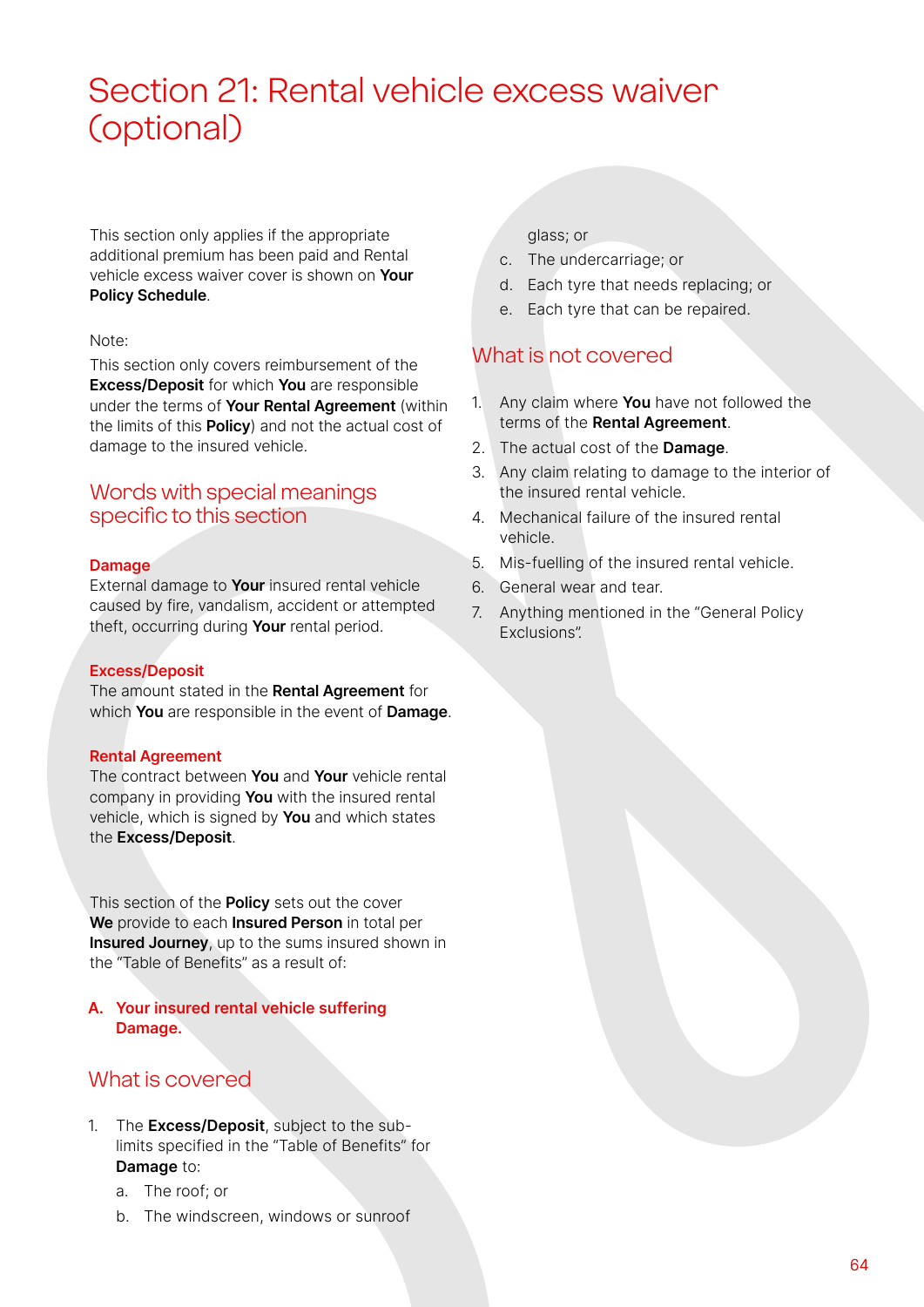# Section 21: Rental vehicle excess waiver (optional)

This section only applies if the appropriate additional premium has been paid and Rental vehicle excess waiver cover is shown on **Your Policy Schedule**.

Note:

This section only covers reimbursement of the **Excess/Deposit** for which **You** are responsible under the terms of **Your Rental Agreement** (within the limits of this **Policy**) and not the actual cost of damage to the insured vehicle.

## Words with special meanings specific to this section

**Damage**
External damage to **Your** insured rental vehicle caused by fire, vandalism, accident or attempted theft, occurring during **Your** rental period.

**Excess/Deposit**
The amount stated in the **Rental Agreement** for which **You** are responsible in the event of **Damage**.

**Rental Agreement**
The contract between **You** and **Your** vehicle rental company in providing **You** with the insured rental vehicle, which is signed by **You** and which states the **Excess/Deposit**.

This section of the **Policy** sets out the cover **We** provide to each **Insured Person** in total per **Insured Journey**, up to the sums insured shown in the "Table of Benefits" as a result of:

**A. Your insured rental vehicle suffering Damage.**

## What is covered

1. The **Excess/Deposit**, subject to the sub-limits specified in the "Table of Benefits" for **Damage** to:
   a. The roof; or
   b. The windscreen, windows or sunroof glass; or
   c. The undercarriage; or
   d. Each tyre that needs replacing; or
   e. Each tyre that can be repaired.

## What is not covered

1. Any claim where **You** have not followed the terms of the **Rental Agreement**.
2. The actual cost of the **Damage**.
3. Any claim relating to damage to the interior of the insured rental vehicle.
4. Mechanical failure of the insured rental vehicle.
5. Mis-fuelling of the insured rental vehicle.
6. General wear and tear.
7. Anything mentioned in the "General Policy Exclusions".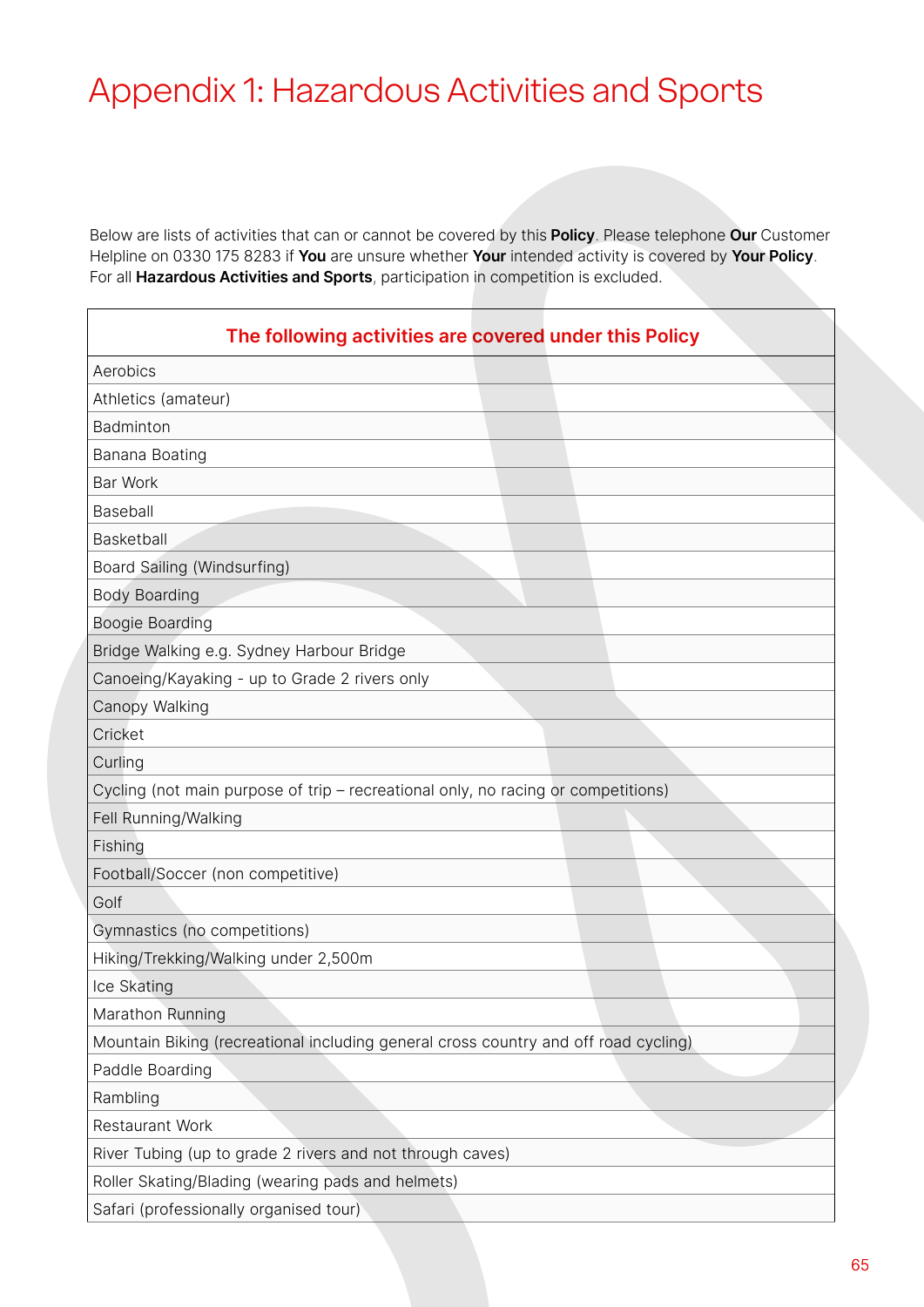# Appendix 1: Hazardous Activities and Sports

Below are lists of activities that can or cannot be covered by this **Policy**. Please telephone **Our** Customer Helpline on 0330 175 8283 if **You** are unsure whether **Your** intended activity is covered by **Your Policy**. For all **Hazardous Activities and Sports**, participation in competition is excluded.

| The following activities are covered under this Policy |
|---|
| Aerobics |
| Athletics (amateur) |
| Badminton |
| Banana Boating |
| Bar Work |
| Baseball |
| Basketball |
| Board Sailing (Windsurfing) |
| Body Boarding |
| Boogie Boarding |
| Bridge Walking e.g. Sydney Harbour Bridge |
| Canoeing/Kayaking - up to Grade 2 rivers only |
| Canopy Walking |
| Cricket |
| Curling |
| Cycling (not main purpose of trip – recreational only, no racing or competitions) |
| Fell Running/Walking |
| Fishing |
| Football/Soccer (non competitive) |
| Golf |
| Gymnastics (no competitions) |
| Hiking/Trekking/Walking under 2,500m |
| Ice Skating |
| Marathon Running |
| Mountain Biking (recreational including general cross country and off road cycling) |
| Paddle Boarding |
| Rambling |
| Restaurant Work |
| River Tubing (up to grade 2 rivers and not through caves) |
| Roller Skating/Blading (wearing pads and helmets) |
| Safari (professionally organised tour) |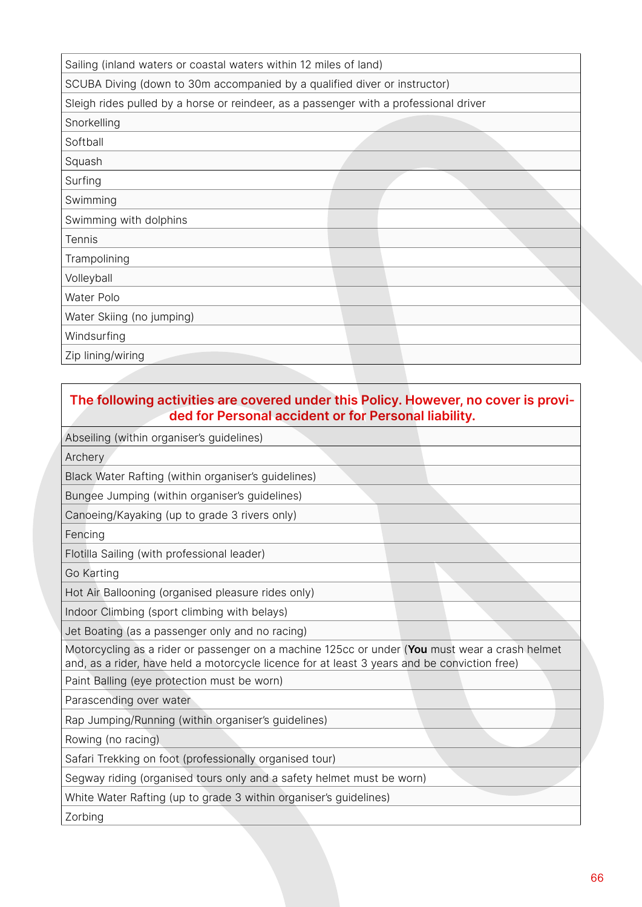| Sailing (inland waters or coastal waters within 12 miles of land) |
|---|
| SCUBA Diving (down to 30m accompanied by a qualified diver or instructor) |
| Sleigh rides pulled by a horse or reindeer, as a passenger with a professional driver |
| Snorkelling |
| Softball |
| Squash |
| Surfing |
| Swimming |
| Swimming with dolphins |
| Tennis |
| Trampolining |
| Volleyball |
| Water Polo |
| Water Skiing (no jumping) |
| Windsurfing |
| Zip lining/wiring |

| **The following activities are covered under this Policy. However, no cover is provided for Personal accident or for Personal liability.** |
|---|
| Abseiling (within organiser's guidelines) |
| Archery |
| Black Water Rafting (within organiser's guidelines) |
| Bungee Jumping (within organiser's guidelines) |
| Canoeing/Kayaking (up to grade 3 rivers only) |
| Fencing |
| Flotilla Sailing (with professional leader) |
| Go Karting |
| Hot Air Ballooning (organised pleasure rides only) |
| Indoor Climbing (sport climbing with belays) |
| Jet Boating (as a passenger only and no racing) |
| Motorcycling as a rider or passenger on a machine 125cc or under (**You** must wear a crash helmet and, as a rider, have held a motorcycle licence for at least 3 years and be conviction free) |
| Paint Balling (eye protection must be worn) |
| Parascending over water |
| Rap Jumping/Running (within organiser's guidelines) |
| Rowing (no racing) |
| Safari Trekking on foot (professionally organised tour) |
| Segway riding (organised tours only and a safety helmet must be worn) |
| White Water Rafting (up to grade 3 within organiser's guidelines) |
| Zorbing |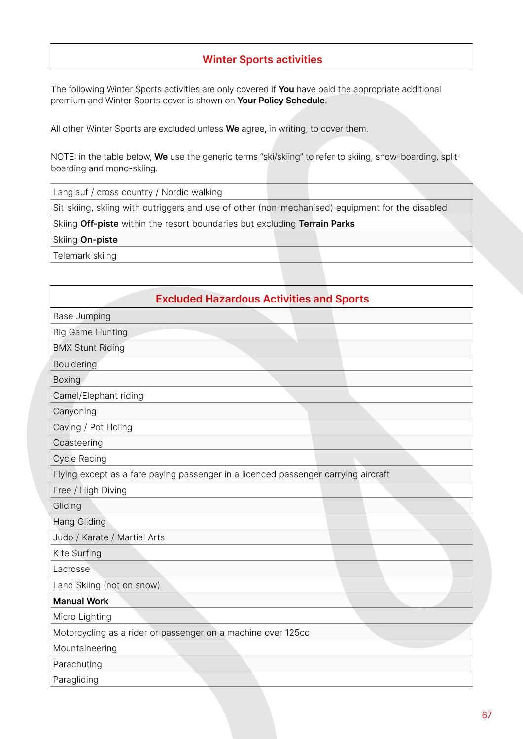## Winter Sports activities

The following Winter Sports activities are only covered if **You** have paid the appropriate additional premium and Winter Sports cover is shown on **Your Policy Schedule**.

All other Winter Sports are excluded unless **We** agree, in writing, to cover them.

NOTE: in the table below, **We** use the generic terms "ski/skiing" to refer to skiing, snow-boarding, split-boarding and mono-skiing.

| |
|---|
| Langlauf / cross country / Nordic walking |
| Sit-skiing, skiing with outriggers and use of other (non-mechanised) equipment for the disabled |
| Skiing **Off-piste** within the resort boundaries but excluding **Terrain Parks** |
| Skiing **On-piste** |
| Telemark skiing |

| Excluded Hazardous Activities and Sports |
|---|
| Base Jumping |
| Big Game Hunting |
| BMX Stunt Riding |
| Bouldering |
| Boxing |
| Camel/Elephant riding |
| Canyoning |
| Caving / Pot Holing |
| Coasteering |
| Cycle Racing |
| Flying except as a fare paying passenger in a licenced passenger carrying aircraft |
| Free / High Diving |
| Gliding |
| Hang Gliding |
| Judo / Karate / Martial Arts |
| Kite Surfing |
| Lacrosse |
| Land Skiing (not on snow) |
| **Manual Work** |
| Micro Lighting |
| Motorcycling as a rider or passenger on a machine over 125cc |
| Mountaineering |
| Parachuting |
| Paragliding |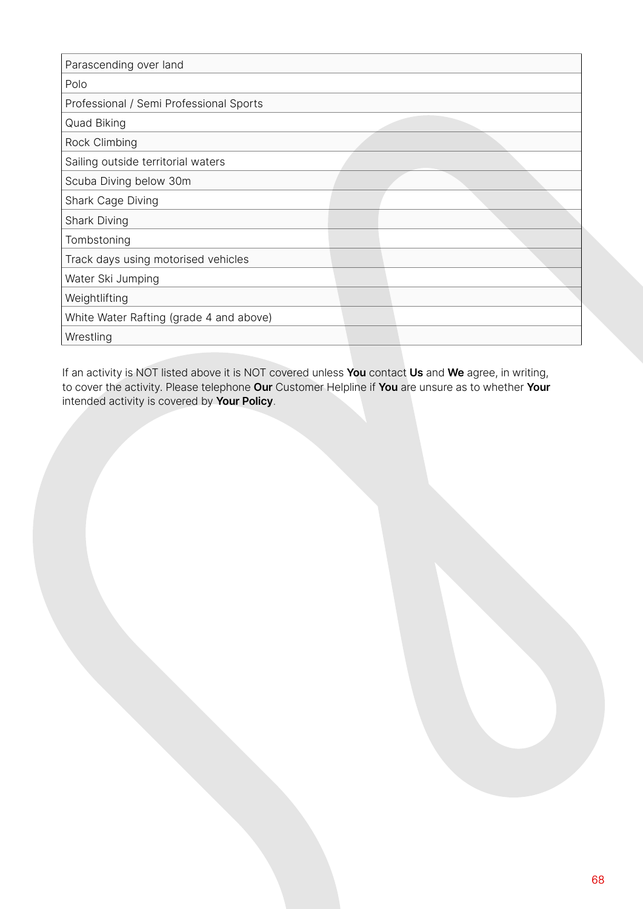| Parascending over land |
| --- |
| Polo |
| Professional / Semi Professional Sports |
| Quad Biking |
| Rock Climbing |
| Sailing outside territorial waters |
| Scuba Diving below 30m |
| Shark Cage Diving |
| Shark Diving |
| Tombstoning |
| Track days using motorised vehicles |
| Water Ski Jumping |
| Weightlifting |
| White Water Rafting (grade 4 and above) |
| Wrestling |

If an activity is NOT listed above it is NOT covered unless **You** contact **Us** and **We** agree, in writing, to cover the activity. Please telephone **Our** Customer Helpline if **You** are unsure as to whether **Your** intended activity is covered by **Your Policy**.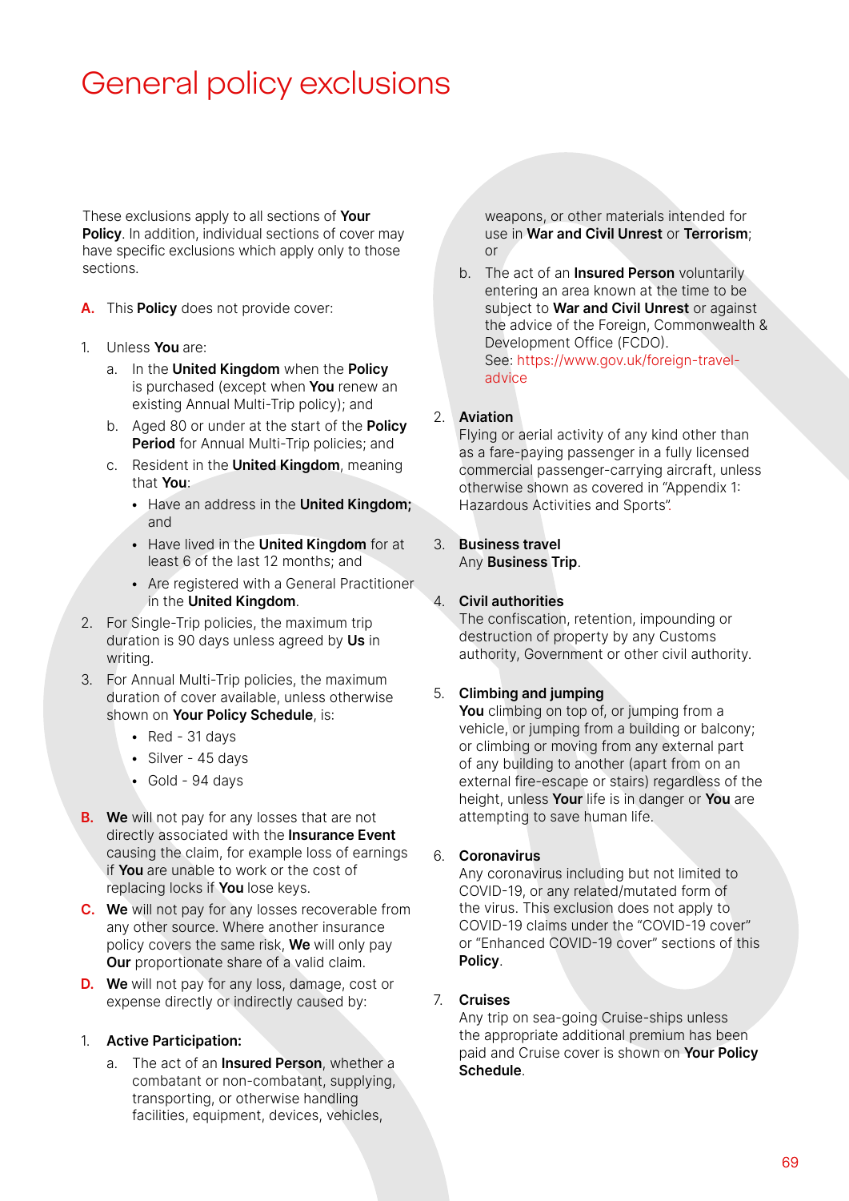# General policy exclusions

These exclusions apply to all sections of **Your Policy**. In addition, individual sections of cover may have specific exclusions which apply only to those sections.

**A.** This **Policy** does not provide cover:

1. Unless **You** are:
   a. In the **United Kingdom** when the **Policy** is purchased (except when **You** renew an existing Annual Multi-Trip policy); and
   b. Aged 80 or under at the start of the **Policy Period** for Annual Multi-Trip policies; and
   c. Resident in the **United Kingdom**, meaning that **You**:
      - Have an address in the **United Kingdom;** and
      - Have lived in the **United Kingdom** for at least 6 of the last 12 months; and
      - Are registered with a General Practitioner in the **United Kingdom**.
2. For Single-Trip policies, the maximum trip duration is 90 days unless agreed by **Us** in writing.
3. For Annual Multi-Trip policies, the maximum duration of cover available, unless otherwise shown on **Your Policy Schedule**, is:
   - Red - 31 days
   - Silver - 45 days
   - Gold - 94 days

**B.** **We** will not pay for any losses that are not directly associated with the **Insurance Event** causing the claim, for example loss of earnings if **You** are unable to work or the cost of replacing locks if **You** lose keys.

**C.** **We** will not pay for any losses recoverable from any other source. Where another insurance policy covers the same risk, **We** will only pay **Our** proportionate share of a valid claim.

**D.** **We** will not pay for any loss, damage, cost or expense directly or indirectly caused by:

1. **Active Participation:**
   a. The act of an **Insured Person**, whether a combatant or non-combatant, supplying, transporting, or otherwise handling facilities, equipment, devices, vehicles, weapons, or other materials intended for use in **War and Civil Unrest** or **Terrorism**; or
   b. The act of an **Insured Person** voluntarily entering an area known at the time to be subject to **War and Civil Unrest** or against the advice of the Foreign, Commonwealth & Development Office (FCDO).
   See: https://www.gov.uk/foreign-travel-advice

2. **Aviation**
   Flying or aerial activity of any kind other than as a fare-paying passenger in a fully licensed commercial passenger-carrying aircraft, unless otherwise shown as covered in "Appendix 1: Hazardous Activities and Sports".

3. **Business travel**
   Any **Business Trip**.

4. **Civil authorities**
   The confiscation, retention, impounding or destruction of property by any Customs authority, Government or other civil authority.

5. **Climbing and jumping**
   **You** climbing on top of, or jumping from a vehicle, or jumping from a building or balcony; or climbing or moving from any external part of any building to another (apart from on an external fire-escape or stairs) regardless of the height, unless **Your** life is in danger or **You** are attempting to save human life.

6. **Coronavirus**
   Any coronavirus including but not limited to COVID-19, or any related/mutated form of the virus. This exclusion does not apply to COVID-19 claims under the "COVID-19 cover" or "Enhanced COVID-19 cover" sections of this **Policy**.

7. **Cruises**
   Any trip on sea-going Cruise-ships unless the appropriate additional premium has been paid and Cruise cover is shown on **Your Policy Schedule**.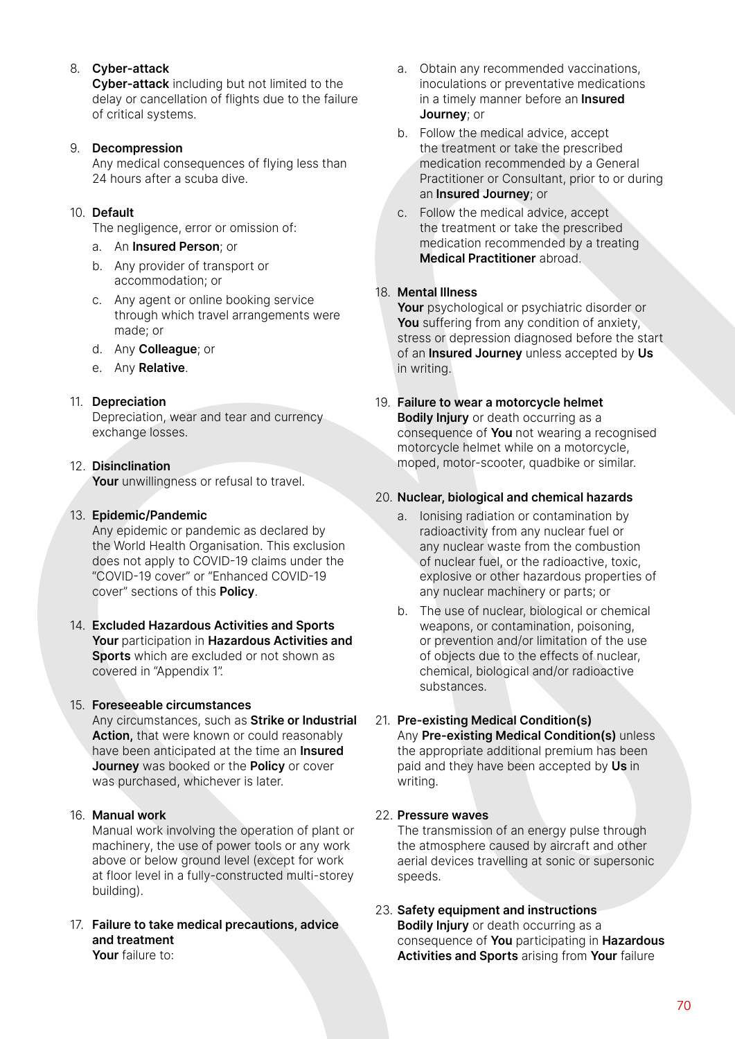8. **Cyber-attack**
   **Cyber-attack** including but not limited to the delay or cancellation of flights due to the failure of critical systems.

9. **Decompression**
   Any medical consequences of flying less than 24 hours after a scuba dive.

10. **Default**
    The negligence, error or omission of:
    a. An **Insured Person**; or
    b. Any provider of transport or accommodation; or
    c. Any agent or online booking service through which travel arrangements were made; or
    d. Any **Colleague**; or
    e. Any **Relative**.

11. **Depreciation**
    Depreciation, wear and tear and currency exchange losses.

12. **Disinclination**
    **Your** unwillingness or refusal to travel.

13. **Epidemic/Pandemic**
    Any epidemic or pandemic as declared by the World Health Organisation. This exclusion does not apply to COVID-19 claims under the "COVID-19 cover" or "Enhanced COVID-19 cover" sections of this **Policy**.

14. **Excluded Hazardous Activities and Sports**
    **Your** participation in **Hazardous Activities and Sports** which are excluded or not shown as covered in "Appendix 1".

15. **Foreseeable circumstances**
    Any circumstances, such as **Strike or Industrial Action,** that were known or could reasonably have been anticipated at the time an **Insured Journey** was booked or the **Policy** or cover was purchased, whichever is later.

16. **Manual work**
    Manual work involving the operation of plant or machinery, the use of power tools or any work above or below ground level (except for work at floor level in a fully-constructed multi-storey building).

17. **Failure to take medical precautions, advice and treatment**
    **Your** failure to:
    a. Obtain any recommended vaccinations, inoculations or preventative medications in a timely manner before an **Insured Journey**; or
    b. Follow the medical advice, accept the treatment or take the prescribed medication recommended by a General Practitioner or Consultant, prior to or during an **Insured Journey**; or
    c. Follow the medical advice, accept the treatment or take the prescribed medication recommended by a treating **Medical Practitioner** abroad.

18. **Mental Illness**
    **Your** psychological or psychiatric disorder or **You** suffering from any condition of anxiety, stress or depression diagnosed before the start of an **Insured Journey** unless accepted by **Us** in writing.

19. **Failure to wear a motorcycle helmet**
    **Bodily Injury** or death occurring as a consequence of **You** not wearing a recognised motorcycle helmet while on a motorcycle, moped, motor-scooter, quadbike or similar.

20. **Nuclear, biological and chemical hazards**
    a. Ionising radiation or contamination by radioactivity from any nuclear fuel or any nuclear waste from the combustion of nuclear fuel, or the radioactive, toxic, explosive or other hazardous properties of any nuclear machinery or parts; or
    b. The use of nuclear, biological or chemical weapons, or contamination, poisoning, or prevention and/or limitation of the use of objects due to the effects of nuclear, chemical, biological and/or radioactive substances.

21. **Pre-existing Medical Condition(s)**
    Any **Pre-existing Medical Condition(s)** unless the appropriate additional premium has been paid and they have been accepted by **Us** in writing.

22. **Pressure waves**
    The transmission of an energy pulse through the atmosphere caused by aircraft and other aerial devices travelling at sonic or supersonic speeds.

23. **Safety equipment and instructions**
    **Bodily Injury** or death occurring as a consequence of **You** participating in **Hazardous Activities and Sports** arising from **Your** failure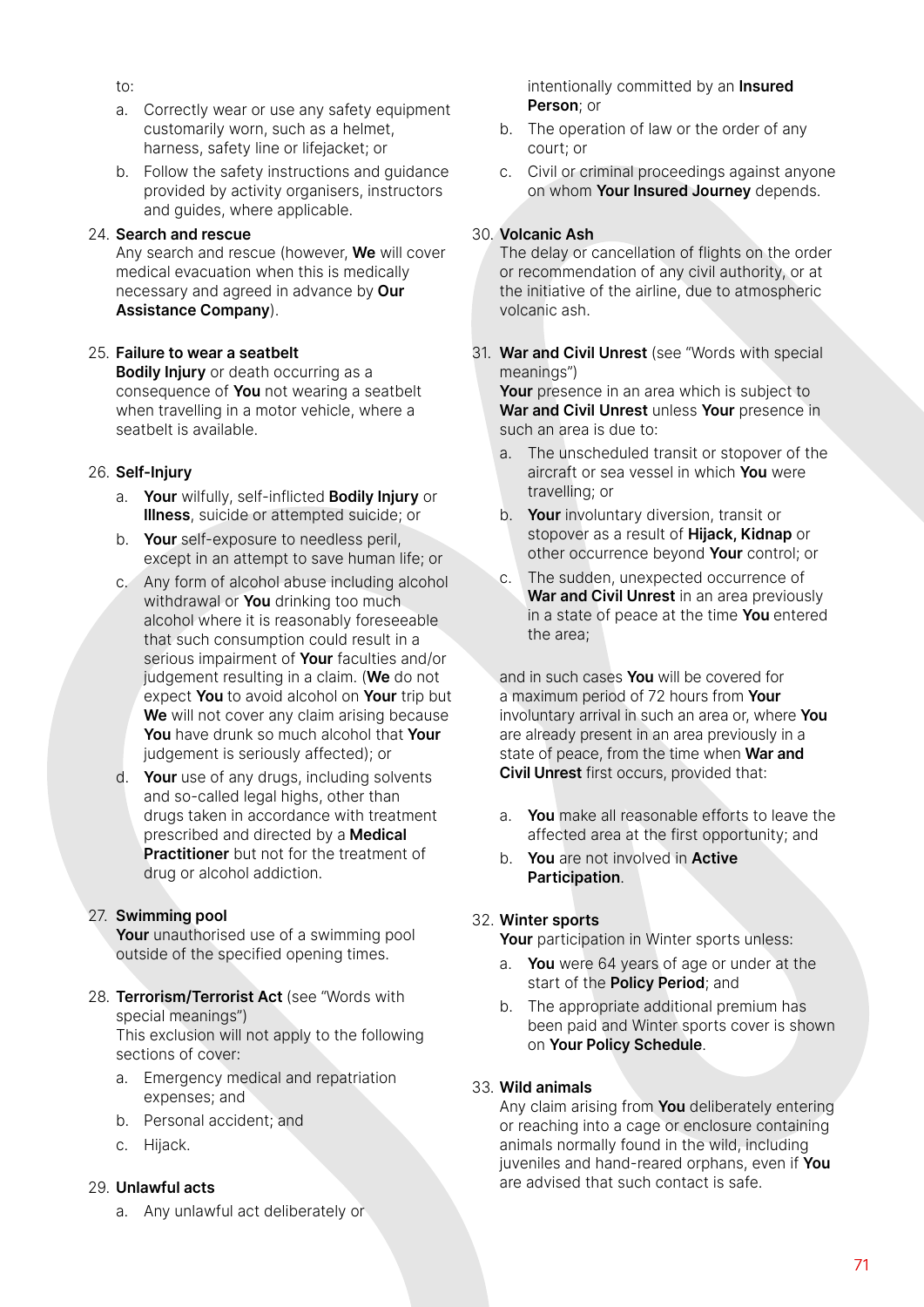to:

a. Correctly wear or use any safety equipment customarily worn, such as a helmet, harness, safety line or lifejacket; or

b. Follow the safety instructions and guidance provided by activity organisers, instructors and guides, where applicable.

24. **Search and rescue**
Any search and rescue (however, **We** will cover medical evacuation when this is medically necessary and agreed in advance by **Our Assistance Company**).

25. **Failure to wear a seatbelt**
**Bodily Injury** or death occurring as a consequence of **You** not wearing a seatbelt when travelling in a motor vehicle, where a seatbelt is available.

26. **Self-Injury**

a. **Your** wilfully, self-inflicted **Bodily Injury** or **Illness**, suicide or attempted suicide; or

b. **Your** self-exposure to needless peril, except in an attempt to save human life; or

c. Any form of alcohol abuse including alcohol withdrawal or **You** drinking too much alcohol where it is reasonably foreseeable that such consumption could result in a serious impairment of **Your** faculties and/or judgement resulting in a claim. (**We** do not expect **You** to avoid alcohol on **Your** trip but **We** will not cover any claim arising because **You** have drunk so much alcohol that **Your** judgement is seriously affected); or

d. **Your** use of any drugs, including solvents and so-called legal highs, other than drugs taken in accordance with treatment prescribed and directed by a **Medical Practitioner** but not for the treatment of drug or alcohol addiction.

27. **Swimming pool**
**Your** unauthorised use of a swimming pool outside of the specified opening times.

28. **Terrorism/Terrorist Act** (see "Words with special meanings")
This exclusion will not apply to the following sections of cover:

a. Emergency medical and repatriation expenses; and

b. Personal accident; and

c. Hijack.

29. **Unlawful acts**

a. Any unlawful act deliberately or intentionally committed by an **Insured Person**; or

b. The operation of law or the order of any court; or

c. Civil or criminal proceedings against anyone on whom **Your Insured Journey** depends.

30. **Volcanic Ash**
The delay or cancellation of flights on the order or recommendation of any civil authority, or at the initiative of the airline, due to atmospheric volcanic ash.

31. **War and Civil Unrest** (see "Words with special meanings")
**Your** presence in an area which is subject to **War and Civil Unrest** unless **Your** presence in such an area is due to:

a. The unscheduled transit or stopover of the aircraft or sea vessel in which **You** were travelling; or

b. **Your** involuntary diversion, transit or stopover as a result of **Hijack, Kidnap** or other occurrence beyond **Your** control; or

c. The sudden, unexpected occurrence of **War and Civil Unrest** in an area previously in a state of peace at the time **You** entered the area;

and in such cases **You** will be covered for a maximum period of 72 hours from **Your** involuntary arrival in such an area or, where **You** are already present in an area previously in a state of peace, from the time when **War and Civil Unrest** first occurs, provided that:

a. **You** make all reasonable efforts to leave the affected area at the first opportunity; and

b. **You** are not involved in **Active Participation**.

32. **Winter sports**
**Your** participation in Winter sports unless:

a. **You** were 64 years of age or under at the start of the **Policy Period**; and

b. The appropriate additional premium has been paid and Winter sports cover is shown on **Your Policy Schedule**.

33. **Wild animals**
Any claim arising from **You** deliberately entering or reaching into a cage or enclosure containing animals normally found in the wild, including juveniles and hand-reared orphans, even if **You** are advised that such contact is safe.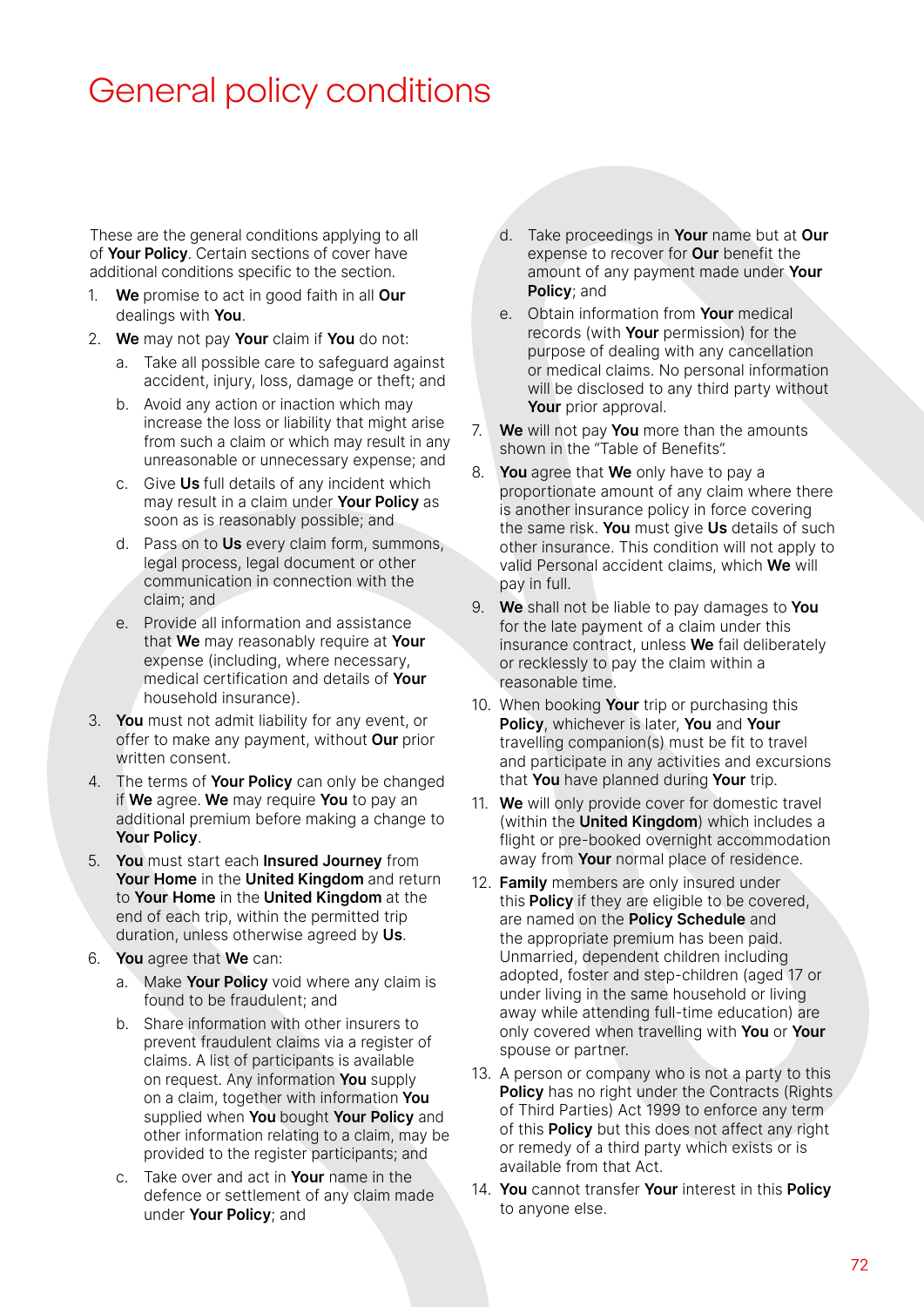# General policy conditions

These are the general conditions applying to all of **Your Policy**. Certain sections of cover have additional conditions specific to the section.

1. **We** promise to act in good faith in all **Our** dealings with **You**.
2. **We** may not pay **Your** claim if **You** do not:
   a. Take all possible care to safeguard against accident, injury, loss, damage or theft; and
   b. Avoid any action or inaction which may increase the loss or liability that might arise from such a claim or which may result in any unreasonable or unnecessary expense; and
   c. Give **Us** full details of any incident which may result in a claim under **Your Policy** as soon as is reasonably possible; and
   d. Pass on to **Us** every claim form, summons, legal process, legal document or other communication in connection with the claim; and
   e. Provide all information and assistance that **We** may reasonably require at **Your** expense (including, where necessary, medical certification and details of **Your** household insurance).
3. **You** must not admit liability for any event, or offer to make any payment, without **Our** prior written consent.
4. The terms of **Your Policy** can only be changed if **We** agree. **We** may require **You** to pay an additional premium before making a change to **Your Policy**.
5. **You** must start each **Insured Journey** from **Your Home** in the **United Kingdom** and return to **Your Home** in the **United Kingdom** at the end of each trip, within the permitted trip duration, unless otherwise agreed by **Us**.
6. **You** agree that **We** can:
   a. Make **Your Policy** void where any claim is found to be fraudulent; and
   b. Share information with other insurers to prevent fraudulent claims via a register of claims. A list of participants is available on request. Any information **You** supply on a claim, together with information **You** supplied when **You** bought **Your Policy** and other information relating to a claim, may be provided to the register participants; and
   c. Take over and act in **Your** name in the defence or settlement of any claim made under **Your Policy**; and
   d. Take proceedings in **Your** name but at **Our** expense to recover for **Our** benefit the amount of any payment made under **Your Policy**; and
   e. Obtain information from **Your** medical records (with **Your** permission) for the purpose of dealing with any cancellation or medical claims. No personal information will be disclosed to any third party without **Your** prior approval.
7. **We** will not pay **You** more than the amounts shown in the "Table of Benefits".
8. **You** agree that **We** only have to pay a proportionate amount of any claim where there is another insurance policy in force covering the same risk. **You** must give **Us** details of such other insurance. This condition will not apply to valid Personal accident claims, which **We** will pay in full.
9. **We** shall not be liable to pay damages to **You** for the late payment of a claim under this insurance contract, unless **We** fail deliberately or recklessly to pay the claim within a reasonable time.
10. When booking **Your** trip or purchasing this **Policy**, whichever is later, **You** and **Your** travelling companion(s) must be fit to travel and participate in any activities and excursions that **You** have planned during **Your** trip.
11. **We** will only provide cover for domestic travel (within the **United Kingdom**) which includes a flight or pre-booked overnight accommodation away from **Your** normal place of residence.
12. **Family** members are only insured under this **Policy** if they are eligible to be covered, are named on the **Policy Schedule** and the appropriate premium has been paid. Unmarried, dependent children including adopted, foster and step-children (aged 17 or under living in the same household or living away while attending full-time education) are only covered when travelling with **You** or **Your** spouse or partner.
13. A person or company who is not a party to this **Policy** has no right under the Contracts (Rights of Third Parties) Act 1999 to enforce any term of this **Policy** but this does not affect any right or remedy of a third party which exists or is available from that Act.
14. **You** cannot transfer **Your** interest in this **Policy** to anyone else.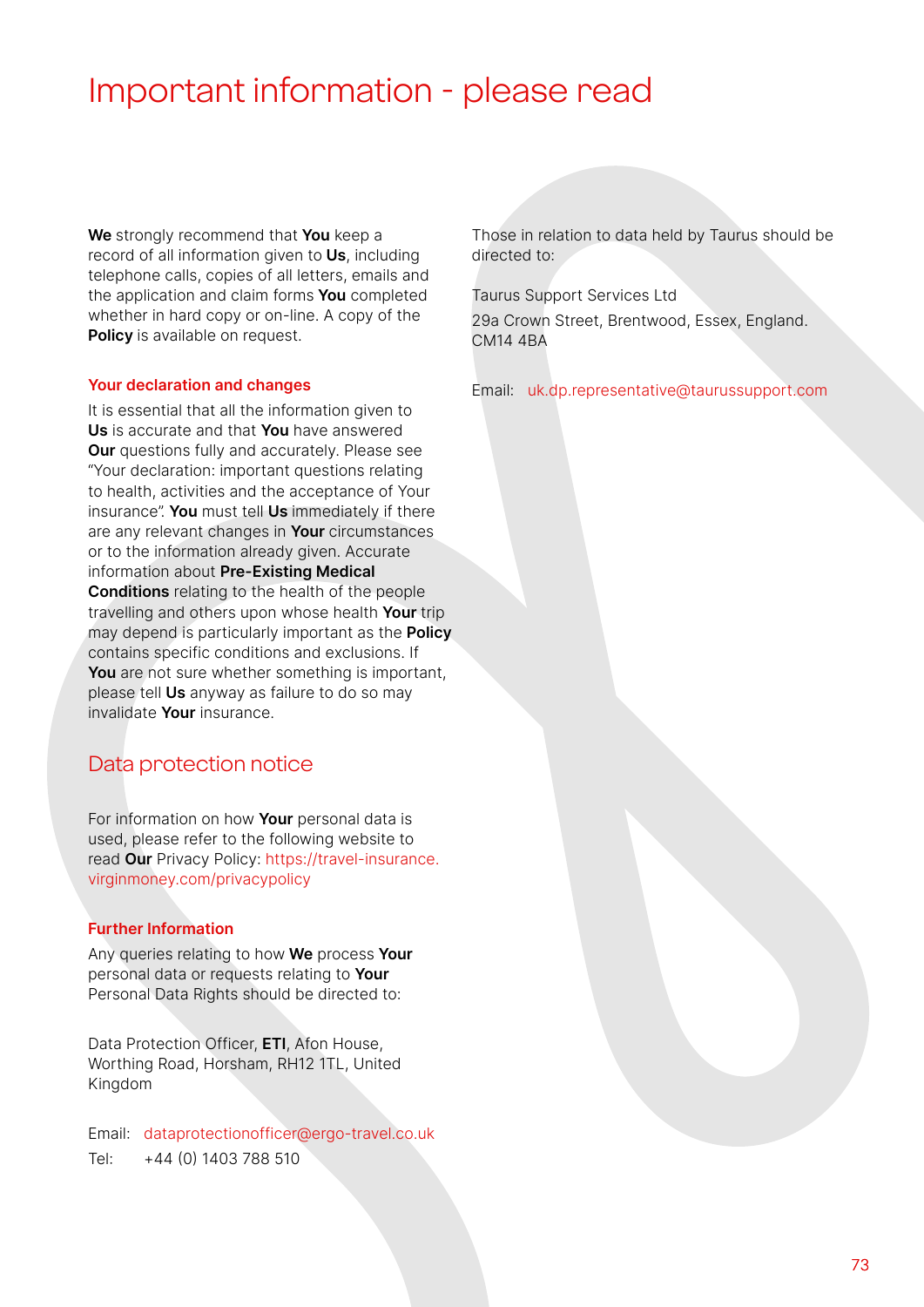# Important information - please read

**We** strongly recommend that **You** keep a record of all information given to **Us**, including telephone calls, copies of all letters, emails and the application and claim forms **You** completed whether in hard copy or on-line. A copy of the **Policy** is available on request.

### Your declaration and changes

It is essential that all the information given to **Us** is accurate and that **You** have answered **Our** questions fully and accurately. Please see "Your declaration: important questions relating to health, activities and the acceptance of Your insurance". **You** must tell **Us** immediately if there are any relevant changes in **Your** circumstances or to the information already given. Accurate information about **Pre-Existing Medical Conditions** relating to the health of the people travelling and others upon whose health **Your** trip may depend is particularly important as the **Policy** contains specific conditions and exclusions. If **You** are not sure whether something is important, please tell **Us** anyway as failure to do so may invalidate **Your** insurance.

## Data protection notice

For information on how **Your** personal data is used, please refer to the following website to read **Our** Privacy Policy: https://travel-insurance.virginmoney.com/privacypolicy

### Further Information

Any queries relating to how **We** process **Your** personal data or requests relating to **Your** Personal Data Rights should be directed to:

Data Protection Officer, **ETI**, Afon House, Worthing Road, Horsham, RH12 1TL, United Kingdom

Email: dataprotectionofficer@ergo-travel.co.uk

Tel: +44 (0) 1403 788 510

Those in relation to data held by Taurus should be directed to:

Taurus Support Services Ltd

29a Crown Street, Brentwood, Essex, England. CM14 4BA

Email: uk.dp.representative@taurussupport.com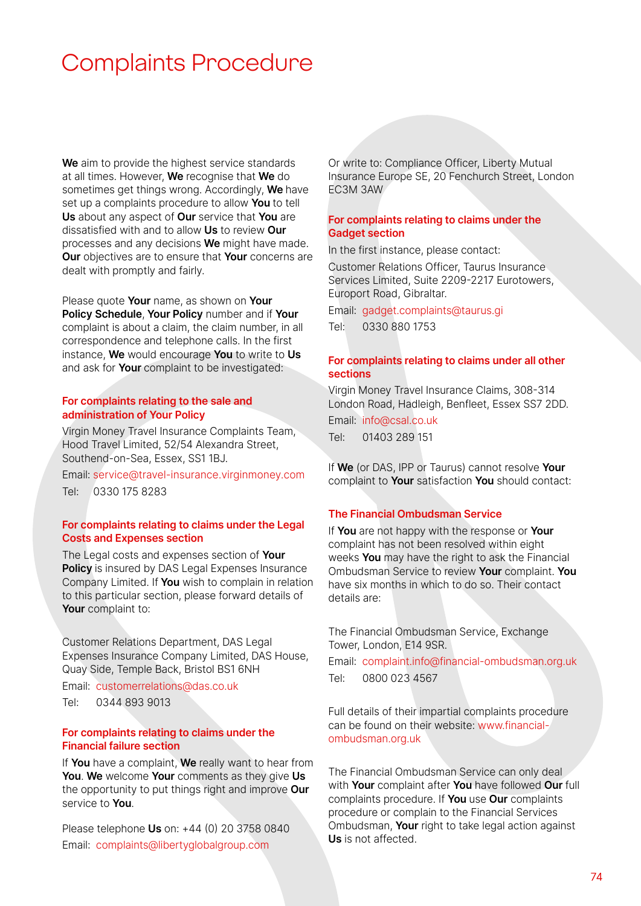# Complaints Procedure

**We** aim to provide the highest service standards at all times. However, **We** recognise that **We** do sometimes get things wrong. Accordingly, **We** have set up a complaints procedure to allow **You** to tell **Us** about any aspect of **Our** service that **You** are dissatisfied with and to allow **Us** to review **Our** processes and any decisions **We** might have made. **Our** objectives are to ensure that **Your** concerns are dealt with promptly and fairly.

Please quote **Your** name, as shown on **Your Policy Schedule**, **Your Policy** number and if **Your** complaint is about a claim, the claim number, in all correspondence and telephone calls. In the first instance, **We** would encourage **You** to write to **Us** and ask for **Your** complaint to be investigated:

### For complaints relating to the sale and administration of Your Policy

Virgin Money Travel Insurance Complaints Team, Hood Travel Limited, 52/54 Alexandra Street, Southend-on-Sea, Essex, SS1 1BJ.

Email: service@travel-insurance.virginmoney.com

Tel: 0330 175 8283

### For complaints relating to claims under the Legal Costs and Expenses section

The Legal costs and expenses section of **Your Policy** is insured by DAS Legal Expenses Insurance Company Limited. If **You** wish to complain in relation to this particular section, please forward details of **Your** complaint to:

Customer Relations Department, DAS Legal Expenses Insurance Company Limited, DAS House, Quay Side, Temple Back, Bristol BS1 6NH

Email: customerrelations@das.co.uk

Tel: 0344 893 9013

### For complaints relating to claims under the Financial failure section

If **You** have a complaint, **We** really want to hear from **You**. **We** welcome **Your** comments as they give **Us** the opportunity to put things right and improve **Our** service to **You**.

Please telephone **Us** on: +44 (0) 20 3758 0840

Email: complaints@libertyglobalgroup.com

Or write to: Compliance Officer, Liberty Mutual Insurance Europe SE, 20 Fenchurch Street, London EC3M 3AW

### For complaints relating to claims under the Gadget section

In the first instance, please contact:

Customer Relations Officer, Taurus Insurance Services Limited, Suite 2209-2217 Eurotowers, Europort Road, Gibraltar.

Email: gadget.complaints@taurus.gi

Tel: 0330 880 1753

### For complaints relating to claims under all other sections

Virgin Money Travel Insurance Claims, 308-314 London Road, Hadleigh, Benfleet, Essex SS7 2DD.

Email: info@csal.co.uk

Tel: 01403 289 151

If **We** (or DAS, IPP or Taurus) cannot resolve **Your** complaint to **Your** satisfaction **You** should contact:

### The Financial Ombudsman Service

If **You** are not happy with the response or **Your** complaint has not been resolved within eight weeks **You** may have the right to ask the Financial Ombudsman Service to review **Your** complaint. **You** have six months in which to do so. Their contact details are:

The Financial Ombudsman Service, Exchange Tower, London, E14 9SR.

Email: complaint.info@financial-ombudsman.org.uk

Tel: 0800 023 4567

Full details of their impartial complaints procedure can be found on their website: www.financial-ombudsman.org.uk

The Financial Ombudsman Service can only deal with **Your** complaint after **You** have followed **Our** full complaints procedure. If **You** use **Our** complaints procedure or complain to the Financial Services Ombudsman, **Your** right to take legal action against **Us** is not affected.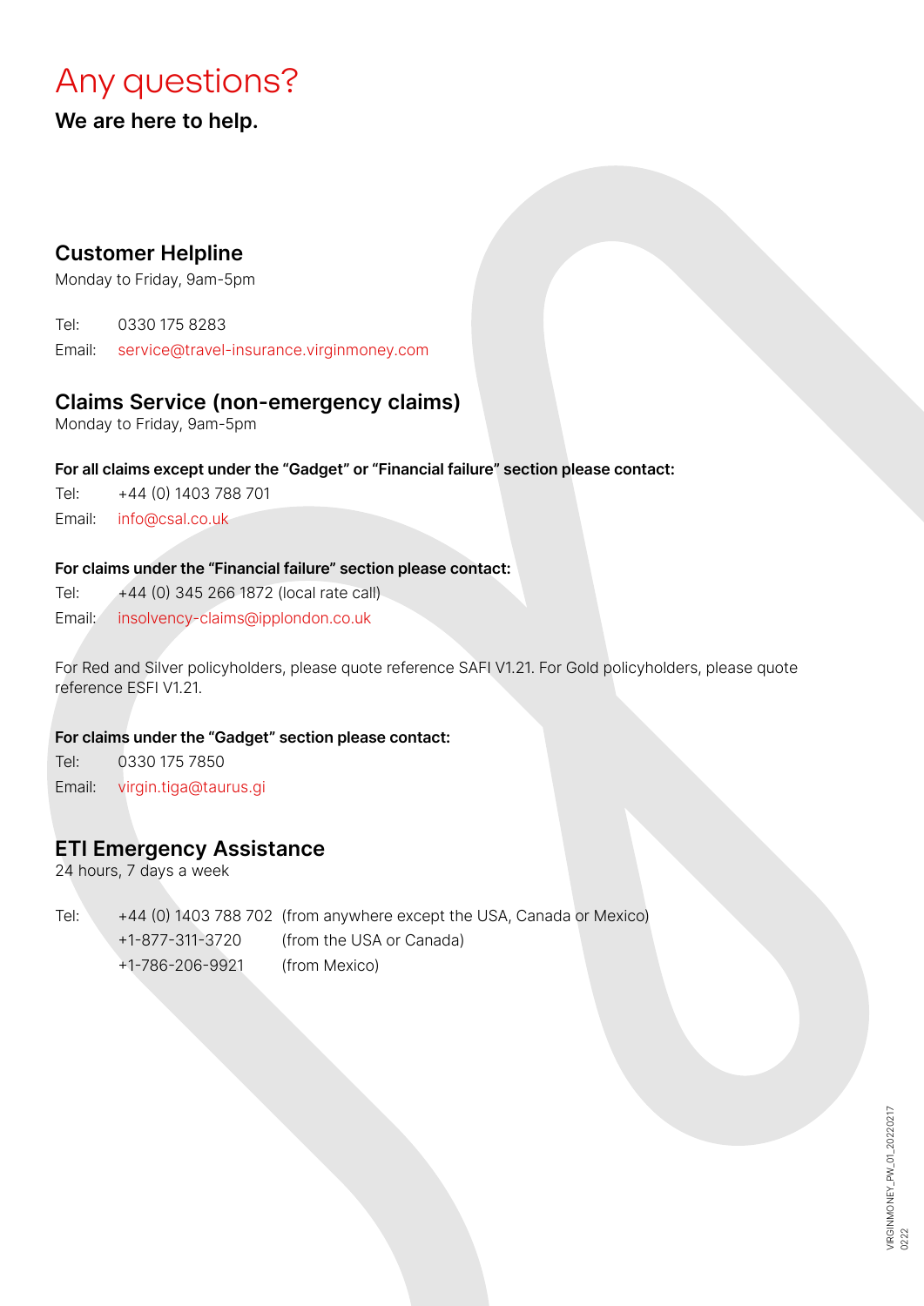# Any questions?

**We are here to help.**

## Customer Helpline

Monday to Friday, 9am-5pm

Tel: 0330 175 8283

Email: service@travel-insurance.virginmoney.com

## Claims Service (non-emergency claims)

Monday to Friday, 9am-5pm

**For all claims except under the "Gadget" or "Financial failure" section please contact:**

Tel: +44 (0) 1403 788 701

Email: info@csal.co.uk

**For claims under the "Financial failure" section please contact:**

Tel: +44 (0) 345 266 1872 (local rate call)

Email: insolvency-claims@ipplondon.co.uk

For Red and Silver policyholders, please quote reference SAFI V1.21. For Gold policyholders, please quote reference ESFI V1.21.

**For claims under the "Gadget" section please contact:**

Tel: 0330 175 7850

Email: virgin.tiga@taurus.gi

## ETI Emergency Assistance

24 hours, 7 days a week

Tel: +44 (0) 1403 788 702 (from anywhere except the USA, Canada or Mexico)
+1-877-311-3720 (from the USA or Canada)
+1-786-206-9921 (from Mexico)

VIRGINMONEY_PW_01_20220217
0222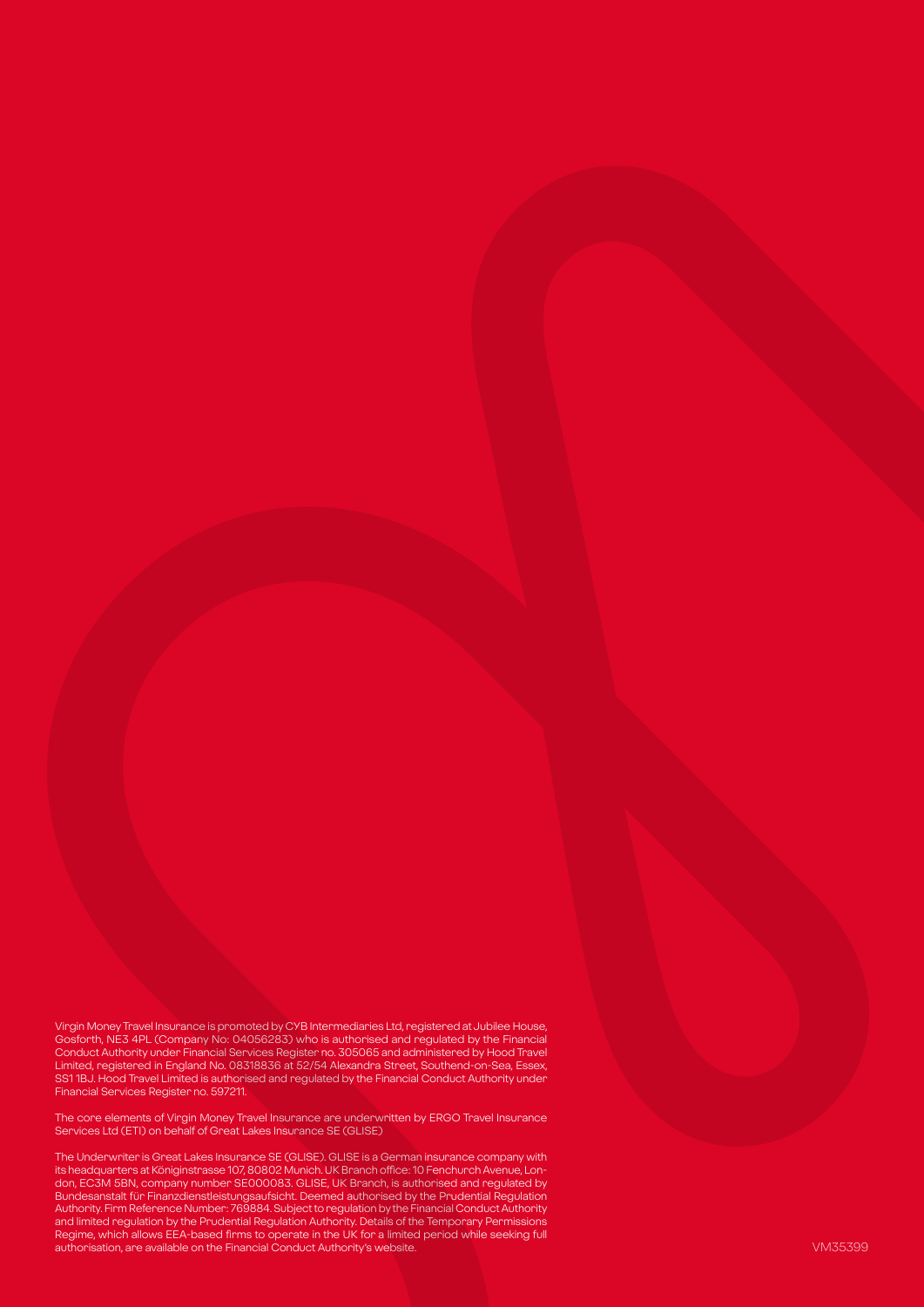Virgin Money Travel Insurance is promoted by CYB Intermediaries Ltd, registered at Jubilee House, Gosforth, NE3 4PL (Company No: 04056283) who is authorised and regulated by the Financial Conduct Authority under Financial Services Register no. 305065 and administered by Hood Travel Limited, registered in England No. 08318836 at 52/54 Alexandra Street, Southend-on-Sea, Essex, SS1 1BJ. Hood Travel Limited is authorised and regulated by the Financial Conduct Authority under Financial Services Register no. 597211.

The core elements of Virgin Money Travel Insurance are underwritten by ERGO Travel Insurance Services Ltd (ETI) on behalf of Great Lakes Insurance SE (GLISE)

The Underwriter is Great Lakes Insurance SE (GLISE). GLISE is a German insurance company with its headquarters at Königinstrasse 107, 80802 Munich. UK Branch office: 10 Fenchurch Avenue, London, EC3M 5BN, company number SE000083. GLISE, UK Branch, is authorised and regulated by Bundesanstalt für Finanzdienstleistungsaufsicht. Deemed authorised by the Prudential Regulation Authority. Firm Reference Number: 769884. Subject to regulation by the Financial Conduct Authority and limited regulation by the Prudential Regulation Authority. Details of the Temporary Permissions Regime, which allows EEA-based firms to operate in the UK for a limited period while seeking full authorisation, are available on the Financial Conduct Authority's website.

VM35399